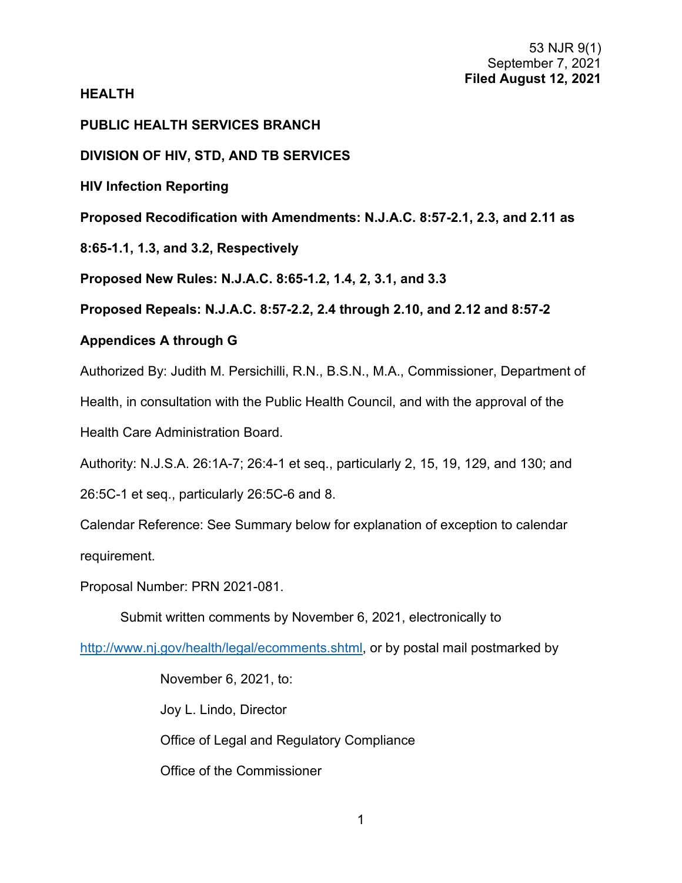53 NJR 9(1)
September 7, 2021
**Filed August 12, 2021**

**HEALTH**

**PUBLIC HEALTH SERVICES BRANCH**

**DIVISION OF HIV, STD, AND TB SERVICES**

**HIV Infection Reporting**

**Proposed Recodification with Amendments: N.J.A.C. 8:57-2.1, 2.3, and 2.11 as 8:65-1.1, 1.3, and 3.2, Respectively**

**Proposed New Rules: N.J.A.C. 8:65-1.2, 1.4, 2, 3.1, and 3.3**

**Proposed Repeals: N.J.A.C. 8:57-2.2, 2.4 through 2.10, and 2.12 and 8:57-2 Appendices A through G**

Authorized By: Judith M. Persichilli, R.N., B.S.N., M.A., Commissioner, Department of Health, in consultation with the Public Health Council, and with the approval of the Health Care Administration Board.

Authority: N.J.S.A. 26:1A-7; 26:4-1 et seq., particularly 2, 15, 19, 129, and 130; and 26:5C-1 et seq., particularly 26:5C-6 and 8.

Calendar Reference: See Summary below for explanation of exception to calendar requirement.

Proposal Number: PRN 2021-081.

Submit written comments by November 6, 2021, electronically to http://www.nj.gov/health/legal/ecomments.shtml, or by postal mail postmarked by

November 6, 2021, to:

Joy L. Lindo, Director

Office of Legal and Regulatory Compliance

Office of the Commissioner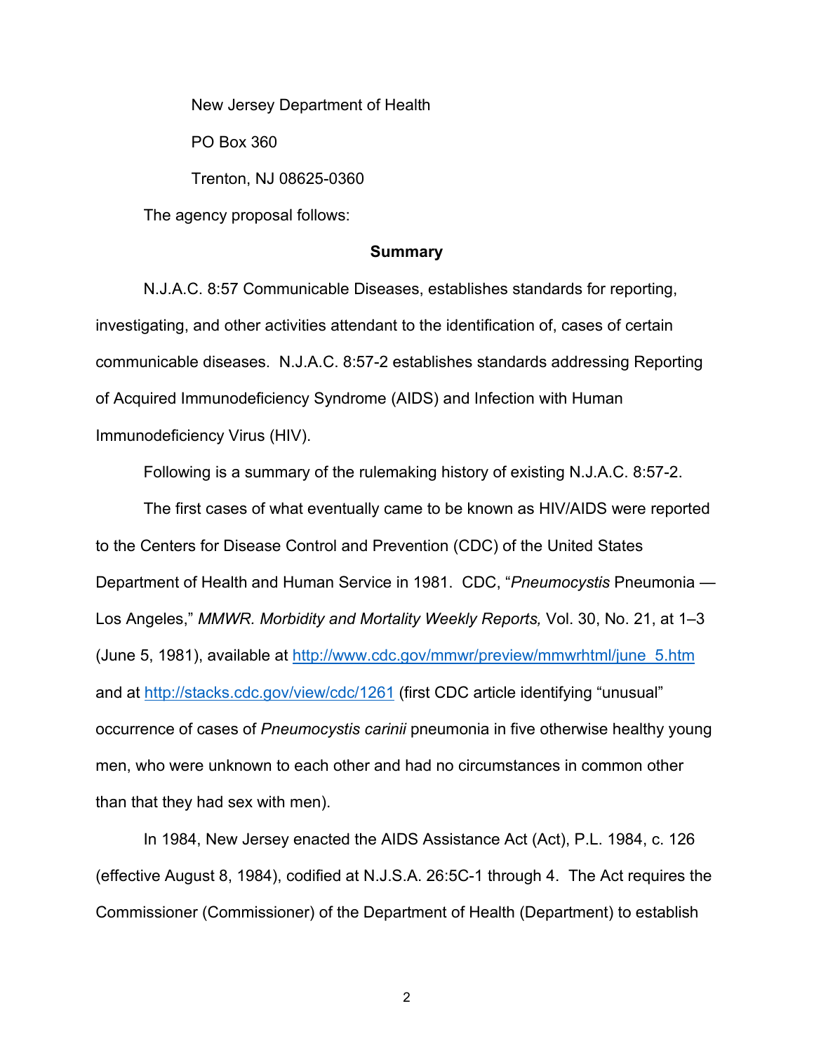New Jersey Department of Health

PO Box 360

Trenton, NJ 08625-0360

The agency proposal follows:

**Summary**

N.J.A.C. 8:57 Communicable Diseases, establishes standards for reporting, investigating, and other activities attendant to the identification of, cases of certain communicable diseases. N.J.A.C. 8:57-2 establishes standards addressing Reporting of Acquired Immunodeficiency Syndrome (AIDS) and Infection with Human Immunodeficiency Virus (HIV).

Following is a summary of the rulemaking history of existing N.J.A.C. 8:57-2.

The first cases of what eventually came to be known as HIV/AIDS were reported to the Centers for Disease Control and Prevention (CDC) of the United States Department of Health and Human Service in 1981. CDC, "*Pneumocystis* Pneumonia — Los Angeles," *MMWR. Morbidity and Mortality Weekly Reports,* Vol. 30, No. 21, at 1–3 (June 5, 1981), available at http://www.cdc.gov/mmwr/preview/mmwrhtml/june_5.htm and at http://stacks.cdc.gov/view/cdc/1261 (first CDC article identifying "unusual" occurrence of cases of *Pneumocystis carinii* pneumonia in five otherwise healthy young men, who were unknown to each other and had no circumstances in common other than that they had sex with men).

In 1984, New Jersey enacted the AIDS Assistance Act (Act), P.L. 1984, c. 126 (effective August 8, 1984), codified at N.J.S.A. 26:5C-1 through 4. The Act requires the Commissioner (Commissioner) of the Department of Health (Department) to establish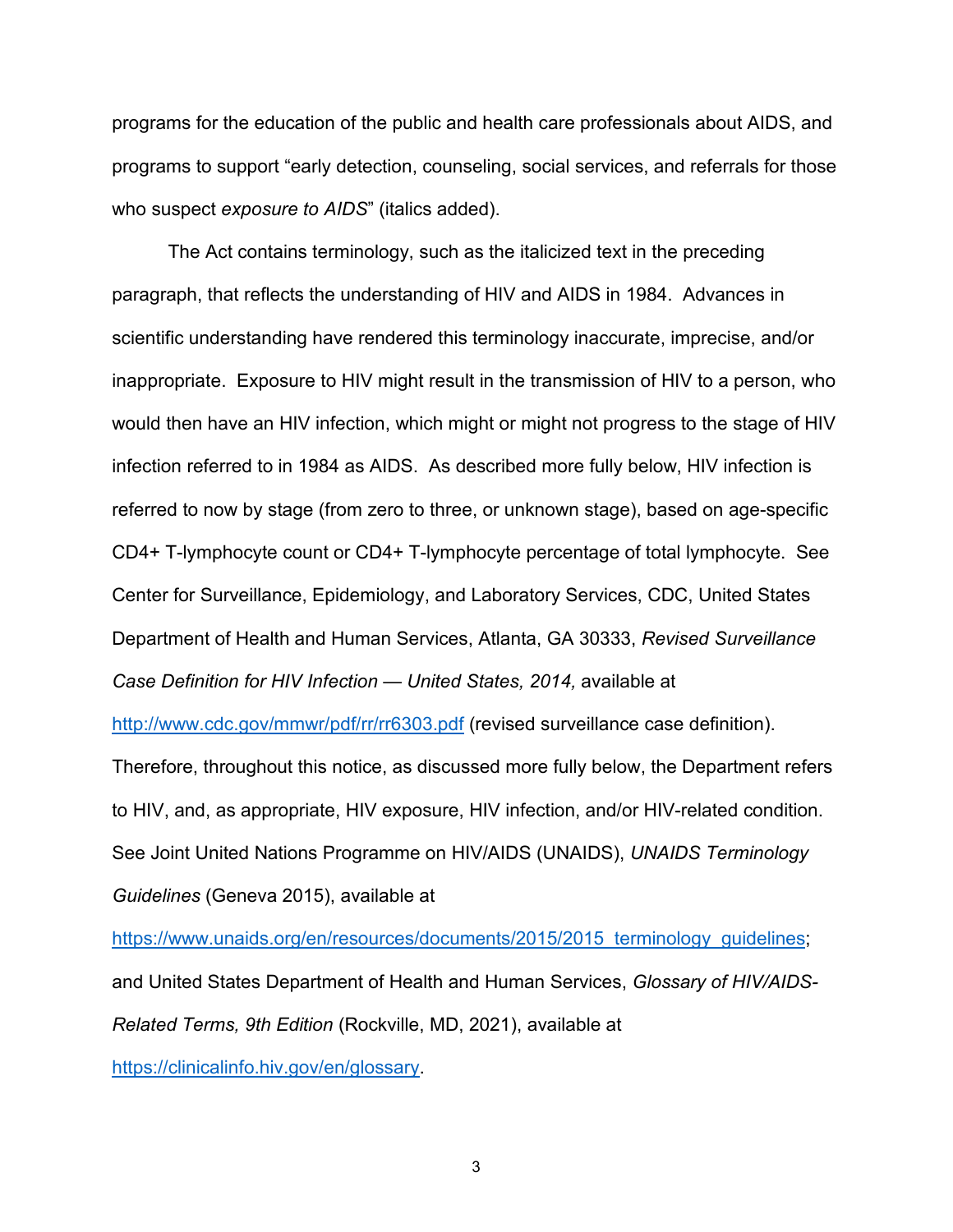programs for the education of the public and health care professionals about AIDS, and programs to support "early detection, counseling, social services, and referrals for those who suspect *exposure to AIDS*" (italics added).

The Act contains terminology, such as the italicized text in the preceding paragraph, that reflects the understanding of HIV and AIDS in 1984. Advances in scientific understanding have rendered this terminology inaccurate, imprecise, and/or inappropriate. Exposure to HIV might result in the transmission of HIV to a person, who would then have an HIV infection, which might or might not progress to the stage of HIV infection referred to in 1984 as AIDS. As described more fully below, HIV infection is referred to now by stage (from zero to three, or unknown stage), based on age-specific CD4+ T-lymphocyte count or CD4+ T-lymphocyte percentage of total lymphocyte. See Center for Surveillance, Epidemiology, and Laboratory Services, CDC, United States Department of Health and Human Services, Atlanta, GA 30333, *Revised Surveillance Case Definition for HIV Infection — United States, 2014,* available at [http://www.cdc.gov/mmwr/pdf/rr/rr6303.pdf](http://www.cdc.gov/mmwr/pdf/rr/rr6303.pdf) (revised surveillance case definition). Therefore, throughout this notice, as discussed more fully below, the Department refers to HIV, and, as appropriate, HIV exposure, HIV infection, and/or HIV-related condition. See Joint United Nations Programme on HIV/AIDS (UNAIDS), *UNAIDS Terminology Guidelines* (Geneva 2015), available at [https://www.unaids.org/en/resources/documents/2015/2015_terminology_guidelines](https://www.unaids.org/en/resources/documents/2015/2015_terminology_guidelines); and United States Department of Health and Human Services, *Glossary of HIV/AIDS-Related Terms, 9th Edition* (Rockville, MD, 2021), available at [https://clinicalinfo.hiv.gov/en/glossary](https://clinicalinfo.hiv.gov/en/glossary).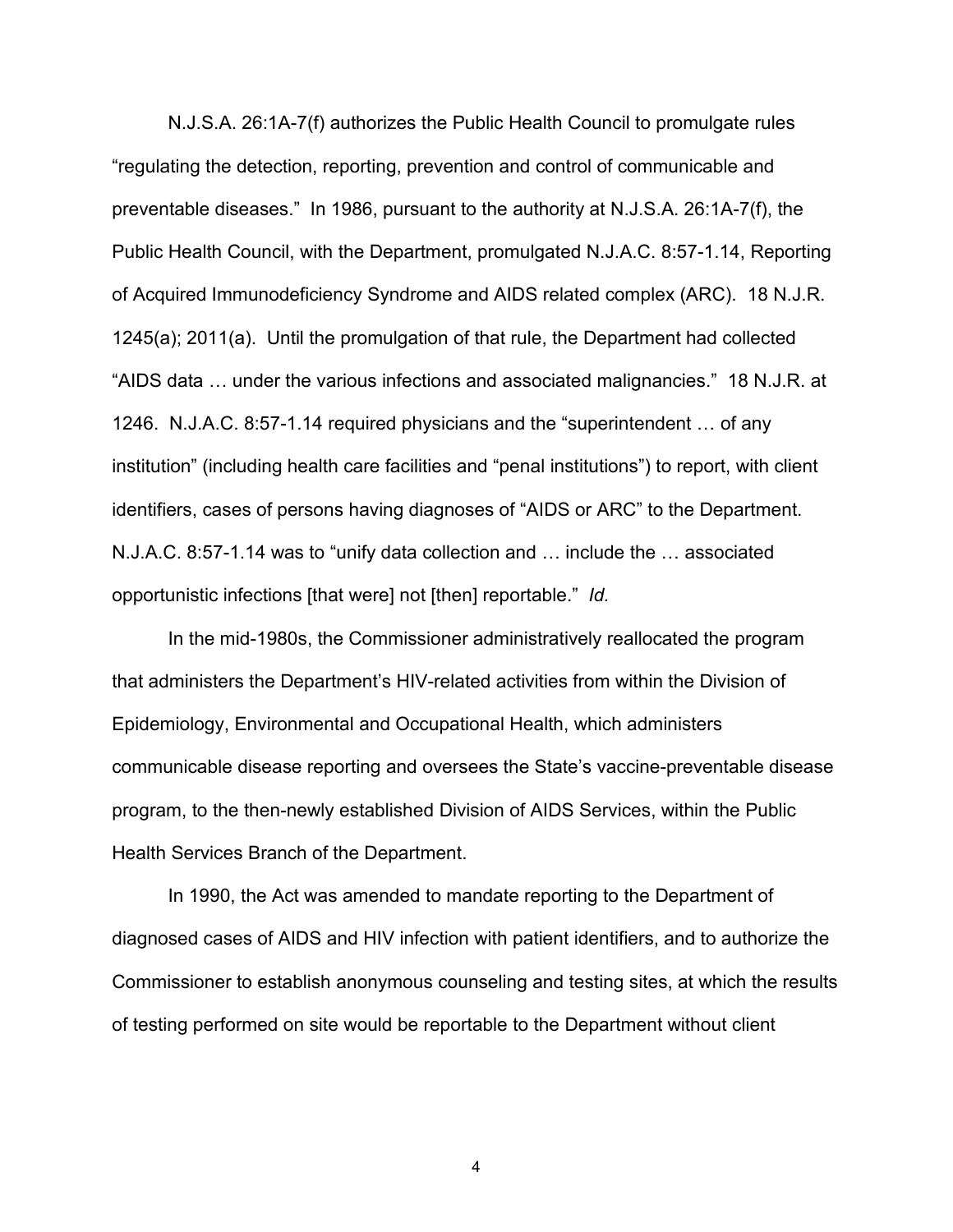N.J.S.A. 26:1A-7(f) authorizes the Public Health Council to promulgate rules "regulating the detection, reporting, prevention and control of communicable and preventable diseases." In 1986, pursuant to the authority at N.J.S.A. 26:1A-7(f), the Public Health Council, with the Department, promulgated N.J.A.C. 8:57-1.14, Reporting of Acquired Immunodeficiency Syndrome and AIDS related complex (ARC). 18 N.J.R. 1245(a); 2011(a). Until the promulgation of that rule, the Department had collected "AIDS data … under the various infections and associated malignancies." 18 N.J.R. at 1246. N.J.A.C. 8:57-1.14 required physicians and the "superintendent … of any institution" (including health care facilities and "penal institutions") to report, with client identifiers, cases of persons having diagnoses of "AIDS or ARC" to the Department. N.J.A.C. 8:57-1.14 was to "unify data collection and … include the … associated opportunistic infections [that were] not [then] reportable." *Id.*

In the mid-1980s, the Commissioner administratively reallocated the program that administers the Department's HIV-related activities from within the Division of Epidemiology, Environmental and Occupational Health, which administers communicable disease reporting and oversees the State's vaccine-preventable disease program, to the then-newly established Division of AIDS Services, within the Public Health Services Branch of the Department.

In 1990, the Act was amended to mandate reporting to the Department of diagnosed cases of AIDS and HIV infection with patient identifiers, and to authorize the Commissioner to establish anonymous counseling and testing sites, at which the results of testing performed on site would be reportable to the Department without client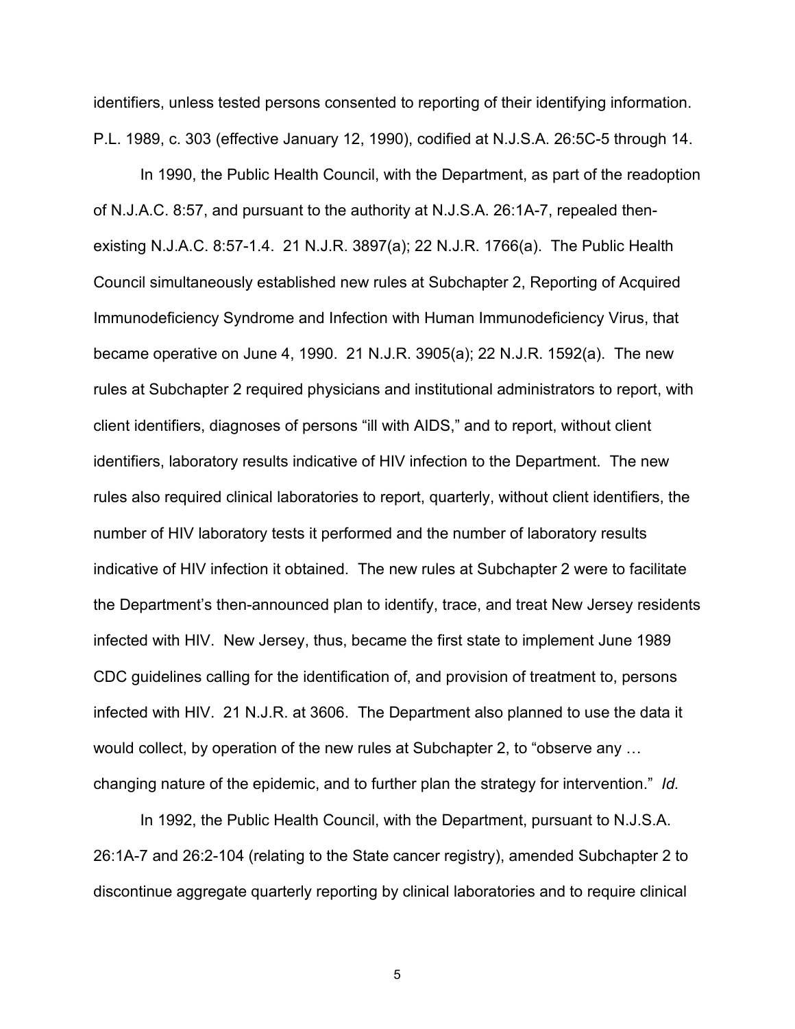identifiers, unless tested persons consented to reporting of their identifying information. P.L. 1989, c. 303 (effective January 12, 1990), codified at N.J.S.A. 26:5C-5 through 14.

In 1990, the Public Health Council, with the Department, as part of the readoption of N.J.A.C. 8:57, and pursuant to the authority at N.J.S.A. 26:1A-7, repealed then-existing N.J.A.C. 8:57-1.4. 21 N.J.R. 3897(a); 22 N.J.R. 1766(a). The Public Health Council simultaneously established new rules at Subchapter 2, Reporting of Acquired Immunodeficiency Syndrome and Infection with Human Immunodeficiency Virus, that became operative on June 4, 1990. 21 N.J.R. 3905(a); 22 N.J.R. 1592(a). The new rules at Subchapter 2 required physicians and institutional administrators to report, with client identifiers, diagnoses of persons "ill with AIDS," and to report, without client identifiers, laboratory results indicative of HIV infection to the Department. The new rules also required clinical laboratories to report, quarterly, without client identifiers, the number of HIV laboratory tests it performed and the number of laboratory results indicative of HIV infection it obtained. The new rules at Subchapter 2 were to facilitate the Department's then-announced plan to identify, trace, and treat New Jersey residents infected with HIV. New Jersey, thus, became the first state to implement June 1989 CDC guidelines calling for the identification of, and provision of treatment to, persons infected with HIV. 21 N.J.R. at 3606. The Department also planned to use the data it would collect, by operation of the new rules at Subchapter 2, to "observe any … changing nature of the epidemic, and to further plan the strategy for intervention." *Id.*

In 1992, the Public Health Council, with the Department, pursuant to N.J.S.A. 26:1A-7 and 26:2-104 (relating to the State cancer registry), amended Subchapter 2 to discontinue aggregate quarterly reporting by clinical laboratories and to require clinical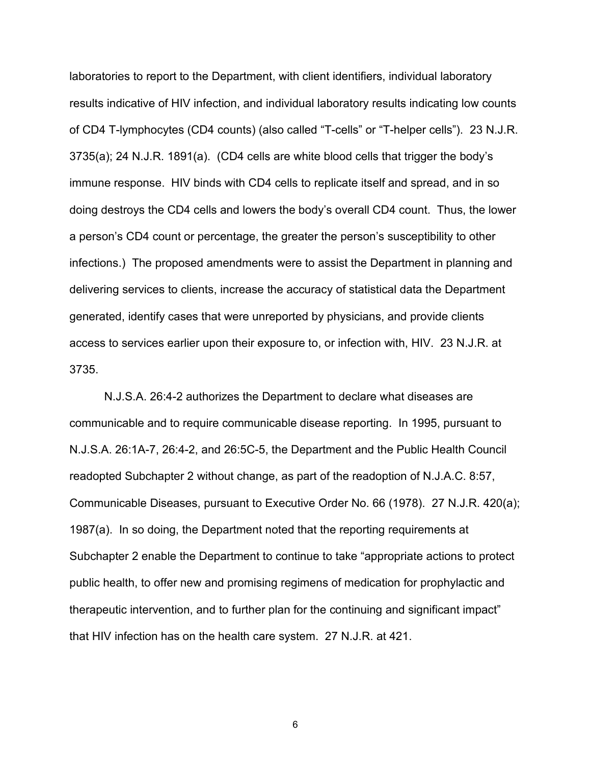laboratories to report to the Department, with client identifiers, individual laboratory results indicative of HIV infection, and individual laboratory results indicating low counts of CD4 T-lymphocytes (CD4 counts) (also called "T-cells" or "T-helper cells"). 23 N.J.R. 3735(a); 24 N.J.R. 1891(a). (CD4 cells are white blood cells that trigger the body's immune response. HIV binds with CD4 cells to replicate itself and spread, and in so doing destroys the CD4 cells and lowers the body's overall CD4 count. Thus, the lower a person's CD4 count or percentage, the greater the person's susceptibility to other infections.) The proposed amendments were to assist the Department in planning and delivering services to clients, increase the accuracy of statistical data the Department generated, identify cases that were unreported by physicians, and provide clients access to services earlier upon their exposure to, or infection with, HIV. 23 N.J.R. at 3735.

N.J.S.A. 26:4-2 authorizes the Department to declare what diseases are communicable and to require communicable disease reporting. In 1995, pursuant to N.J.S.A. 26:1A-7, 26:4-2, and 26:5C-5, the Department and the Public Health Council readopted Subchapter 2 without change, as part of the readoption of N.J.A.C. 8:57, Communicable Diseases, pursuant to Executive Order No. 66 (1978). 27 N.J.R. 420(a); 1987(a). In so doing, the Department noted that the reporting requirements at Subchapter 2 enable the Department to continue to take "appropriate actions to protect public health, to offer new and promising regimens of medication for prophylactic and therapeutic intervention, and to further plan for the continuing and significant impact" that HIV infection has on the health care system. 27 N.J.R. at 421.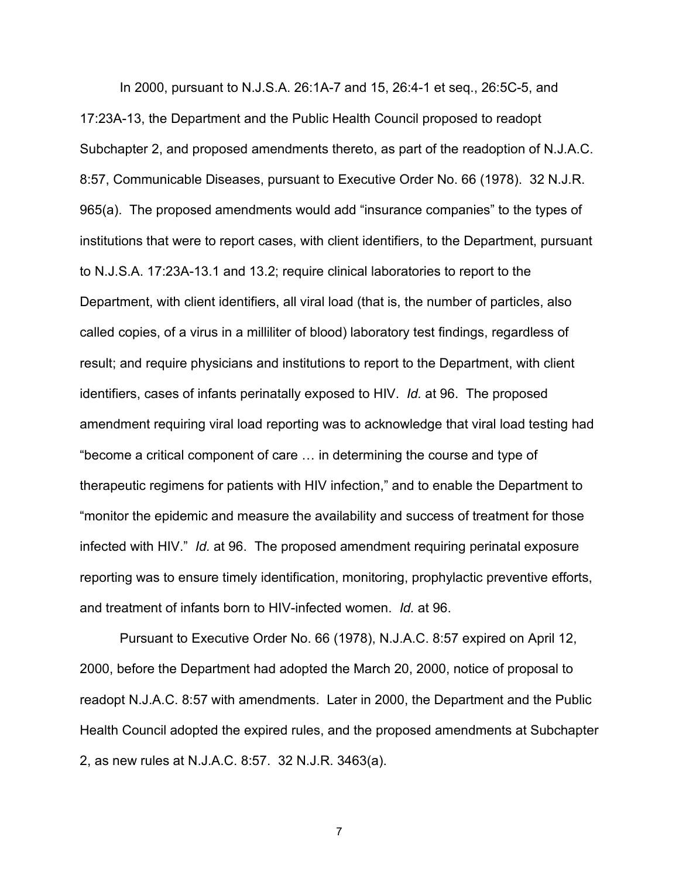In 2000, pursuant to N.J.S.A. 26:1A-7 and 15, 26:4-1 et seq., 26:5C-5, and 17:23A-13, the Department and the Public Health Council proposed to readopt Subchapter 2, and proposed amendments thereto, as part of the readoption of N.J.A.C. 8:57, Communicable Diseases, pursuant to Executive Order No. 66 (1978). 32 N.J.R. 965(a). The proposed amendments would add "insurance companies" to the types of institutions that were to report cases, with client identifiers, to the Department, pursuant to N.J.S.A. 17:23A-13.1 and 13.2; require clinical laboratories to report to the Department, with client identifiers, all viral load (that is, the number of particles, also called copies, of a virus in a milliliter of blood) laboratory test findings, regardless of result; and require physicians and institutions to report to the Department, with client identifiers, cases of infants perinatally exposed to HIV. *Id.* at 96. The proposed amendment requiring viral load reporting was to acknowledge that viral load testing had "become a critical component of care … in determining the course and type of therapeutic regimens for patients with HIV infection," and to enable the Department to "monitor the epidemic and measure the availability and success of treatment for those infected with HIV." *Id.* at 96. The proposed amendment requiring perinatal exposure reporting was to ensure timely identification, monitoring, prophylactic preventive efforts, and treatment of infants born to HIV-infected women. *Id.* at 96.

Pursuant to Executive Order No. 66 (1978), N.J.A.C. 8:57 expired on April 12, 2000, before the Department had adopted the March 20, 2000, notice of proposal to readopt N.J.A.C. 8:57 with amendments. Later in 2000, the Department and the Public Health Council adopted the expired rules, and the proposed amendments at Subchapter 2, as new rules at N.J.A.C. 8:57. 32 N.J.R. 3463(a).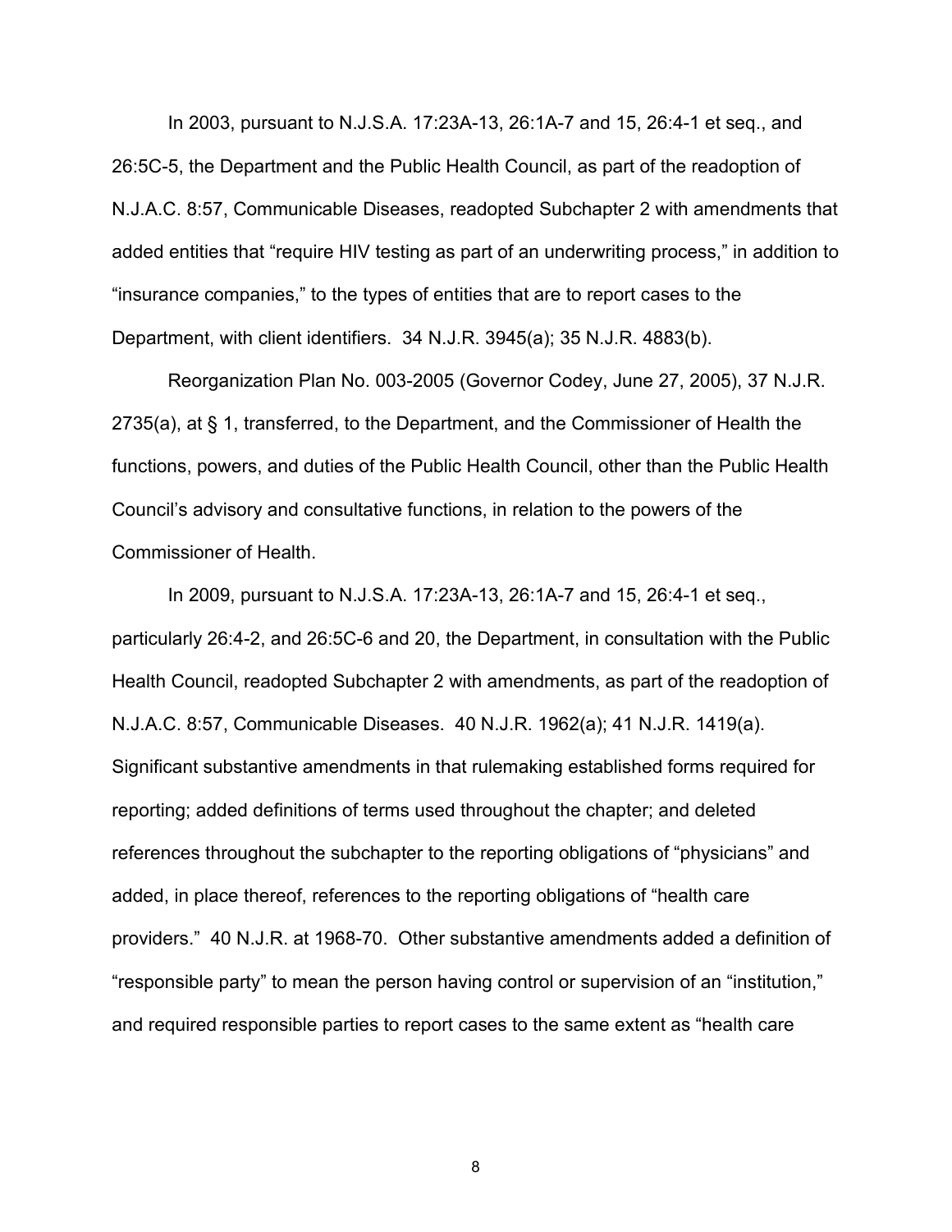In 2003, pursuant to N.J.S.A. 17:23A-13, 26:1A-7 and 15, 26:4-1 et seq., and 26:5C-5, the Department and the Public Health Council, as part of the readoption of N.J.A.C. 8:57, Communicable Diseases, readopted Subchapter 2 with amendments that added entities that "require HIV testing as part of an underwriting process," in addition to "insurance companies," to the types of entities that are to report cases to the Department, with client identifiers. 34 N.J.R. 3945(a); 35 N.J.R. 4883(b).

Reorganization Plan No. 003-2005 (Governor Codey, June 27, 2005), 37 N.J.R. 2735(a), at § 1, transferred, to the Department, and the Commissioner of Health the functions, powers, and duties of the Public Health Council, other than the Public Health Council's advisory and consultative functions, in relation to the powers of the Commissioner of Health.

In 2009, pursuant to N.J.S.A. 17:23A-13, 26:1A-7 and 15, 26:4-1 et seq., particularly 26:4-2, and 26:5C-6 and 20, the Department, in consultation with the Public Health Council, readopted Subchapter 2 with amendments, as part of the readoption of N.J.A.C. 8:57, Communicable Diseases. 40 N.J.R. 1962(a); 41 N.J.R. 1419(a). Significant substantive amendments in that rulemaking established forms required for reporting; added definitions of terms used throughout the chapter; and deleted references throughout the subchapter to the reporting obligations of "physicians" and added, in place thereof, references to the reporting obligations of "health care providers." 40 N.J.R. at 1968-70. Other substantive amendments added a definition of "responsible party" to mean the person having control or supervision of an "institution," and required responsible parties to report cases to the same extent as "health care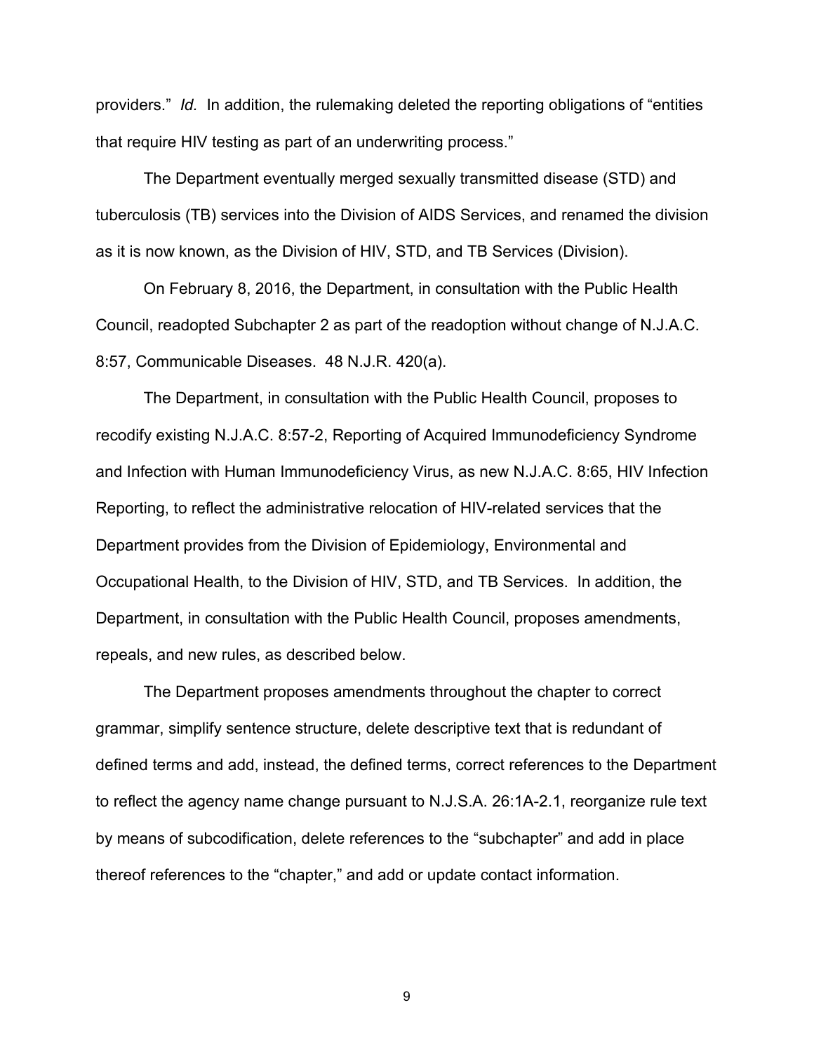providers." *Id.* In addition, the rulemaking deleted the reporting obligations of "entities that require HIV testing as part of an underwriting process."

The Department eventually merged sexually transmitted disease (STD) and tuberculosis (TB) services into the Division of AIDS Services, and renamed the division as it is now known, as the Division of HIV, STD, and TB Services (Division).

On February 8, 2016, the Department, in consultation with the Public Health Council, readopted Subchapter 2 as part of the readoption without change of N.J.A.C. 8:57, Communicable Diseases. 48 N.J.R. 420(a).

The Department, in consultation with the Public Health Council, proposes to recodify existing N.J.A.C. 8:57-2, Reporting of Acquired Immunodeficiency Syndrome and Infection with Human Immunodeficiency Virus, as new N.J.A.C. 8:65, HIV Infection Reporting, to reflect the administrative relocation of HIV-related services that the Department provides from the Division of Epidemiology, Environmental and Occupational Health, to the Division of HIV, STD, and TB Services. In addition, the Department, in consultation with the Public Health Council, proposes amendments, repeals, and new rules, as described below.

The Department proposes amendments throughout the chapter to correct grammar, simplify sentence structure, delete descriptive text that is redundant of defined terms and add, instead, the defined terms, correct references to the Department to reflect the agency name change pursuant to N.J.S.A. 26:1A-2.1, reorganize rule text by means of subcodification, delete references to the "subchapter" and add in place thereof references to the "chapter," and add or update contact information.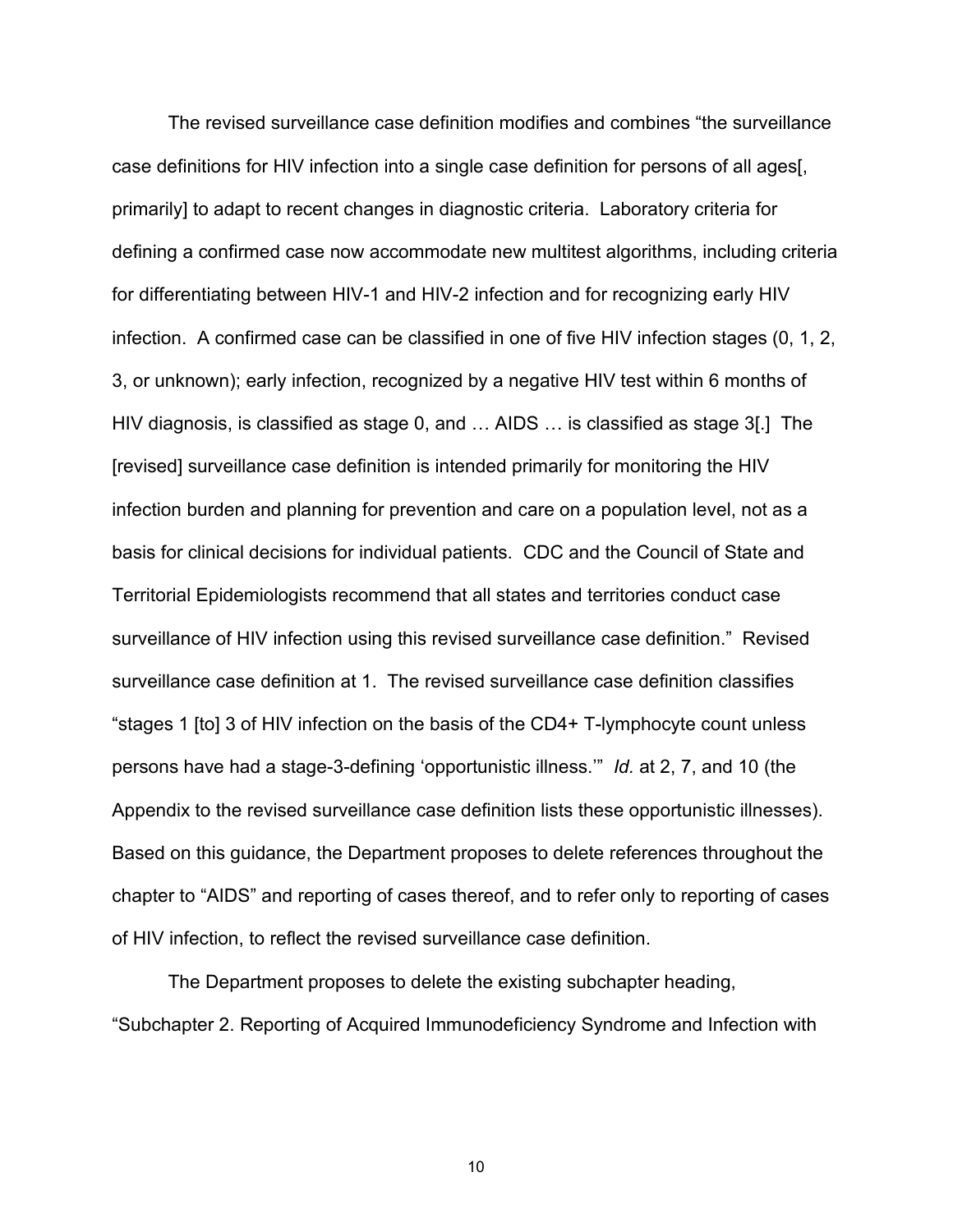The revised surveillance case definition modifies and combines "the surveillance case definitions for HIV infection into a single case definition for persons of all ages[, primarily] to adapt to recent changes in diagnostic criteria. Laboratory criteria for defining a confirmed case now accommodate new multitest algorithms, including criteria for differentiating between HIV-1 and HIV-2 infection and for recognizing early HIV infection. A confirmed case can be classified in one of five HIV infection stages (0, 1, 2, 3, or unknown); early infection, recognized by a negative HIV test within 6 months of HIV diagnosis, is classified as stage 0, and … AIDS … is classified as stage 3[.] The [revised] surveillance case definition is intended primarily for monitoring the HIV infection burden and planning for prevention and care on a population level, not as a basis for clinical decisions for individual patients. CDC and the Council of State and Territorial Epidemiologists recommend that all states and territories conduct case surveillance of HIV infection using this revised surveillance case definition." Revised surveillance case definition at 1. The revised surveillance case definition classifies "stages 1 [to] 3 of HIV infection on the basis of the CD4+ T-lymphocyte count unless persons have had a stage-3-defining 'opportunistic illness.'" *Id.* at 2, 7, and 10 (the Appendix to the revised surveillance case definition lists these opportunistic illnesses). Based on this guidance, the Department proposes to delete references throughout the chapter to "AIDS" and reporting of cases thereof, and to refer only to reporting of cases of HIV infection, to reflect the revised surveillance case definition.

The Department proposes to delete the existing subchapter heading, "Subchapter 2. Reporting of Acquired Immunodeficiency Syndrome and Infection with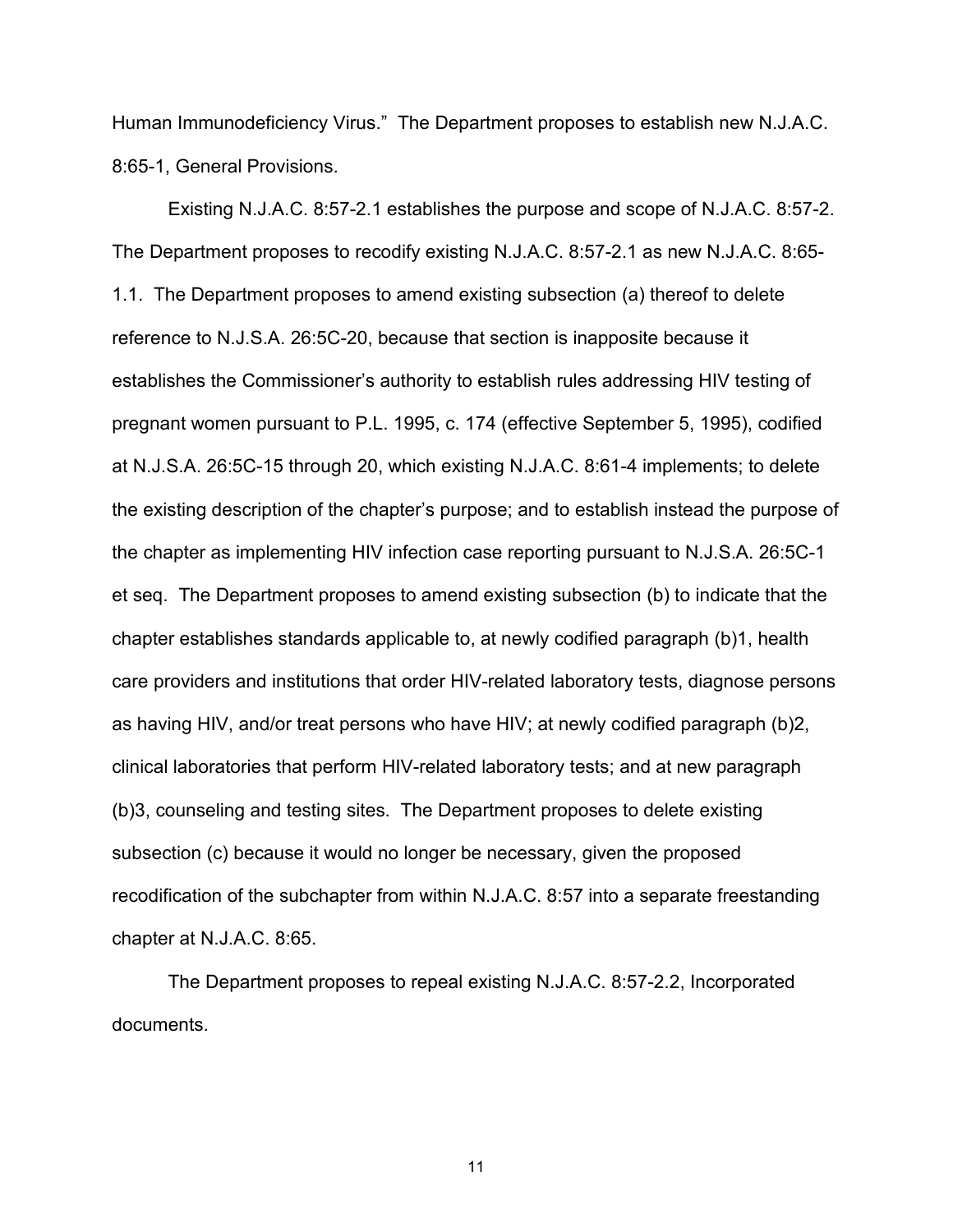Human Immunodeficiency Virus." The Department proposes to establish new N.J.A.C. 8:65-1, General Provisions.

Existing N.J.A.C. 8:57-2.1 establishes the purpose and scope of N.J.A.C. 8:57-2. The Department proposes to recodify existing N.J.A.C. 8:57-2.1 as new N.J.A.C. 8:65-1.1. The Department proposes to amend existing subsection (a) thereof to delete reference to N.J.S.A. 26:5C-20, because that section is inapposite because it establishes the Commissioner's authority to establish rules addressing HIV testing of pregnant women pursuant to P.L. 1995, c. 174 (effective September 5, 1995), codified at N.J.S.A. 26:5C-15 through 20, which existing N.J.A.C. 8:61-4 implements; to delete the existing description of the chapter's purpose; and to establish instead the purpose of the chapter as implementing HIV infection case reporting pursuant to N.J.S.A. 26:5C-1 et seq. The Department proposes to amend existing subsection (b) to indicate that the chapter establishes standards applicable to, at newly codified paragraph (b)1, health care providers and institutions that order HIV-related laboratory tests, diagnose persons as having HIV, and/or treat persons who have HIV; at newly codified paragraph (b)2, clinical laboratories that perform HIV-related laboratory tests; and at new paragraph (b)3, counseling and testing sites. The Department proposes to delete existing subsection (c) because it would no longer be necessary, given the proposed recodification of the subchapter from within N.J.A.C. 8:57 into a separate freestanding chapter at N.J.A.C. 8:65.

The Department proposes to repeal existing N.J.A.C. 8:57-2.2, Incorporated documents.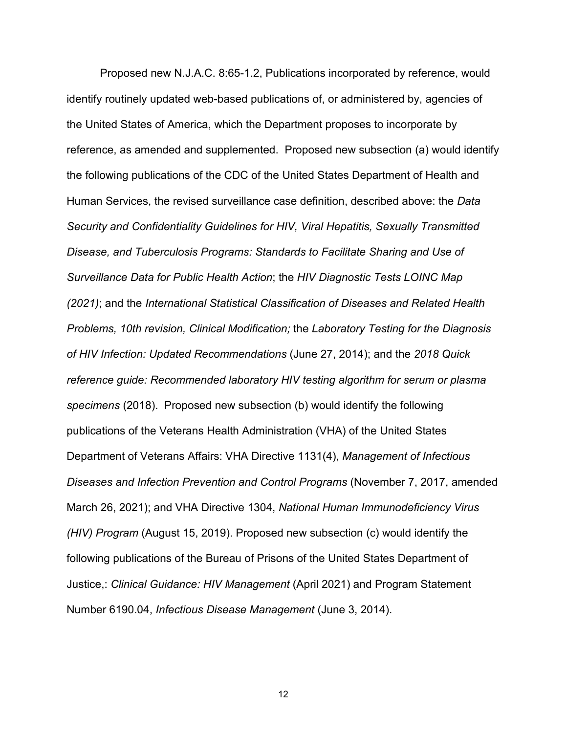Proposed new N.J.A.C. 8:65-1.2, Publications incorporated by reference, would identify routinely updated web-based publications of, or administered by, agencies of the United States of America, which the Department proposes to incorporate by reference, as amended and supplemented. Proposed new subsection (a) would identify the following publications of the CDC of the United States Department of Health and Human Services, the revised surveillance case definition, described above: the *Data Security and Confidentiality Guidelines for HIV, Viral Hepatitis, Sexually Transmitted Disease, and Tuberculosis Programs: Standards to Facilitate Sharing and Use of Surveillance Data for Public Health Action*; the *HIV Diagnostic Tests LOINC Map (2021)*; and the *International Statistical Classification of Diseases and Related Health Problems, 10th revision, Clinical Modification;* the *Laboratory Testing for the Diagnosis of HIV Infection: Updated Recommendations* (June 27, 2014); and the *2018 Quick reference guide: Recommended laboratory HIV testing algorithm for serum or plasma specimens* (2018). Proposed new subsection (b) would identify the following publications of the Veterans Health Administration (VHA) of the United States Department of Veterans Affairs: VHA Directive 1131(4), *Management of Infectious Diseases and Infection Prevention and Control Programs* (November 7, 2017, amended March 26, 2021); and VHA Directive 1304, *National Human Immunodeficiency Virus (HIV) Program* (August 15, 2019). Proposed new subsection (c) would identify the following publications of the Bureau of Prisons of the United States Department of Justice,: *Clinical Guidance: HIV Management* (April 2021) and Program Statement Number 6190.04, *Infectious Disease Management* (June 3, 2014).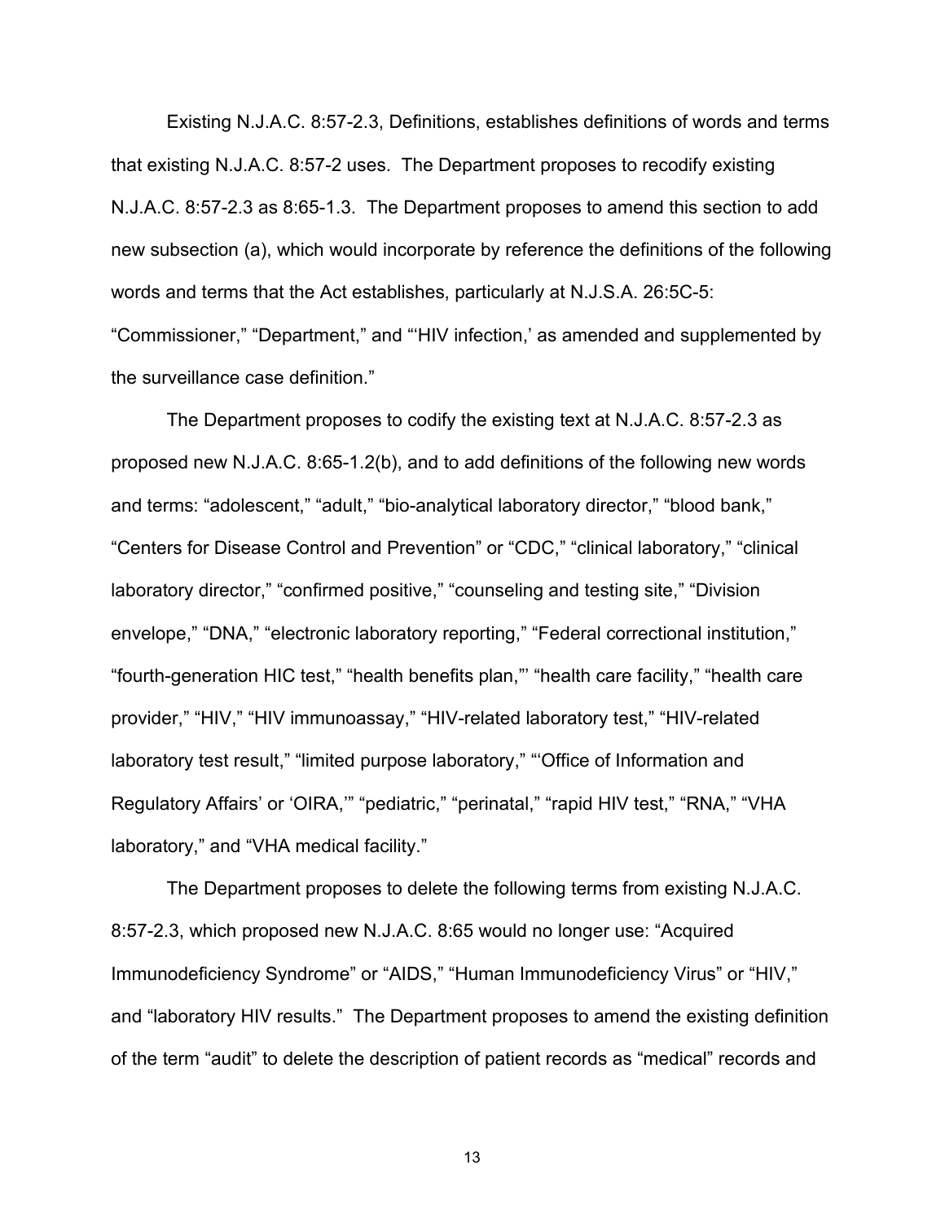Existing N.J.A.C. 8:57-2.3, Definitions, establishes definitions of words and terms that existing N.J.A.C. 8:57-2 uses. The Department proposes to recodify existing N.J.A.C. 8:57-2.3 as 8:65-1.3. The Department proposes to amend this section to add new subsection (a), which would incorporate by reference the definitions of the following words and terms that the Act establishes, particularly at N.J.S.A. 26:5C-5: "Commissioner," "Department," and "'HIV infection,' as amended and supplemented by the surveillance case definition."

The Department proposes to codify the existing text at N.J.A.C. 8:57-2.3 as proposed new N.J.A.C. 8:65-1.2(b), and to add definitions of the following new words and terms: "adolescent," "adult," "bio-analytical laboratory director," "blood bank," "Centers for Disease Control and Prevention" or "CDC," "clinical laboratory," "clinical laboratory director," "confirmed positive," "counseling and testing site," "Division envelope," "DNA," "electronic laboratory reporting," "Federal correctional institution," "fourth-generation HIC test," "health benefits plan,"' "health care facility," "health care provider," "HIV," "HIV immunoassay," "HIV-related laboratory test," "HIV-related laboratory test result," "limited purpose laboratory," "'Office of Information and Regulatory Affairs' or 'OIRA,'" "pediatric," "perinatal," "rapid HIV test," "RNA," "VHA laboratory," and "VHA medical facility."

The Department proposes to delete the following terms from existing N.J.A.C. 8:57-2.3, which proposed new N.J.A.C. 8:65 would no longer use: "Acquired Immunodeficiency Syndrome" or "AIDS," "Human Immunodeficiency Virus" or "HIV," and "laboratory HIV results." The Department proposes to amend the existing definition of the term "audit" to delete the description of patient records as "medical" records and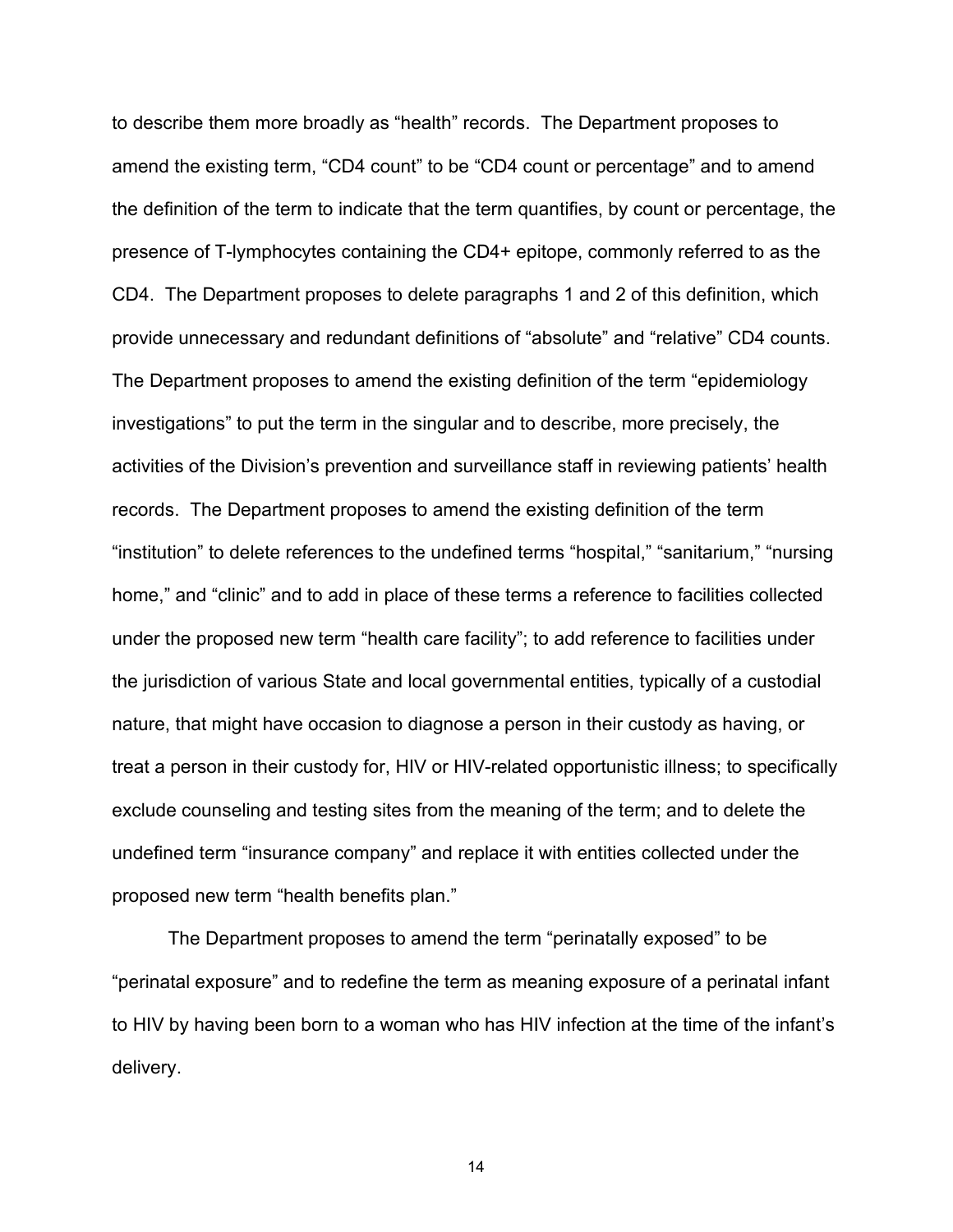to describe them more broadly as “health” records. The Department proposes to amend the existing term, “CD4 count” to be “CD4 count or percentage” and to amend the definition of the term to indicate that the term quantifies, by count or percentage, the presence of T-lymphocytes containing the CD4+ epitope, commonly referred to as the CD4. The Department proposes to delete paragraphs 1 and 2 of this definition, which provide unnecessary and redundant definitions of “absolute” and “relative” CD4 counts. The Department proposes to amend the existing definition of the term “epidemiology investigations” to put the term in the singular and to describe, more precisely, the activities of the Division’s prevention and surveillance staff in reviewing patients’ health records. The Department proposes to amend the existing definition of the term “institution” to delete references to the undefined terms “hospital,” “sanitarium,” “nursing home,” and “clinic” and to add in place of these terms a reference to facilities collected under the proposed new term “health care facility”; to add reference to facilities under the jurisdiction of various State and local governmental entities, typically of a custodial nature, that might have occasion to diagnose a person in their custody as having, or treat a person in their custody for, HIV or HIV-related opportunistic illness; to specifically exclude counseling and testing sites from the meaning of the term; and to delete the undefined term “insurance company” and replace it with entities collected under the proposed new term “health benefits plan.”

The Department proposes to amend the term “perinatally exposed” to be “perinatal exposure” and to redefine the term as meaning exposure of a perinatal infant to HIV by having been born to a woman who has HIV infection at the time of the infant’s delivery.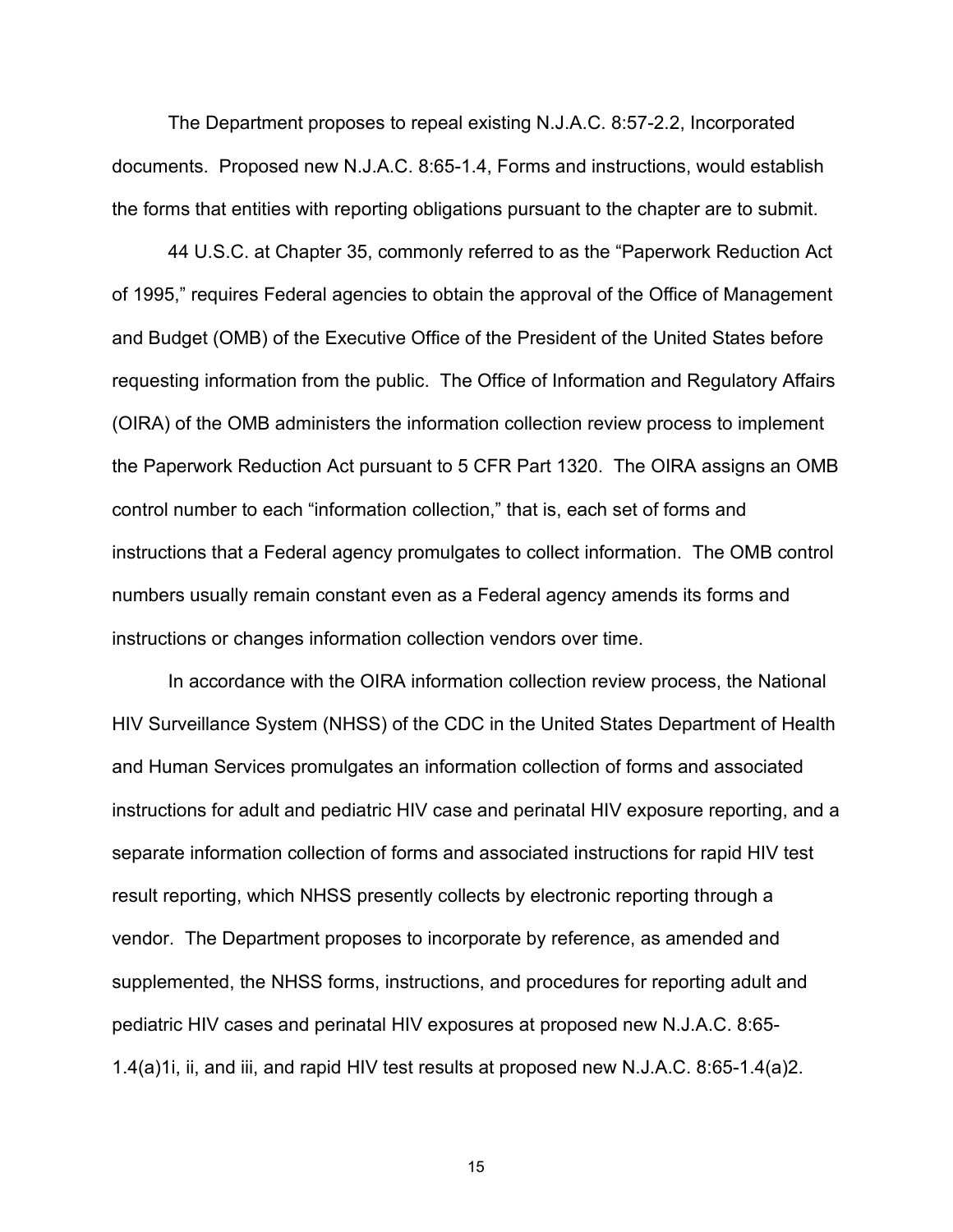The Department proposes to repeal existing N.J.A.C. 8:57-2.2, Incorporated documents. Proposed new N.J.A.C. 8:65-1.4, Forms and instructions, would establish the forms that entities with reporting obligations pursuant to the chapter are to submit.

44 U.S.C. at Chapter 35, commonly referred to as the "Paperwork Reduction Act of 1995," requires Federal agencies to obtain the approval of the Office of Management and Budget (OMB) of the Executive Office of the President of the United States before requesting information from the public. The Office of Information and Regulatory Affairs (OIRA) of the OMB administers the information collection review process to implement the Paperwork Reduction Act pursuant to 5 CFR Part 1320. The OIRA assigns an OMB control number to each "information collection," that is, each set of forms and instructions that a Federal agency promulgates to collect information. The OMB control numbers usually remain constant even as a Federal agency amends its forms and instructions or changes information collection vendors over time.

In accordance with the OIRA information collection review process, the National HIV Surveillance System (NHSS) of the CDC in the United States Department of Health and Human Services promulgates an information collection of forms and associated instructions for adult and pediatric HIV case and perinatal HIV exposure reporting, and a separate information collection of forms and associated instructions for rapid HIV test result reporting, which NHSS presently collects by electronic reporting through a vendor. The Department proposes to incorporate by reference, as amended and supplemented, the NHSS forms, instructions, and procedures for reporting adult and pediatric HIV cases and perinatal HIV exposures at proposed new N.J.A.C. 8:65-1.4(a)1i, ii, and iii, and rapid HIV test results at proposed new N.J.A.C. 8:65-1.4(a)2.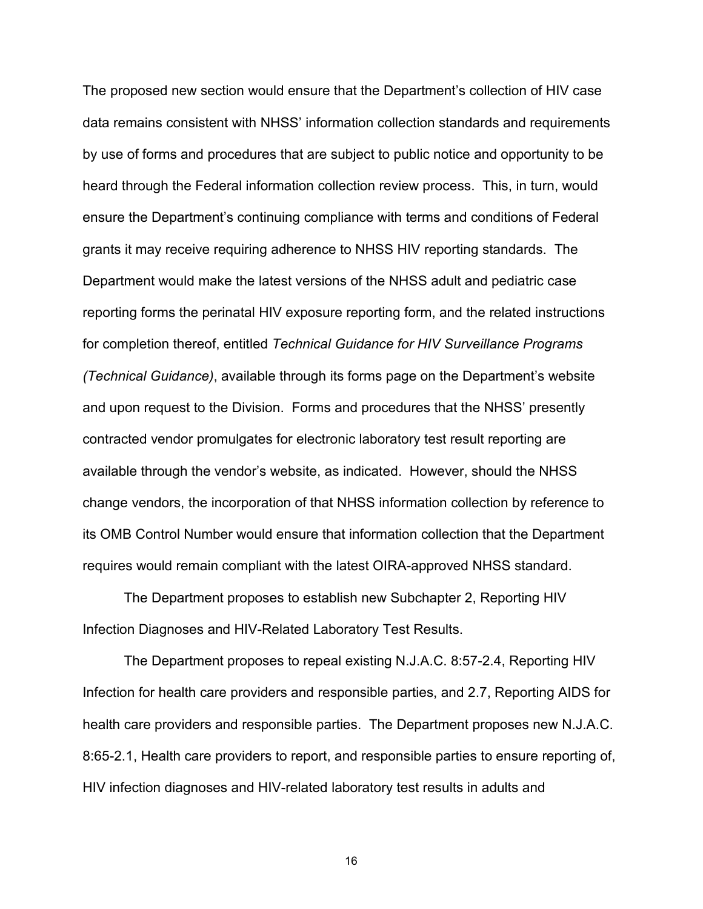The proposed new section would ensure that the Department's collection of HIV case data remains consistent with NHSS' information collection standards and requirements by use of forms and procedures that are subject to public notice and opportunity to be heard through the Federal information collection review process. This, in turn, would ensure the Department's continuing compliance with terms and conditions of Federal grants it may receive requiring adherence to NHSS HIV reporting standards. The Department would make the latest versions of the NHSS adult and pediatric case reporting forms the perinatal HIV exposure reporting form, and the related instructions for completion thereof, entitled *Technical Guidance for HIV Surveillance Programs (Technical Guidance)*, available through its forms page on the Department's website and upon request to the Division. Forms and procedures that the NHSS' presently contracted vendor promulgates for electronic laboratory test result reporting are available through the vendor's website, as indicated. However, should the NHSS change vendors, the incorporation of that NHSS information collection by reference to its OMB Control Number would ensure that information collection that the Department requires would remain compliant with the latest OIRA-approved NHSS standard.

The Department proposes to establish new Subchapter 2, Reporting HIV Infection Diagnoses and HIV-Related Laboratory Test Results.

The Department proposes to repeal existing N.J.A.C. 8:57-2.4, Reporting HIV Infection for health care providers and responsible parties, and 2.7, Reporting AIDS for health care providers and responsible parties. The Department proposes new N.J.A.C. 8:65-2.1, Health care providers to report, and responsible parties to ensure reporting of, HIV infection diagnoses and HIV-related laboratory test results in adults and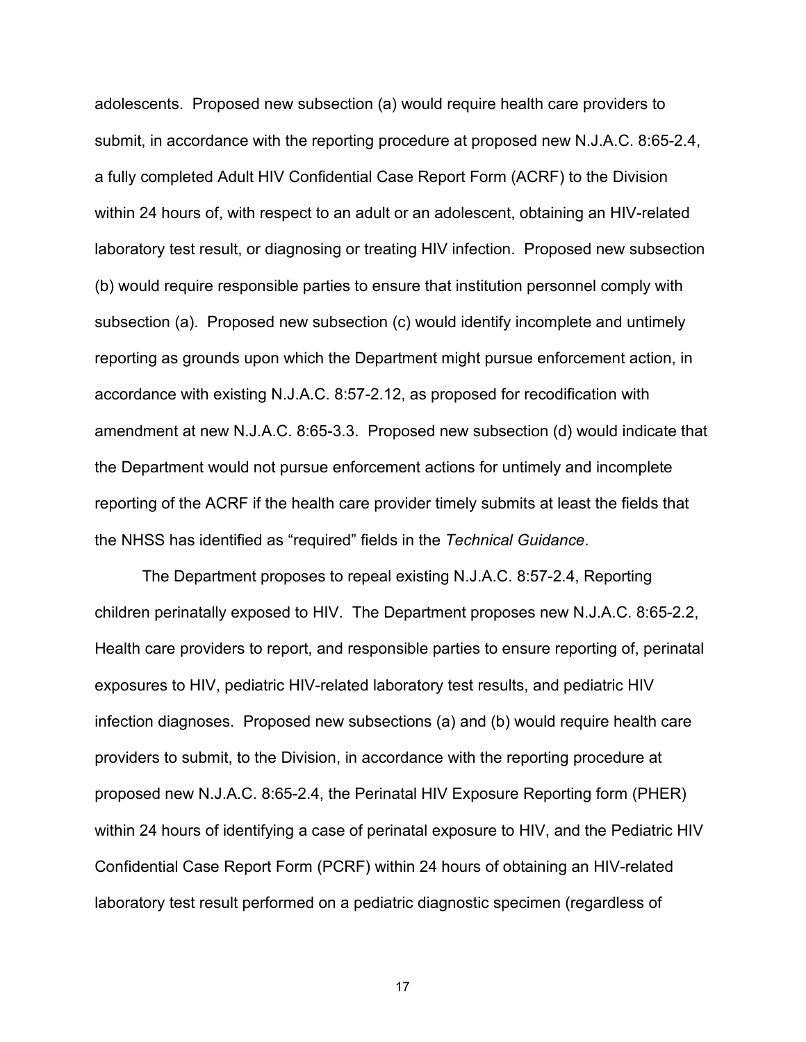adolescents. Proposed new subsection (a) would require health care providers to submit, in accordance with the reporting procedure at proposed new N.J.A.C. 8:65-2.4, a fully completed Adult HIV Confidential Case Report Form (ACRF) to the Division within 24 hours of, with respect to an adult or an adolescent, obtaining an HIV-related laboratory test result, or diagnosing or treating HIV infection. Proposed new subsection (b) would require responsible parties to ensure that institution personnel comply with subsection (a). Proposed new subsection (c) would identify incomplete and untimely reporting as grounds upon which the Department might pursue enforcement action, in accordance with existing N.J.A.C. 8:57-2.12, as proposed for recodification with amendment at new N.J.A.C. 8:65-3.3. Proposed new subsection (d) would indicate that the Department would not pursue enforcement actions for untimely and incomplete reporting of the ACRF if the health care provider timely submits at least the fields that the NHSS has identified as "required" fields in the *Technical Guidance*.

The Department proposes to repeal existing N.J.A.C. 8:57-2.4, Reporting children perinatally exposed to HIV. The Department proposes new N.J.A.C. 8:65-2.2, Health care providers to report, and responsible parties to ensure reporting of, perinatal exposures to HIV, pediatric HIV-related laboratory test results, and pediatric HIV infection diagnoses. Proposed new subsections (a) and (b) would require health care providers to submit, to the Division, in accordance with the reporting procedure at proposed new N.J.A.C. 8:65-2.4, the Perinatal HIV Exposure Reporting form (PHER) within 24 hours of identifying a case of perinatal exposure to HIV, and the Pediatric HIV Confidential Case Report Form (PCRF) within 24 hours of obtaining an HIV-related laboratory test result performed on a pediatric diagnostic specimen (regardless of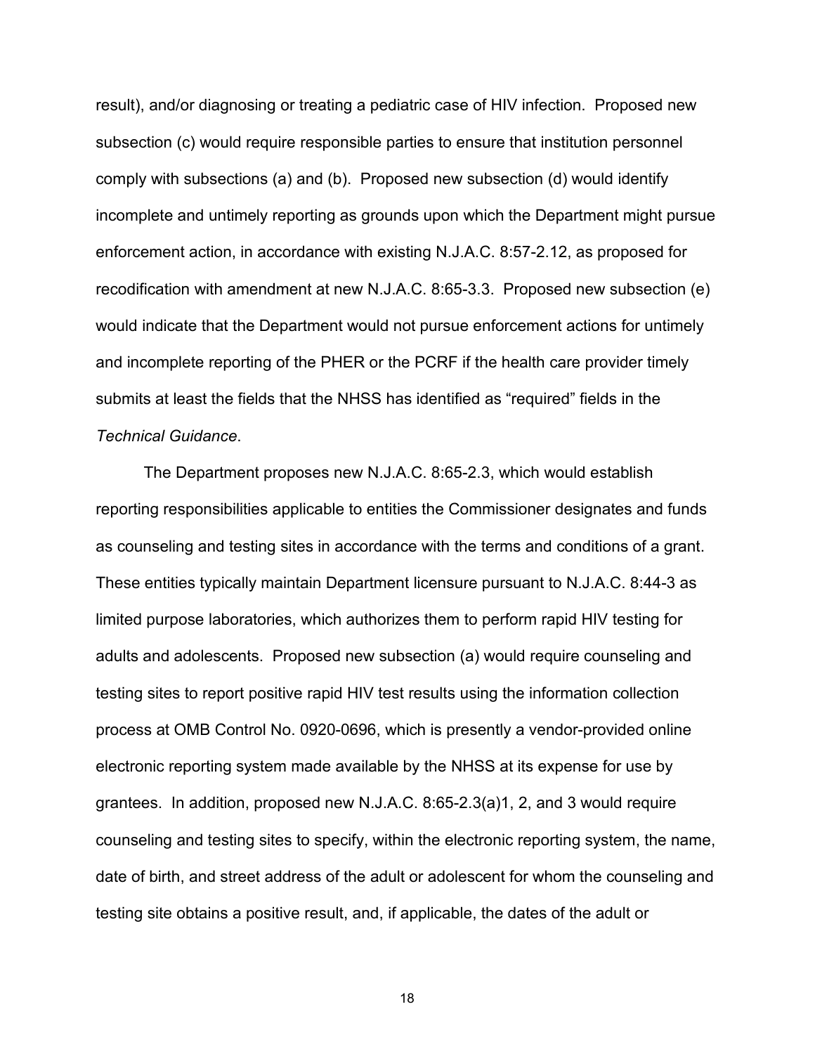result), and/or diagnosing or treating a pediatric case of HIV infection. Proposed new subsection (c) would require responsible parties to ensure that institution personnel comply with subsections (a) and (b). Proposed new subsection (d) would identify incomplete and untimely reporting as grounds upon which the Department might pursue enforcement action, in accordance with existing N.J.A.C. 8:57-2.12, as proposed for recodification with amendment at new N.J.A.C. 8:65-3.3. Proposed new subsection (e) would indicate that the Department would not pursue enforcement actions for untimely and incomplete reporting of the PHER or the PCRF if the health care provider timely submits at least the fields that the NHSS has identified as "required" fields in the *Technical Guidance*.

The Department proposes new N.J.A.C. 8:65-2.3, which would establish reporting responsibilities applicable to entities the Commissioner designates and funds as counseling and testing sites in accordance with the terms and conditions of a grant. These entities typically maintain Department licensure pursuant to N.J.A.C. 8:44-3 as limited purpose laboratories, which authorizes them to perform rapid HIV testing for adults and adolescents. Proposed new subsection (a) would require counseling and testing sites to report positive rapid HIV test results using the information collection process at OMB Control No. 0920-0696, which is presently a vendor-provided online electronic reporting system made available by the NHSS at its expense for use by grantees. In addition, proposed new N.J.A.C. 8:65-2.3(a)1, 2, and 3 would require counseling and testing sites to specify, within the electronic reporting system, the name, date of birth, and street address of the adult or adolescent for whom the counseling and testing site obtains a positive result, and, if applicable, the dates of the adult or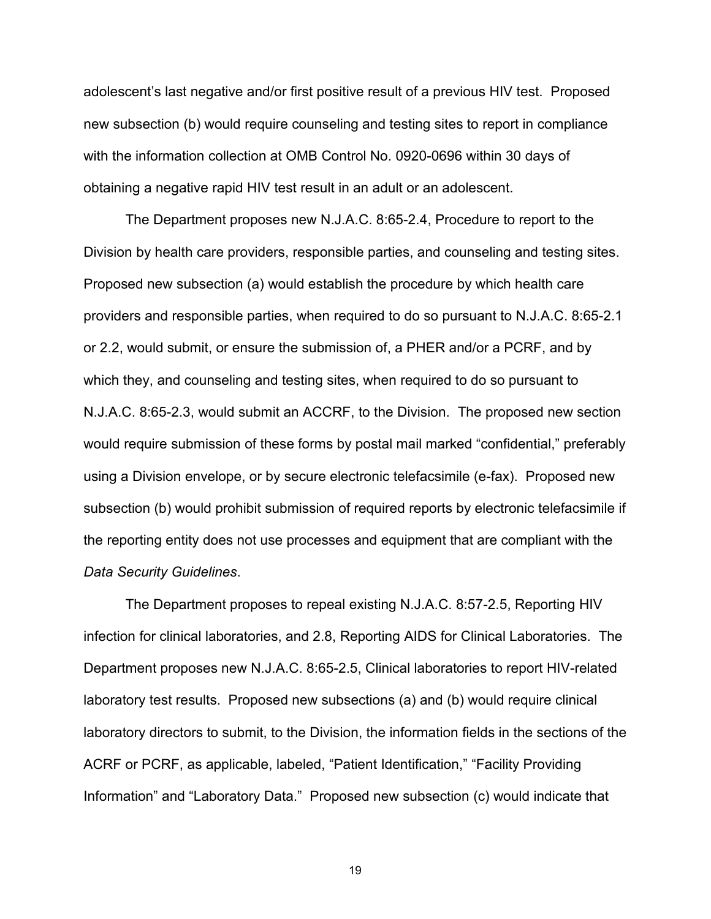adolescent's last negative and/or first positive result of a previous HIV test. Proposed new subsection (b) would require counseling and testing sites to report in compliance with the information collection at OMB Control No. 0920-0696 within 30 days of obtaining a negative rapid HIV test result in an adult or an adolescent.

The Department proposes new N.J.A.C. 8:65-2.4, Procedure to report to the Division by health care providers, responsible parties, and counseling and testing sites. Proposed new subsection (a) would establish the procedure by which health care providers and responsible parties, when required to do so pursuant to N.J.A.C. 8:65-2.1 or 2.2, would submit, or ensure the submission of, a PHER and/or a PCRF, and by which they, and counseling and testing sites, when required to do so pursuant to N.J.A.C. 8:65-2.3, would submit an ACCRF, to the Division. The proposed new section would require submission of these forms by postal mail marked "confidential," preferably using a Division envelope, or by secure electronic telefacsimile (e-fax). Proposed new subsection (b) would prohibit submission of required reports by electronic telefacsimile if the reporting entity does not use processes and equipment that are compliant with the *Data Security Guidelines*.

The Department proposes to repeal existing N.J.A.C. 8:57-2.5, Reporting HIV infection for clinical laboratories, and 2.8, Reporting AIDS for Clinical Laboratories. The Department proposes new N.J.A.C. 8:65-2.5, Clinical laboratories to report HIV-related laboratory test results. Proposed new subsections (a) and (b) would require clinical laboratory directors to submit, to the Division, the information fields in the sections of the ACRF or PCRF, as applicable, labeled, "Patient Identification," "Facility Providing Information" and "Laboratory Data." Proposed new subsection (c) would indicate that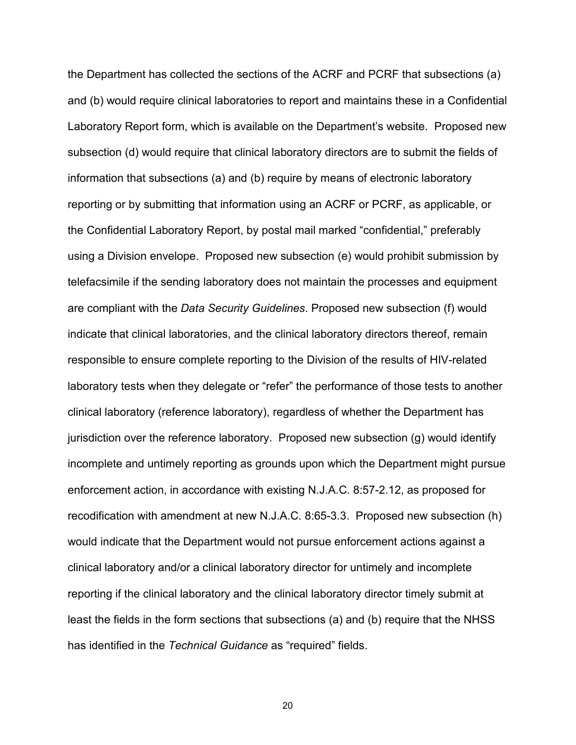the Department has collected the sections of the ACRF and PCRF that subsections (a) and (b) would require clinical laboratories to report and maintains these in a Confidential Laboratory Report form, which is available on the Department's website. Proposed new subsection (d) would require that clinical laboratory directors are to submit the fields of information that subsections (a) and (b) require by means of electronic laboratory reporting or by submitting that information using an ACRF or PCRF, as applicable, or the Confidential Laboratory Report, by postal mail marked "confidential," preferably using a Division envelope. Proposed new subsection (e) would prohibit submission by telefacsimile if the sending laboratory does not maintain the processes and equipment are compliant with the *Data Security Guidelines*. Proposed new subsection (f) would indicate that clinical laboratories, and the clinical laboratory directors thereof, remain responsible to ensure complete reporting to the Division of the results of HIV-related laboratory tests when they delegate or "refer" the performance of those tests to another clinical laboratory (reference laboratory), regardless of whether the Department has jurisdiction over the reference laboratory. Proposed new subsection (g) would identify incomplete and untimely reporting as grounds upon which the Department might pursue enforcement action, in accordance with existing N.J.A.C. 8:57-2.12, as proposed for recodification with amendment at new N.J.A.C. 8:65-3.3. Proposed new subsection (h) would indicate that the Department would not pursue enforcement actions against a clinical laboratory and/or a clinical laboratory director for untimely and incomplete reporting if the clinical laboratory and the clinical laboratory director timely submit at least the fields in the form sections that subsections (a) and (b) require that the NHSS has identified in the *Technical Guidance* as "required" fields.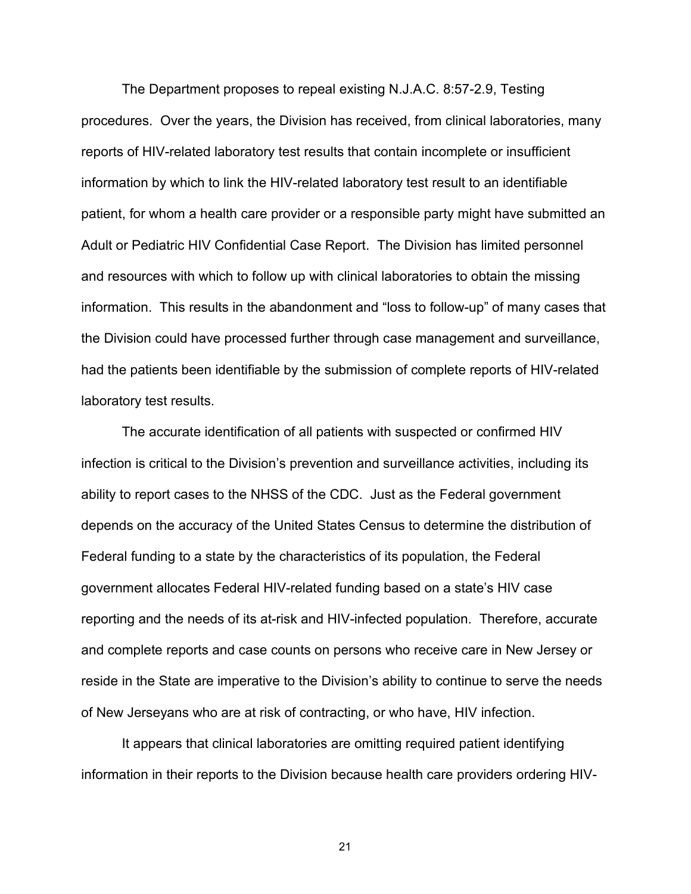The Department proposes to repeal existing N.J.A.C. 8:57-2.9, Testing procedures. Over the years, the Division has received, from clinical laboratories, many reports of HIV-related laboratory test results that contain incomplete or insufficient information by which to link the HIV-related laboratory test result to an identifiable patient, for whom a health care provider or a responsible party might have submitted an Adult or Pediatric HIV Confidential Case Report. The Division has limited personnel and resources with which to follow up with clinical laboratories to obtain the missing information. This results in the abandonment and "loss to follow-up" of many cases that the Division could have processed further through case management and surveillance, had the patients been identifiable by the submission of complete reports of HIV-related laboratory test results.

The accurate identification of all patients with suspected or confirmed HIV infection is critical to the Division's prevention and surveillance activities, including its ability to report cases to the NHSS of the CDC. Just as the Federal government depends on the accuracy of the United States Census to determine the distribution of Federal funding to a state by the characteristics of its population, the Federal government allocates Federal HIV-related funding based on a state's HIV case reporting and the needs of its at-risk and HIV-infected population. Therefore, accurate and complete reports and case counts on persons who receive care in New Jersey or reside in the State are imperative to the Division's ability to continue to serve the needs of New Jerseyans who are at risk of contracting, or who have, HIV infection.

It appears that clinical laboratories are omitting required patient identifying information in their reports to the Division because health care providers ordering HIV-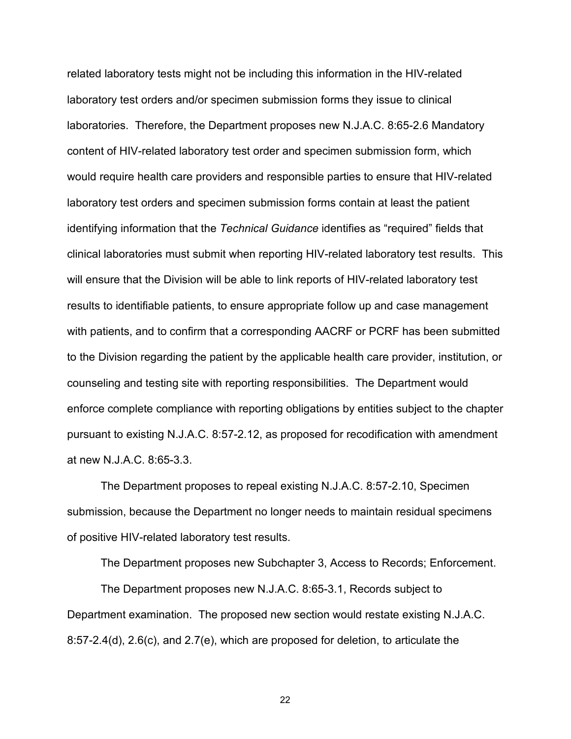related laboratory tests might not be including this information in the HIV-related laboratory test orders and/or specimen submission forms they issue to clinical laboratories. Therefore, the Department proposes new N.J.A.C. 8:65-2.6 Mandatory content of HIV-related laboratory test order and specimen submission form, which would require health care providers and responsible parties to ensure that HIV-related laboratory test orders and specimen submission forms contain at least the patient identifying information that the *Technical Guidance* identifies as "required" fields that clinical laboratories must submit when reporting HIV-related laboratory test results. This will ensure that the Division will be able to link reports of HIV-related laboratory test results to identifiable patients, to ensure appropriate follow up and case management with patients, and to confirm that a corresponding AACRF or PCRF has been submitted to the Division regarding the patient by the applicable health care provider, institution, or counseling and testing site with reporting responsibilities. The Department would enforce complete compliance with reporting obligations by entities subject to the chapter pursuant to existing N.J.A.C. 8:57-2.12, as proposed for recodification with amendment at new N.J.A.C. 8:65-3.3.

The Department proposes to repeal existing N.J.A.C. 8:57-2.10, Specimen submission, because the Department no longer needs to maintain residual specimens of positive HIV-related laboratory test results.

The Department proposes new Subchapter 3, Access to Records; Enforcement.

The Department proposes new N.J.A.C. 8:65-3.1, Records subject to Department examination. The proposed new section would restate existing N.J.A.C. 8:57-2.4(d), 2.6(c), and 2.7(e), which are proposed for deletion, to articulate the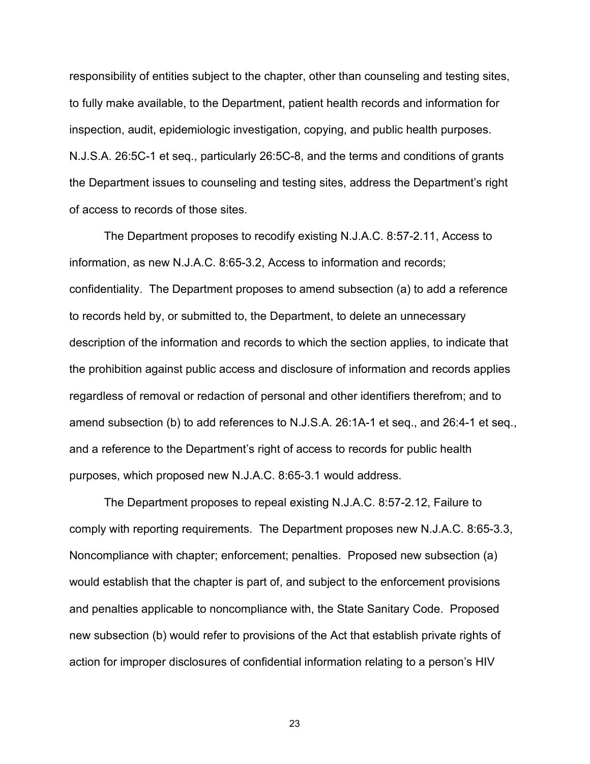responsibility of entities subject to the chapter, other than counseling and testing sites, to fully make available, to the Department, patient health records and information for inspection, audit, epidemiologic investigation, copying, and public health purposes. N.J.S.A. 26:5C-1 et seq., particularly 26:5C-8, and the terms and conditions of grants the Department issues to counseling and testing sites, address the Department's right of access to records of those sites.

The Department proposes to recodify existing N.J.A.C. 8:57-2.11, Access to information, as new N.J.A.C. 8:65-3.2, Access to information and records; confidentiality. The Department proposes to amend subsection (a) to add a reference to records held by, or submitted to, the Department, to delete an unnecessary description of the information and records to which the section applies, to indicate that the prohibition against public access and disclosure of information and records applies regardless of removal or redaction of personal and other identifiers therefrom; and to amend subsection (b) to add references to N.J.S.A. 26:1A-1 et seq., and 26:4-1 et seq., and a reference to the Department's right of access to records for public health purposes, which proposed new N.J.A.C. 8:65-3.1 would address.

The Department proposes to repeal existing N.J.A.C. 8:57-2.12, Failure to comply with reporting requirements. The Department proposes new N.J.A.C. 8:65-3.3, Noncompliance with chapter; enforcement; penalties. Proposed new subsection (a) would establish that the chapter is part of, and subject to the enforcement provisions and penalties applicable to noncompliance with, the State Sanitary Code. Proposed new subsection (b) would refer to provisions of the Act that establish private rights of action for improper disclosures of confidential information relating to a person's HIV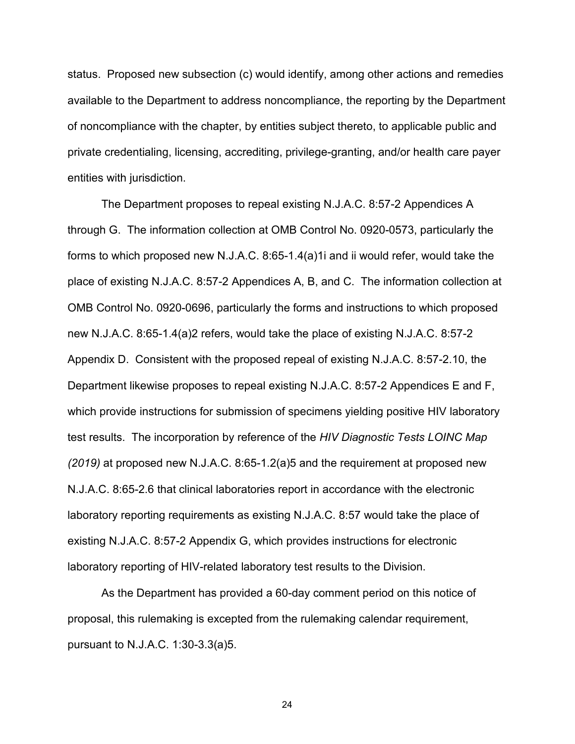status. Proposed new subsection (c) would identify, among other actions and remedies available to the Department to address noncompliance, the reporting by the Department of noncompliance with the chapter, by entities subject thereto, to applicable public and private credentialing, licensing, accrediting, privilege-granting, and/or health care payer entities with jurisdiction.

The Department proposes to repeal existing N.J.A.C. 8:57-2 Appendices A through G. The information collection at OMB Control No. 0920-0573, particularly the forms to which proposed new N.J.A.C. 8:65-1.4(a)1i and ii would refer, would take the place of existing N.J.A.C. 8:57-2 Appendices A, B, and C. The information collection at OMB Control No. 0920-0696, particularly the forms and instructions to which proposed new N.J.A.C. 8:65-1.4(a)2 refers, would take the place of existing N.J.A.C. 8:57-2 Appendix D. Consistent with the proposed repeal of existing N.J.A.C. 8:57-2.10, the Department likewise proposes to repeal existing N.J.A.C. 8:57-2 Appendices E and F, which provide instructions for submission of specimens yielding positive HIV laboratory test results. The incorporation by reference of the *HIV Diagnostic Tests LOINC Map (2019)* at proposed new N.J.A.C. 8:65-1.2(a)5 and the requirement at proposed new N.J.A.C. 8:65-2.6 that clinical laboratories report in accordance with the electronic laboratory reporting requirements as existing N.J.A.C. 8:57 would take the place of existing N.J.A.C. 8:57-2 Appendix G, which provides instructions for electronic laboratory reporting of HIV-related laboratory test results to the Division.

As the Department has provided a 60-day comment period on this notice of proposal, this rulemaking is excepted from the rulemaking calendar requirement, pursuant to N.J.A.C. 1:30-3.3(a)5.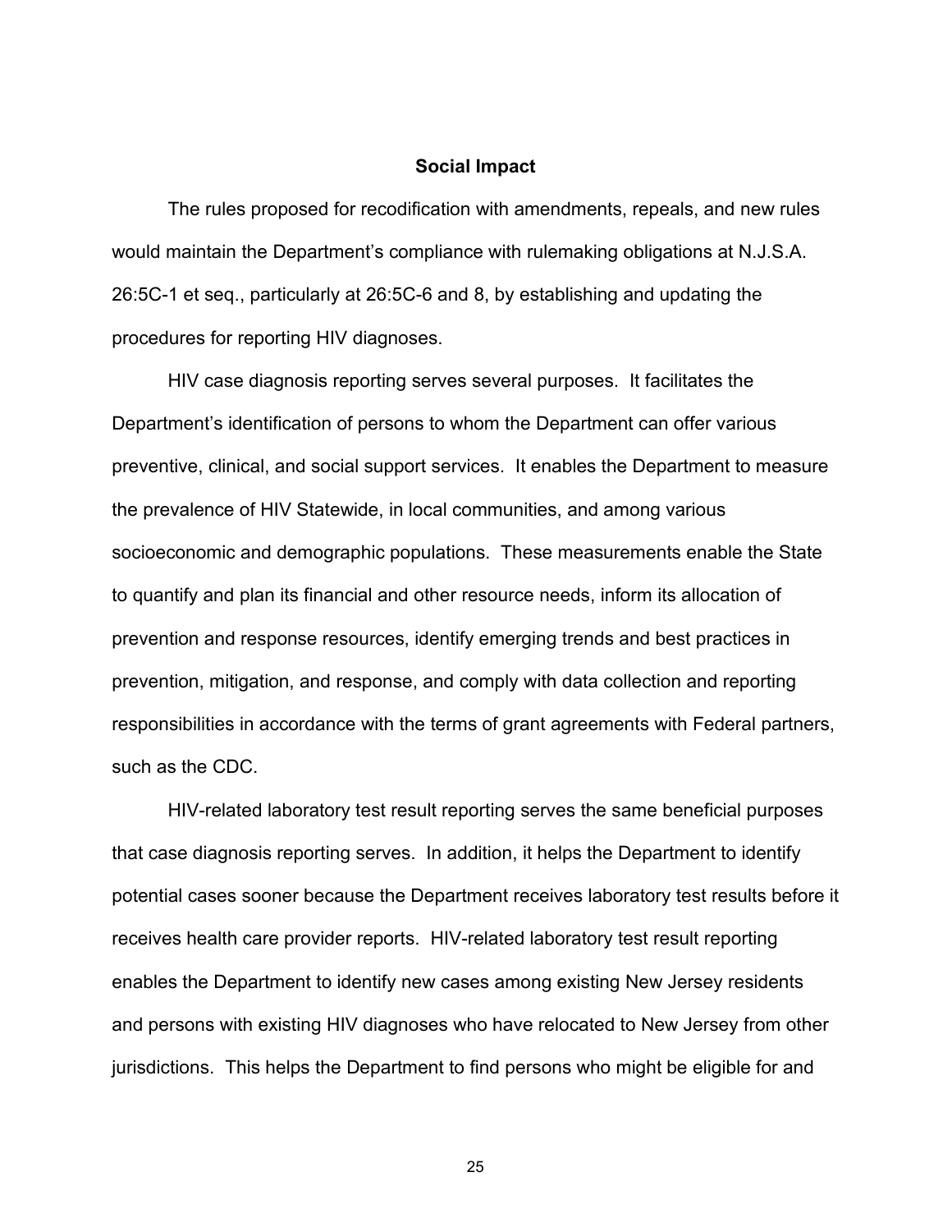## Social Impact

The rules proposed for recodification with amendments, repeals, and new rules would maintain the Department's compliance with rulemaking obligations at N.J.S.A. 26:5C-1 et seq., particularly at 26:5C-6 and 8, by establishing and updating the procedures for reporting HIV diagnoses.

HIV case diagnosis reporting serves several purposes. It facilitates the Department's identification of persons to whom the Department can offer various preventive, clinical, and social support services. It enables the Department to measure the prevalence of HIV Statewide, in local communities, and among various socioeconomic and demographic populations. These measurements enable the State to quantify and plan its financial and other resource needs, inform its allocation of prevention and response resources, identify emerging trends and best practices in prevention, mitigation, and response, and comply with data collection and reporting responsibilities in accordance with the terms of grant agreements with Federal partners, such as the CDC.

HIV-related laboratory test result reporting serves the same beneficial purposes that case diagnosis reporting serves. In addition, it helps the Department to identify potential cases sooner because the Department receives laboratory test results before it receives health care provider reports. HIV-related laboratory test result reporting enables the Department to identify new cases among existing New Jersey residents and persons with existing HIV diagnoses who have relocated to New Jersey from other jurisdictions. This helps the Department to find persons who might be eligible for and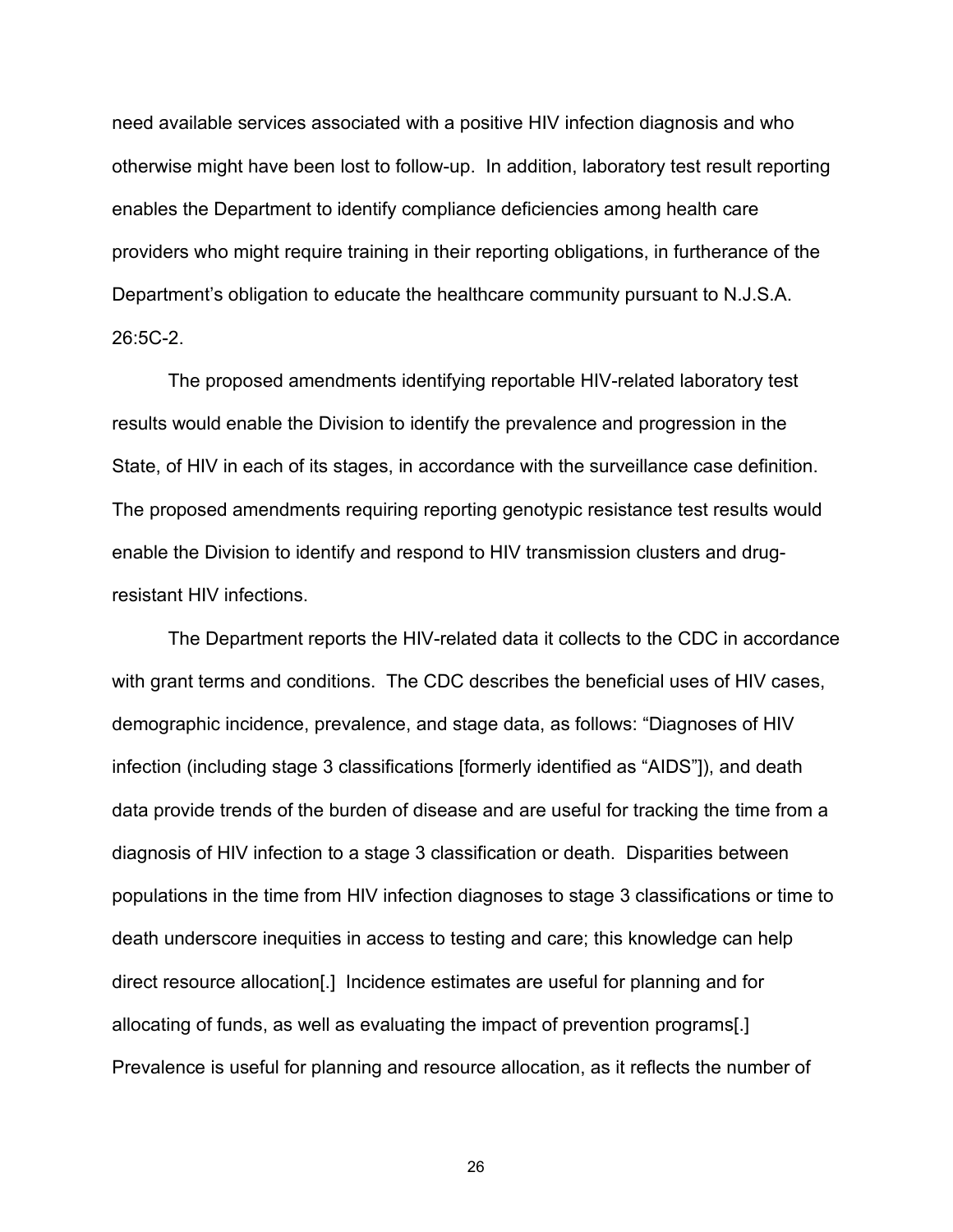need available services associated with a positive HIV infection diagnosis and who otherwise might have been lost to follow-up. In addition, laboratory test result reporting enables the Department to identify compliance deficiencies among health care providers who might require training in their reporting obligations, in furtherance of the Department's obligation to educate the healthcare community pursuant to N.J.S.A. 26:5C-2.

The proposed amendments identifying reportable HIV-related laboratory test results would enable the Division to identify the prevalence and progression in the State, of HIV in each of its stages, in accordance with the surveillance case definition. The proposed amendments requiring reporting genotypic resistance test results would enable the Division to identify and respond to HIV transmission clusters and drug-resistant HIV infections.

The Department reports the HIV-related data it collects to the CDC in accordance with grant terms and conditions. The CDC describes the beneficial uses of HIV cases, demographic incidence, prevalence, and stage data, as follows: "Diagnoses of HIV infection (including stage 3 classifications [formerly identified as "AIDS"]), and death data provide trends of the burden of disease and are useful for tracking the time from a diagnosis of HIV infection to a stage 3 classification or death. Disparities between populations in the time from HIV infection diagnoses to stage 3 classifications or time to death underscore inequities in access to testing and care; this knowledge can help direct resource allocation[.] Incidence estimates are useful for planning and for allocating of funds, as well as evaluating the impact of prevention programs[.] Prevalence is useful for planning and resource allocation, as it reflects the number of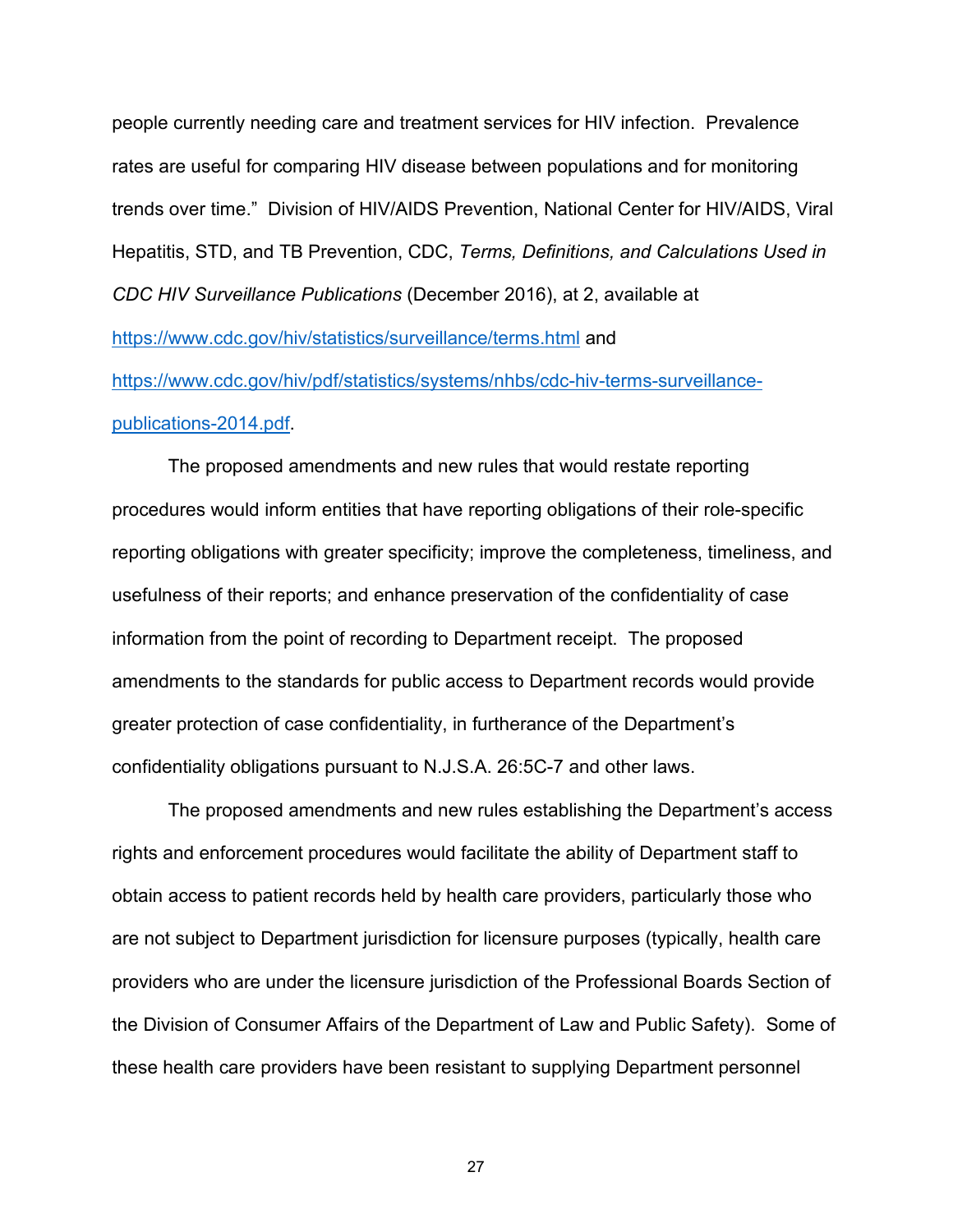people currently needing care and treatment services for HIV infection. Prevalence rates are useful for comparing HIV disease between populations and for monitoring trends over time." Division of HIV/AIDS Prevention, National Center for HIV/AIDS, Viral Hepatitis, STD, and TB Prevention, CDC, *Terms, Definitions, and Calculations Used in CDC HIV Surveillance Publications* (December 2016), at 2, available at https://www.cdc.gov/hiv/statistics/surveillance/terms.html and https://www.cdc.gov/hiv/pdf/statistics/systems/nhbs/cdc-hiv-terms-surveillance-publications-2014.pdf.

The proposed amendments and new rules that would restate reporting procedures would inform entities that have reporting obligations of their role-specific reporting obligations with greater specificity; improve the completeness, timeliness, and usefulness of their reports; and enhance preservation of the confidentiality of case information from the point of recording to Department receipt. The proposed amendments to the standards for public access to Department records would provide greater protection of case confidentiality, in furtherance of the Department's confidentiality obligations pursuant to N.J.S.A. 26:5C-7 and other laws.

The proposed amendments and new rules establishing the Department's access rights and enforcement procedures would facilitate the ability of Department staff to obtain access to patient records held by health care providers, particularly those who are not subject to Department jurisdiction for licensure purposes (typically, health care providers who are under the licensure jurisdiction of the Professional Boards Section of the Division of Consumer Affairs of the Department of Law and Public Safety). Some of these health care providers have been resistant to supplying Department personnel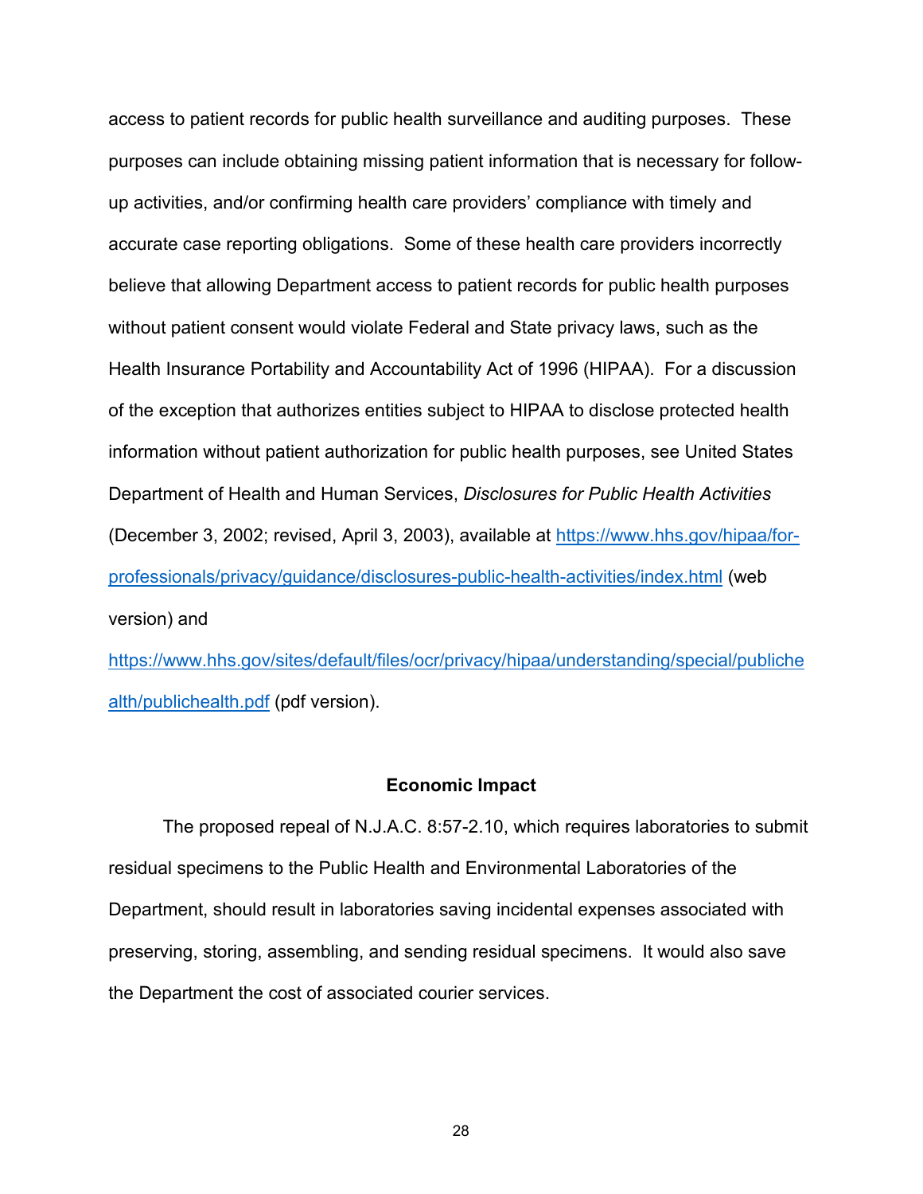access to patient records for public health surveillance and auditing purposes. These purposes can include obtaining missing patient information that is necessary for follow-up activities, and/or confirming health care providers' compliance with timely and accurate case reporting obligations. Some of these health care providers incorrectly believe that allowing Department access to patient records for public health purposes without patient consent would violate Federal and State privacy laws, such as the Health Insurance Portability and Accountability Act of 1996 (HIPAA). For a discussion of the exception that authorizes entities subject to HIPAA to disclose protected health information without patient authorization for public health purposes, see United States Department of Health and Human Services, *Disclosures for Public Health Activities* (December 3, 2002; revised, April 3, 2003), available at https://www.hhs.gov/hipaa/for-professionals/privacy/guidance/disclosures-public-health-activities/index.html (web version) and https://www.hhs.gov/sites/default/files/ocr/privacy/hipaa/understanding/special/publichealth/publichealth.pdf (pdf version).

## Economic Impact

The proposed repeal of N.J.A.C. 8:57-2.10, which requires laboratories to submit residual specimens to the Public Health and Environmental Laboratories of the Department, should result in laboratories saving incidental expenses associated with preserving, storing, assembling, and sending residual specimens. It would also save the Department the cost of associated courier services.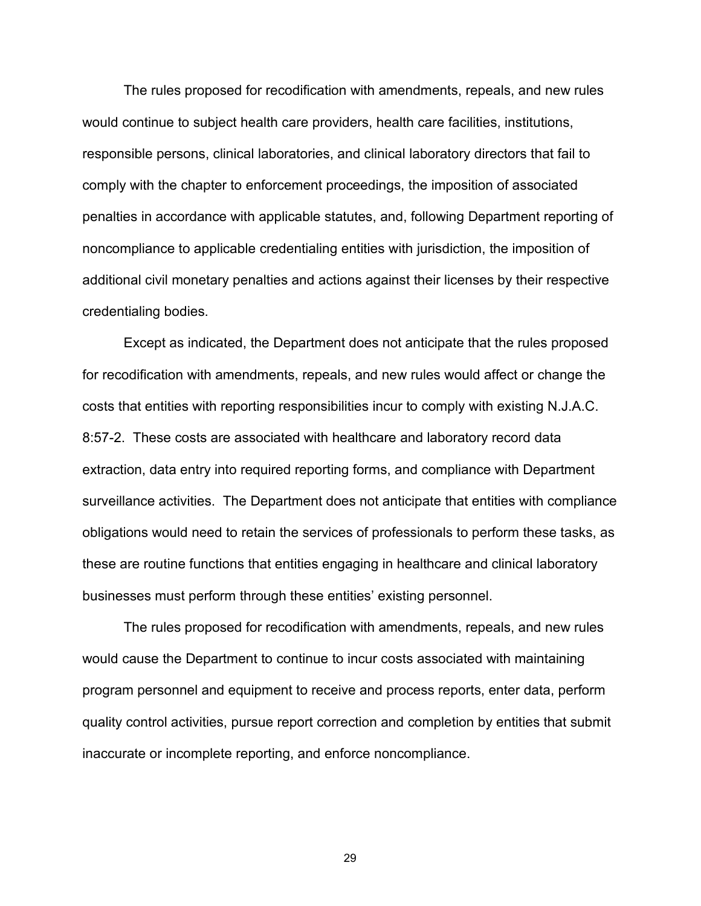The rules proposed for recodification with amendments, repeals, and new rules would continue to subject health care providers, health care facilities, institutions, responsible persons, clinical laboratories, and clinical laboratory directors that fail to comply with the chapter to enforcement proceedings, the imposition of associated penalties in accordance with applicable statutes, and, following Department reporting of noncompliance to applicable credentialing entities with jurisdiction, the imposition of additional civil monetary penalties and actions against their licenses by their respective credentialing bodies.

Except as indicated, the Department does not anticipate that the rules proposed for recodification with amendments, repeals, and new rules would affect or change the costs that entities with reporting responsibilities incur to comply with existing N.J.A.C. 8:57-2. These costs are associated with healthcare and laboratory record data extraction, data entry into required reporting forms, and compliance with Department surveillance activities. The Department does not anticipate that entities with compliance obligations would need to retain the services of professionals to perform these tasks, as these are routine functions that entities engaging in healthcare and clinical laboratory businesses must perform through these entities' existing personnel.

The rules proposed for recodification with amendments, repeals, and new rules would cause the Department to continue to incur costs associated with maintaining program personnel and equipment to receive and process reports, enter data, perform quality control activities, pursue report correction and completion by entities that submit inaccurate or incomplete reporting, and enforce noncompliance.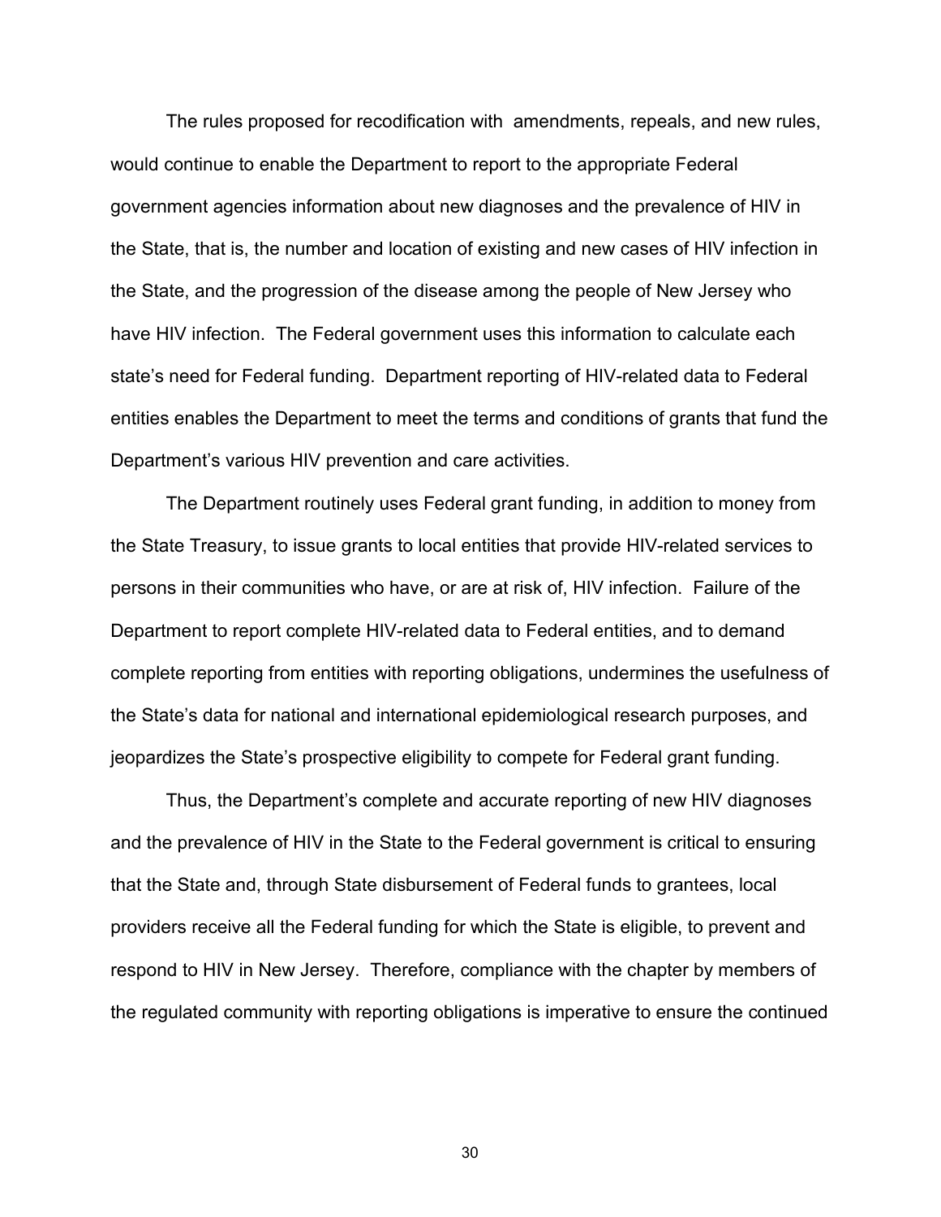The rules proposed for recodification with amendments, repeals, and new rules, would continue to enable the Department to report to the appropriate Federal government agencies information about new diagnoses and the prevalence of HIV in the State, that is, the number and location of existing and new cases of HIV infection in the State, and the progression of the disease among the people of New Jersey who have HIV infection. The Federal government uses this information to calculate each state's need for Federal funding. Department reporting of HIV-related data to Federal entities enables the Department to meet the terms and conditions of grants that fund the Department's various HIV prevention and care activities.

The Department routinely uses Federal grant funding, in addition to money from the State Treasury, to issue grants to local entities that provide HIV-related services to persons in their communities who have, or are at risk of, HIV infection. Failure of the Department to report complete HIV-related data to Federal entities, and to demand complete reporting from entities with reporting obligations, undermines the usefulness of the State's data for national and international epidemiological research purposes, and jeopardizes the State's prospective eligibility to compete for Federal grant funding.

Thus, the Department's complete and accurate reporting of new HIV diagnoses and the prevalence of HIV in the State to the Federal government is critical to ensuring that the State and, through State disbursement of Federal funds to grantees, local providers receive all the Federal funding for which the State is eligible, to prevent and respond to HIV in New Jersey. Therefore, compliance with the chapter by members of the regulated community with reporting obligations is imperative to ensure the continued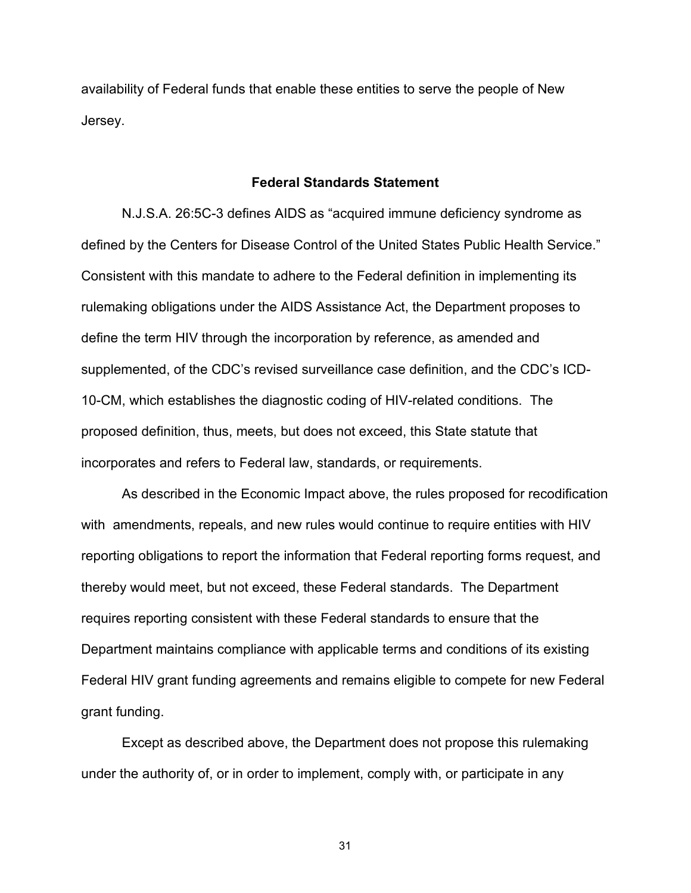availability of Federal funds that enable these entities to serve the people of New Jersey.

**Federal Standards Statement**

N.J.S.A. 26:5C-3 defines AIDS as "acquired immune deficiency syndrome as defined by the Centers for Disease Control of the United States Public Health Service." Consistent with this mandate to adhere to the Federal definition in implementing its rulemaking obligations under the AIDS Assistance Act, the Department proposes to define the term HIV through the incorporation by reference, as amended and supplemented, of the CDC's revised surveillance case definition, and the CDC's ICD-10-CM, which establishes the diagnostic coding of HIV-related conditions. The proposed definition, thus, meets, but does not exceed, this State statute that incorporates and refers to Federal law, standards, or requirements.

As described in the Economic Impact above, the rules proposed for recodification with amendments, repeals, and new rules would continue to require entities with HIV reporting obligations to report the information that Federal reporting forms request, and thereby would meet, but not exceed, these Federal standards. The Department requires reporting consistent with these Federal standards to ensure that the Department maintains compliance with applicable terms and conditions of its existing Federal HIV grant funding agreements and remains eligible to compete for new Federal grant funding.

Except as described above, the Department does not propose this rulemaking under the authority of, or in order to implement, comply with, or participate in any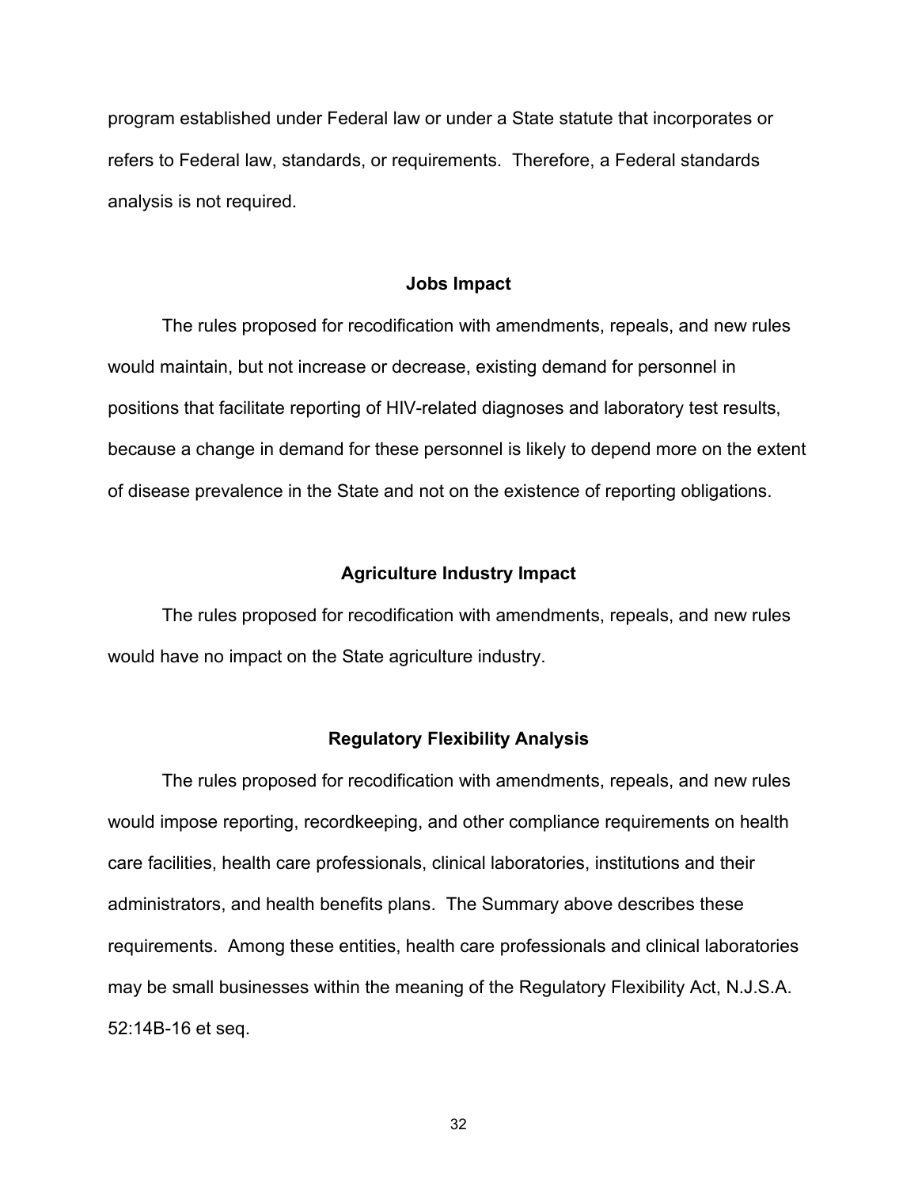program established under Federal law or under a State statute that incorporates or refers to Federal law, standards, or requirements. Therefore, a Federal standards analysis is not required.

## Jobs Impact

The rules proposed for recodification with amendments, repeals, and new rules would maintain, but not increase or decrease, existing demand for personnel in positions that facilitate reporting of HIV-related diagnoses and laboratory test results, because a change in demand for these personnel is likely to depend more on the extent of disease prevalence in the State and not on the existence of reporting obligations.

## Agriculture Industry Impact

The rules proposed for recodification with amendments, repeals, and new rules would have no impact on the State agriculture industry.

## Regulatory Flexibility Analysis

The rules proposed for recodification with amendments, repeals, and new rules would impose reporting, recordkeeping, and other compliance requirements on health care facilities, health care professionals, clinical laboratories, institutions and their administrators, and health benefits plans. The Summary above describes these requirements. Among these entities, health care professionals and clinical laboratories may be small businesses within the meaning of the Regulatory Flexibility Act, N.J.S.A. 52:14B-16 et seq.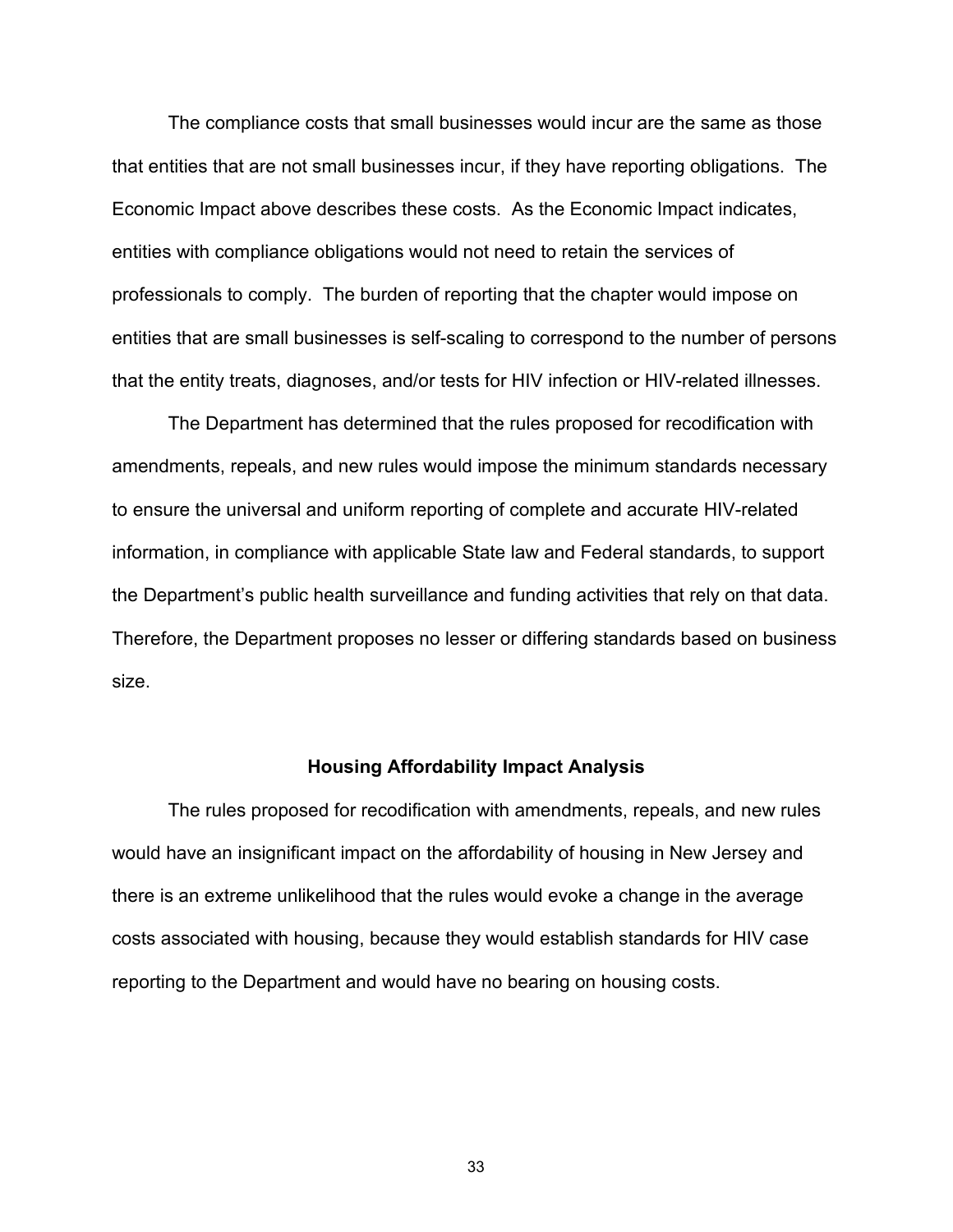The compliance costs that small businesses would incur are the same as those that entities that are not small businesses incur, if they have reporting obligations. The Economic Impact above describes these costs. As the Economic Impact indicates, entities with compliance obligations would not need to retain the services of professionals to comply. The burden of reporting that the chapter would impose on entities that are small businesses is self-scaling to correspond to the number of persons that the entity treats, diagnoses, and/or tests for HIV infection or HIV-related illnesses.

The Department has determined that the rules proposed for recodification with amendments, repeals, and new rules would impose the minimum standards necessary to ensure the universal and uniform reporting of complete and accurate HIV-related information, in compliance with applicable State law and Federal standards, to support the Department's public health surveillance and funding activities that rely on that data. Therefore, the Department proposes no lesser or differing standards based on business size.

**Housing Affordability Impact Analysis**

The rules proposed for recodification with amendments, repeals, and new rules would have an insignificant impact on the affordability of housing in New Jersey and there is an extreme unlikelihood that the rules would evoke a change in the average costs associated with housing, because they would establish standards for HIV case reporting to the Department and would have no bearing on housing costs.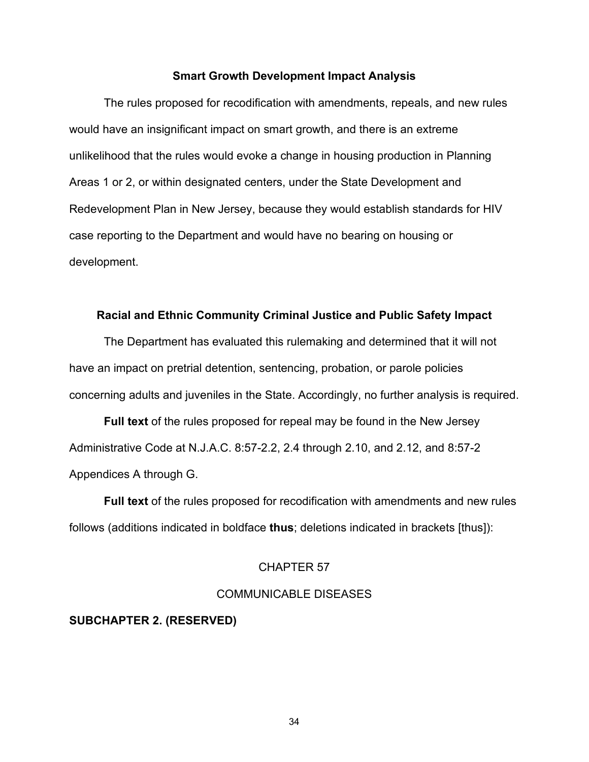### Smart Growth Development Impact Analysis

The rules proposed for recodification with amendments, repeals, and new rules would have an insignificant impact on smart growth, and there is an extreme unlikelihood that the rules would evoke a change in housing production in Planning Areas 1 or 2, or within designated centers, under the State Development and Redevelopment Plan in New Jersey, because they would establish standards for HIV case reporting to the Department and would have no bearing on housing or development.

### Racial and Ethnic Community Criminal Justice and Public Safety Impact

The Department has evaluated this rulemaking and determined that it will not have an impact on pretrial detention, sentencing, probation, or parole policies concerning adults and juveniles in the State. Accordingly, no further analysis is required.

**Full text** of the rules proposed for repeal may be found in the New Jersey Administrative Code at N.J.A.C. 8:57-2.2, 2.4 through 2.10, and 2.12, and 8:57-2 Appendices A through G.

**Full text** of the rules proposed for recodification with amendments and new rules follows (additions indicated in boldface **thus**; deletions indicated in brackets [thus]):

CHAPTER 57

COMMUNICABLE DISEASES

**SUBCHAPTER 2. (RESERVED)**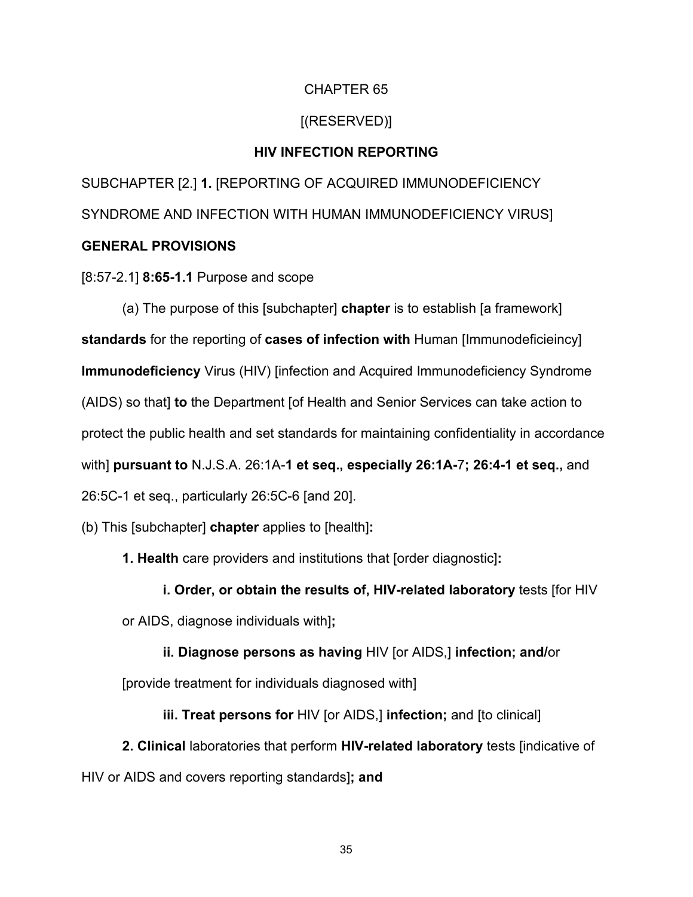CHAPTER 65

[(RESERVED)]

**HIV INFECTION REPORTING**

SUBCHAPTER [2.] **1.** [REPORTING OF ACQUIRED IMMUNODEFICIENCY SYNDROME AND INFECTION WITH HUMAN IMMUNODEFICIENCY VIRUS]

**GENERAL PROVISIONS**

[8:57-2.1] **8:65-1.1** Purpose and scope

(a) The purpose of this [subchapter] **chapter** is to establish [a framework] **standards** for the reporting of **cases of infection with** Human [Immunodeficieincy] **Immunodeficiency** Virus (HIV) [infection and Acquired Immunodeficiency Syndrome (AIDS) so that] **to** the Department [of Health and Senior Services can take action to protect the public health and set standards for maintaining confidentiality in accordance with] **pursuant to** N.J.S.A. 26:1A-**1 et seq., especially 26:1A-**7**; 26:4-1 et seq.,** and 26:5C-1 et seq., particularly 26:5C-6 [and 20].

(b) This [subchapter] **chapter** applies to [health]**:**

**1. Health** care providers and institutions that [order diagnostic]**:**

**i. Order, or obtain the results of, HIV-related laboratory** tests [for HIV or AIDS, diagnose individuals with]**;**

**ii. Diagnose persons as having** HIV [or AIDS,] **infection; and/**or [provide treatment for individuals diagnosed with]

**iii. Treat persons for** HIV [or AIDS,] **infection;** and [to clinical]

**2. Clinical** laboratories that perform **HIV-related laboratory** tests [indicative of HIV or AIDS and covers reporting standards]**; and**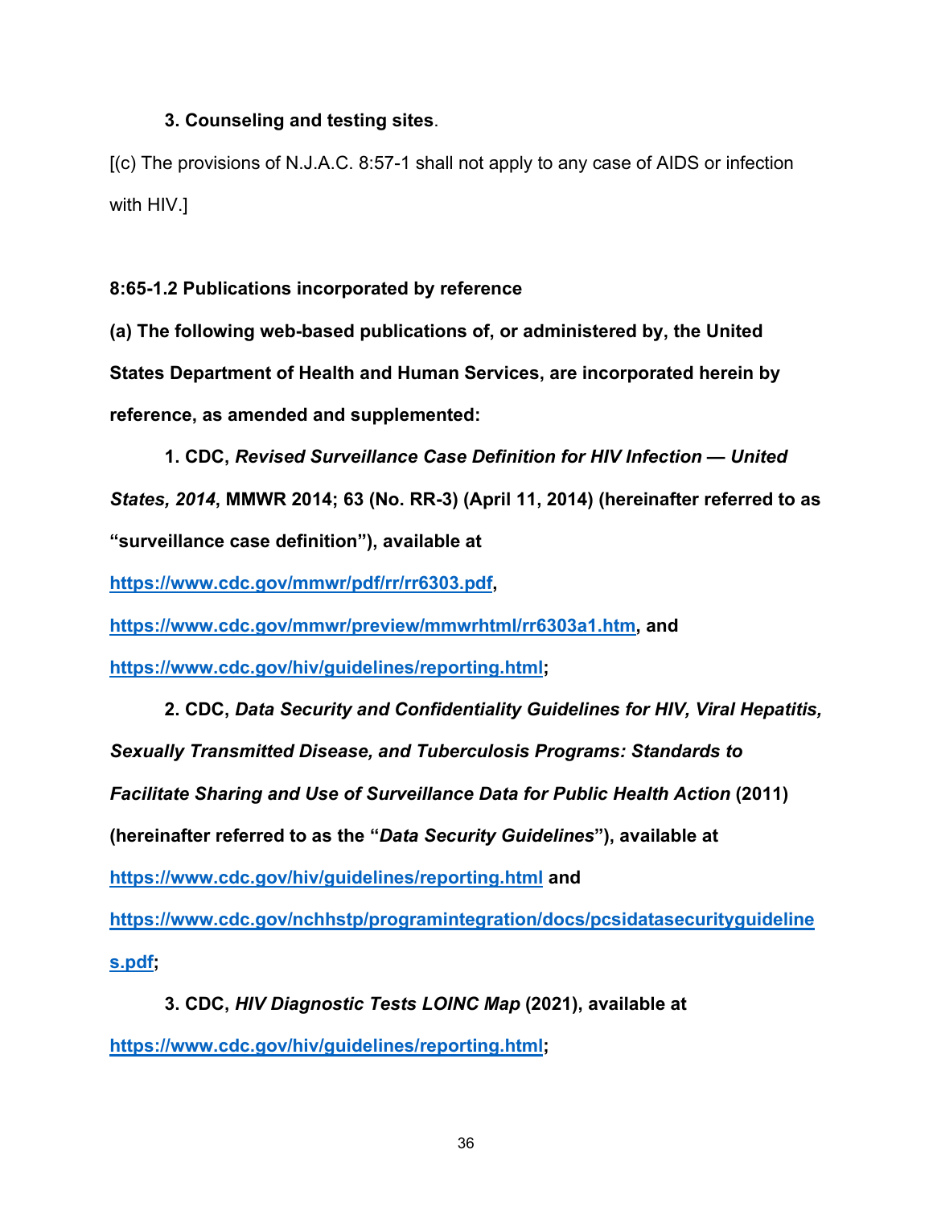**3. Counseling and testing sites**.

[(c) The provisions of N.J.A.C. 8:57-1 shall not apply to any case of AIDS or infection with HIV.]

**8:65-1.2 Publications incorporated by reference**

**(a) The following web-based publications of, or administered by, the United States Department of Health and Human Services, are incorporated herein by reference, as amended and supplemented:**

**1. CDC, *Revised Surveillance Case Definition for HIV Infection — United States, 2014*, MMWR 2014; 63 (No. RR-3) (April 11, 2014) (hereinafter referred to as "surveillance case definition"), available at https://www.cdc.gov/mmwr/pdf/rr/rr6303.pdf, https://www.cdc.gov/mmwr/preview/mmwrhtml/rr6303a1.htm, and https://www.cdc.gov/hiv/guidelines/reporting.html;**

**2. CDC, *Data Security and Confidentiality Guidelines for HIV, Viral Hepatitis, Sexually Transmitted Disease, and Tuberculosis Programs: Standards to Facilitate Sharing and Use of Surveillance Data for Public Health Action* (2011) (hereinafter referred to as the "*Data Security Guidelines*"), available at https://www.cdc.gov/hiv/guidelines/reporting.html and https://www.cdc.gov/nchhstp/programintegration/docs/pcsidatasecurityguidelines.pdf;**

**3. CDC, *HIV Diagnostic Tests LOINC Map* (2021), available at https://www.cdc.gov/hiv/guidelines/reporting.html;**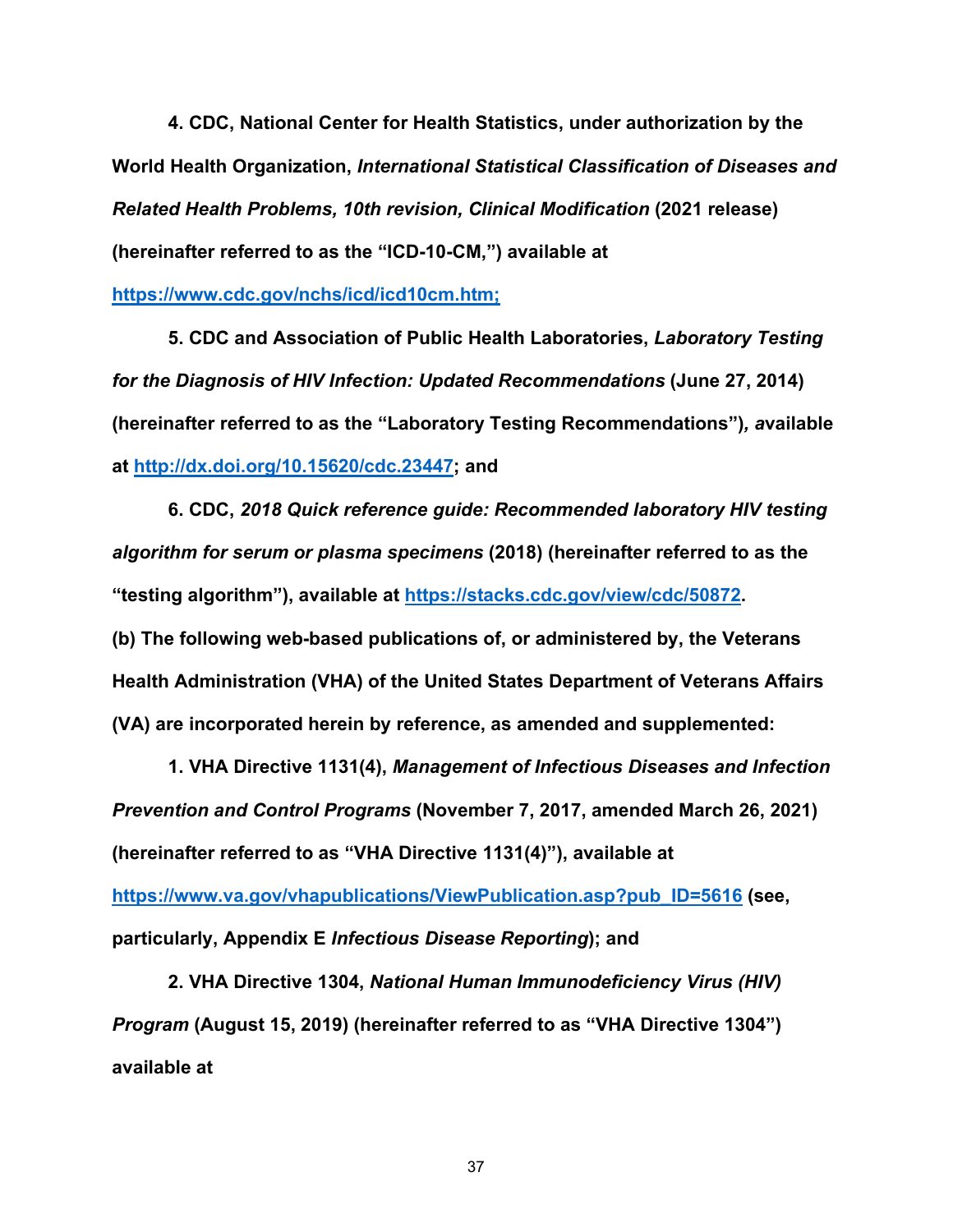**4. CDC, National Center for Health Statistics, under authorization by the World Health Organization, *International Statistical Classification of Diseases and Related Health Problems, 10th revision, Clinical Modification* (2021 release) (hereinafter referred to as the "ICD-10-CM,") available at [https://www.cdc.gov/nchs/icd/icd10cm.htm;](https://www.cdc.gov/nchs/icd/icd10cm.htm)**

**5. CDC and Association of Public Health Laboratories, *Laboratory Testing for the Diagnosis of HIV Infection: Updated Recommendations* (June 27, 2014) (hereinafter referred to as the "Laboratory Testing Recommendations")*, a*vailable at [http://dx.doi.org/10.15620/cdc.23447](http://dx.doi.org/10.15620/cdc.23447); and**

**6. CDC, *2018 Quick reference guide: Recommended laboratory HIV testing algorithm for serum or plasma specimens* (2018) (hereinafter referred to as the "testing algorithm"), available at [https://stacks.cdc.gov/view/cdc/50872](https://stacks.cdc.gov/view/cdc/50872).**

**(b) The following web-based publications of, or administered by, the Veterans Health Administration (VHA) of the United States Department of Veterans Affairs (VA) are incorporated herein by reference, as amended and supplemented:**

**1. VHA Directive 1131(4), *Management of Infectious Diseases and Infection Prevention and Control Programs* (November 7, 2017, amended March 26, 2021) (hereinafter referred to as "VHA Directive 1131(4)"), available at [https://www.va.gov/vhapublications/ViewPublication.asp?pub_ID=5616](https://www.va.gov/vhapublications/ViewPublication.asp?pub_ID=5616) (see, particularly, Appendix E *Infectious Disease Reporting*); and**

**2. VHA Directive 1304, *National Human Immunodeficiency Virus (HIV) Program* (August 15, 2019) (hereinafter referred to as "VHA Directive 1304") available at**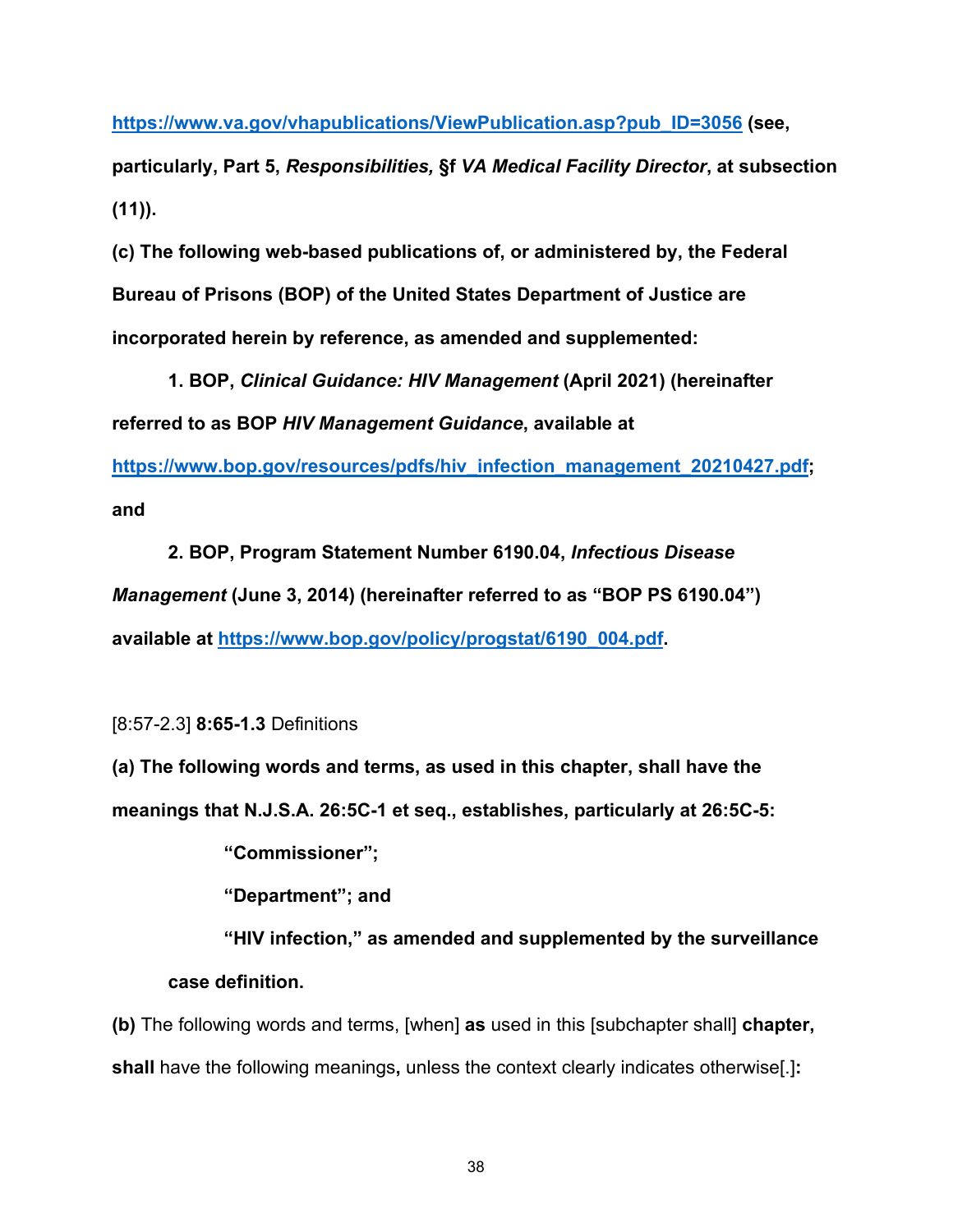**https://www.va.gov/vhapublications/ViewPublication.asp?pub_ID=3056 (see, particularly, Part 5, *Responsibilities,* §f *VA Medical Facility Director*, at subsection (11)).**

**(c) The following web-based publications of, or administered by, the Federal Bureau of Prisons (BOP) of the United States Department of Justice are incorporated herein by reference, as amended and supplemented:**

**1. BOP, *Clinical Guidance: HIV Management* (April 2021) (hereinafter referred to as BOP *HIV Management Guidance*, available at https://www.bop.gov/resources/pdfs/hiv_infection_management_20210427.pdf; and**

**2. BOP, Program Statement Number 6190.04, *Infectious Disease Management* (June 3, 2014) (hereinafter referred to as "BOP PS 6190.04") available at https://www.bop.gov/policy/progstat/6190_004.pdf.**

[8:57-2.3] **8:65-1.3** Definitions

**(a) The following words and terms, as used in this chapter, shall have the meanings that N.J.S.A. 26:5C-1 et seq., establishes, particularly at 26:5C-5:**

**"Commissioner";**

**"Department"; and**

**"HIV infection," as amended and supplemented by the surveillance case definition.**

**(b)** The following words and terms, [when] **as** used in this [subchapter shall] **chapter, shall** have the following meanings**,** unless the context clearly indicates otherwise[.]**:**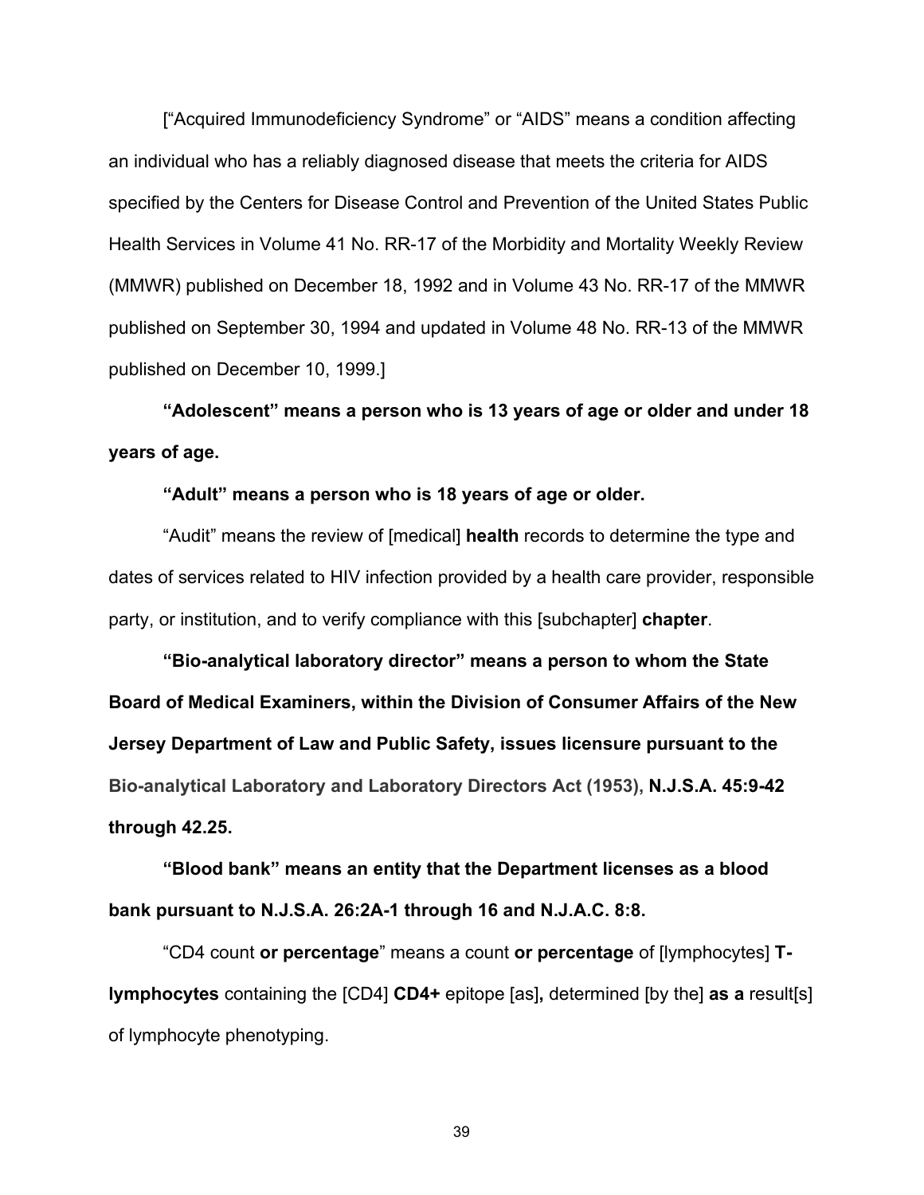["Acquired Immunodeficiency Syndrome" or "AIDS" means a condition affecting an individual who has a reliably diagnosed disease that meets the criteria for AIDS specified by the Centers for Disease Control and Prevention of the United States Public Health Services in Volume 41 No. RR-17 of the Morbidity and Mortality Weekly Review (MMWR) published on December 18, 1992 and in Volume 43 No. RR-17 of the MMWR published on September 30, 1994 and updated in Volume 48 No. RR-13 of the MMWR published on December 10, 1999.]

**"Adolescent" means a person who is 13 years of age or older and under 18 years of age.**

**"Adult" means a person who is 18 years of age or older.**

"Audit" means the review of [medical] **health** records to determine the type and dates of services related to HIV infection provided by a health care provider, responsible party, or institution, and to verify compliance with this [subchapter] **chapter**.

**"Bio-analytical laboratory director" means a person to whom the State Board of Medical Examiners, within the Division of Consumer Affairs of the New Jersey Department of Law and Public Safety, issues licensure pursuant to the Bio-analytical Laboratory and Laboratory Directors Act (1953), N.J.S.A. 45:9-42 through 42.25.**

**"Blood bank" means an entity that the Department licenses as a blood bank pursuant to N.J.S.A. 26:2A-1 through 16 and N.J.A.C. 8:8.**

"CD4 count **or percentage**" means a count **or percentage** of [lymphocytes] **T-lymphocytes** containing the [CD4] **CD4+** epitope [as]**,** determined [by the] **as a** result[s] of lymphocyte phenotyping.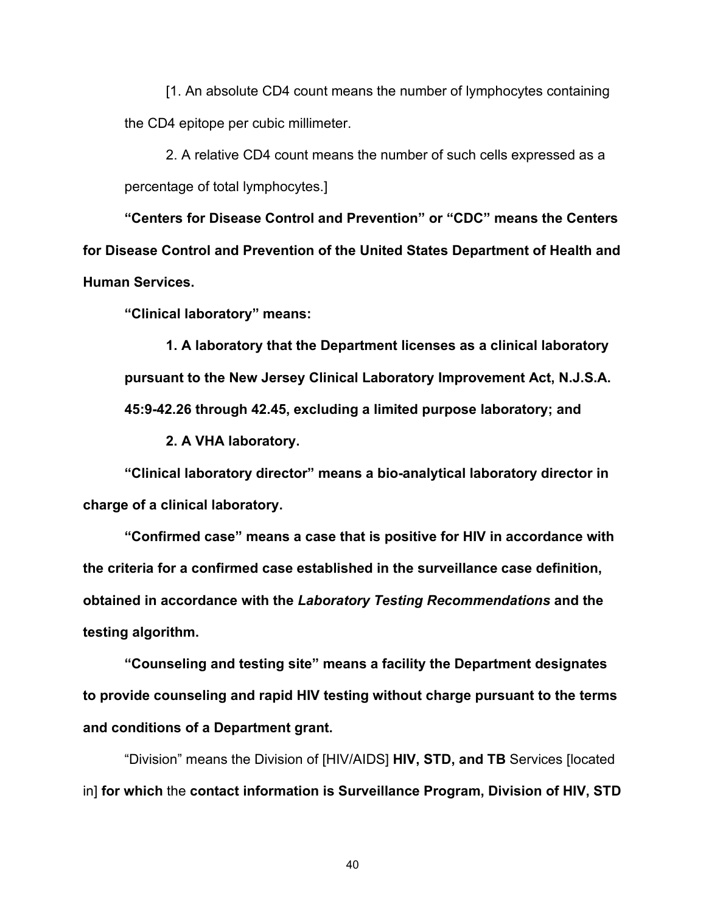[1. An absolute CD4 count means the number of lymphocytes containing the CD4 epitope per cubic millimeter.

2. A relative CD4 count means the number of such cells expressed as a percentage of total lymphocytes.]

**"Centers for Disease Control and Prevention" or "CDC" means the Centers for Disease Control and Prevention of the United States Department of Health and Human Services.**

**"Clinical laboratory" means:**

**1. A laboratory that the Department licenses as a clinical laboratory pursuant to the New Jersey Clinical Laboratory Improvement Act, N.J.S.A. 45:9-42.26 through 42.45, excluding a limited purpose laboratory; and**

**2. A VHA laboratory.**

**"Clinical laboratory director" means a bio-analytical laboratory director in charge of a clinical laboratory.**

**"Confirmed case" means a case that is positive for HIV in accordance with the criteria for a confirmed case established in the surveillance case definition, obtained in accordance with the *Laboratory Testing Recommendations* and the testing algorithm.**

**"Counseling and testing site" means a facility the Department designates to provide counseling and rapid HIV testing without charge pursuant to the terms and conditions of a Department grant.**

"Division" means the Division of [HIV/AIDS] **HIV, STD, and TB** Services [located in] **for which** the **contact information is Surveillance Program, Division of HIV, STD**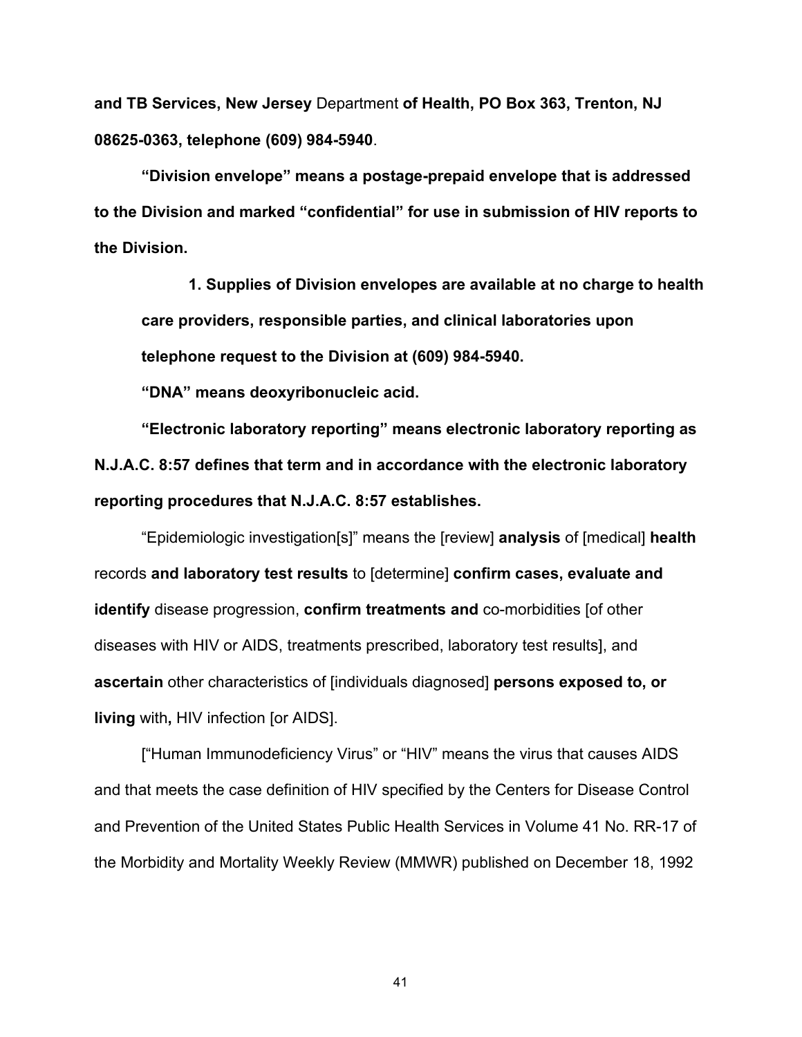**and TB Services, New Jersey** Department **of Health, PO Box 363, Trenton, NJ 08625-0363, telephone (609) 984-5940**.

**"Division envelope" means a postage-prepaid envelope that is addressed to the Division and marked "confidential" for use in submission of HIV reports to the Division.**

> **1. Supplies of Division envelopes are available at no charge to health care providers, responsible parties, and clinical laboratories upon telephone request to the Division at (609) 984-5940.**

**"DNA" means deoxyribonucleic acid.**

**"Electronic laboratory reporting" means electronic laboratory reporting as N.J.A.C. 8:57 defines that term and in accordance with the electronic laboratory reporting procedures that N.J.A.C. 8:57 establishes.**

"Epidemiologic investigation[s]" means the [review] **analysis** of [medical] **health** records **and laboratory test results** to [determine] **confirm cases, evaluate and identify** disease progression, **confirm treatments and** co-morbidities [of other diseases with HIV or AIDS, treatments prescribed, laboratory test results], and **ascertain** other characteristics of [individuals diagnosed] **persons exposed to, or living** with**,** HIV infection [or AIDS].

["Human Immunodeficiency Virus" or "HIV" means the virus that causes AIDS and that meets the case definition of HIV specified by the Centers for Disease Control and Prevention of the United States Public Health Services in Volume 41 No. RR-17 of the Morbidity and Mortality Weekly Review (MMWR) published on December 18, 1992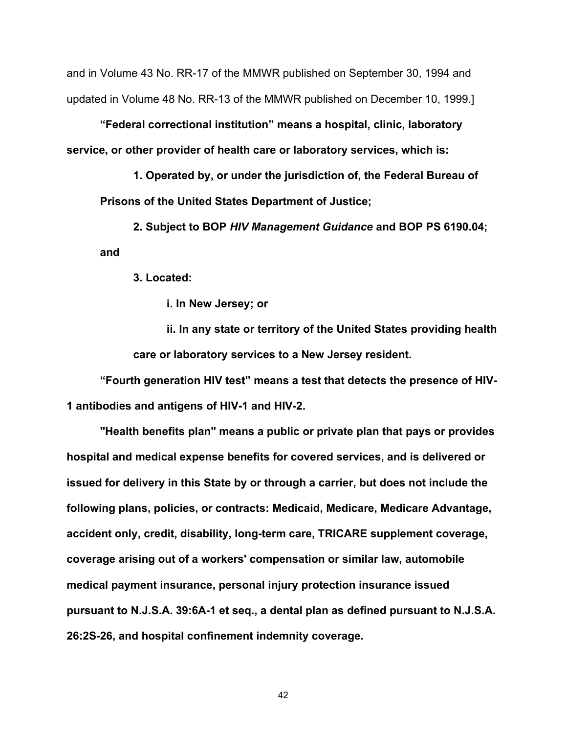and in Volume 43 No. RR-17 of the MMWR published on September 30, 1994 and updated in Volume 48 No. RR-13 of the MMWR published on December 10, 1999.]

**“Federal correctional institution” means a hospital, clinic, laboratory service, or other provider of health care or laboratory services, which is:**

**1. Operated by, or under the jurisdiction of, the Federal Bureau of Prisons of the United States Department of Justice;**

**2. Subject to BOP *HIV Management Guidance* and BOP PS 6190.04; and**

**3. Located:**

**i. In New Jersey; or**

**ii. In any state or territory of the United States providing health care or laboratory services to a New Jersey resident.**

**“Fourth generation HIV test” means a test that detects the presence of HIV-1 antibodies and antigens of HIV-1 and HIV-2.**

**"Health benefits plan" means a public or private plan that pays or provides hospital and medical expense benefits for covered services, and is delivered or issued for delivery in this State by or through a carrier, but does not include the following plans, policies, or contracts: Medicaid, Medicare, Medicare Advantage, accident only, credit, disability, long-term care, TRICARE supplement coverage, coverage arising out of a workers' compensation or similar law, automobile medical payment insurance, personal injury protection insurance issued pursuant to N.J.S.A. 39:6A-1 et seq., a dental plan as defined pursuant to N.J.S.A. 26:2S-26, and hospital confinement indemnity coverage.**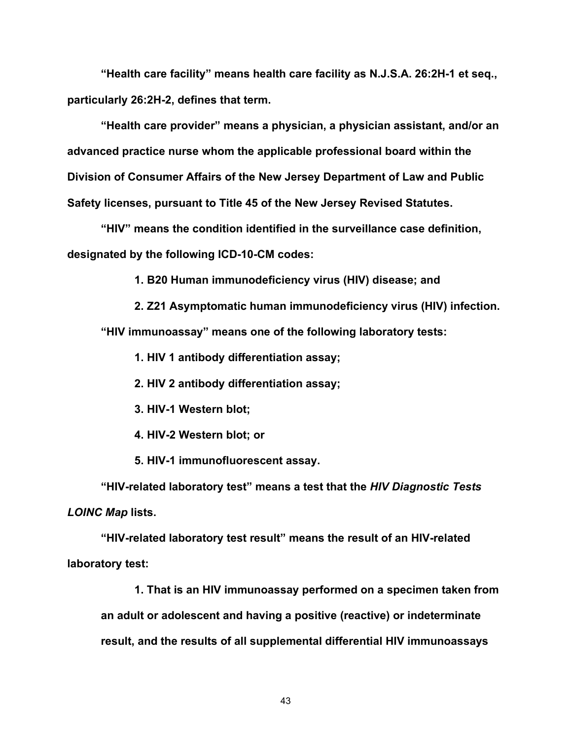**"Health care facility" means health care facility as N.J.S.A. 26:2H-1 et seq., particularly 26:2H-2, defines that term.**

**"Health care provider" means a physician, a physician assistant, and/or an advanced practice nurse whom the applicable professional board within the Division of Consumer Affairs of the New Jersey Department of Law and Public Safety licenses, pursuant to Title 45 of the New Jersey Revised Statutes.**

**"HIV" means the condition identified in the surveillance case definition, designated by the following ICD-10-CM codes:**

**1. B20 Human immunodeficiency virus (HIV) disease; and**

**2. Z21 Asymptomatic human immunodeficiency virus (HIV) infection.**

**"HIV immunoassay" means one of the following laboratory tests:**

**1. HIV 1 antibody differentiation assay;**

**2. HIV 2 antibody differentiation assay;**

**3. HIV-1 Western blot;**

**4. HIV-2 Western blot; or**

**5. HIV-1 immunofluorescent assay.**

**"HIV-related laboratory test" means a test that the *HIV Diagnostic Tests LOINC Map* lists.**

**"HIV-related laboratory test result" means the result of an HIV-related laboratory test:**

**1. That is an HIV immunoassay performed on a specimen taken from an adult or adolescent and having a positive (reactive) or indeterminate result, and the results of all supplemental differential HIV immunoassays**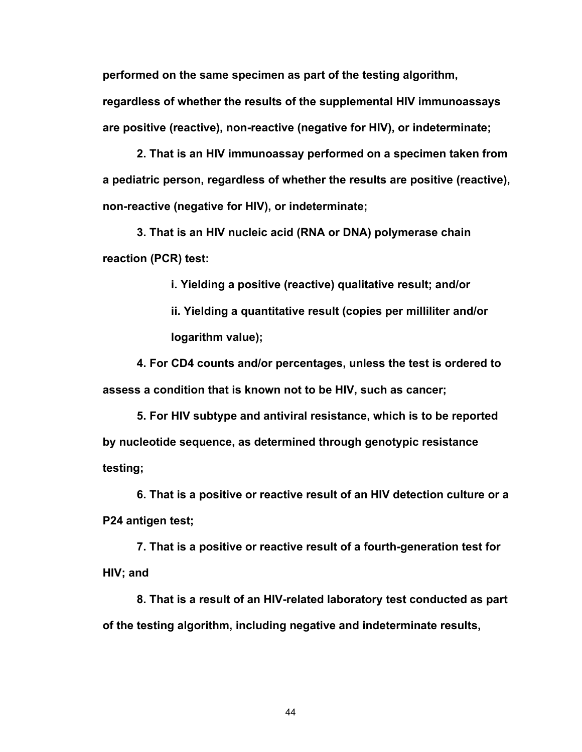**performed on the same specimen as part of the testing algorithm, regardless of whether the results of the supplemental HIV immunoassays are positive (reactive), non-reactive (negative for HIV), or indeterminate;**

**2. That is an HIV immunoassay performed on a specimen taken from a pediatric person, regardless of whether the results are positive (reactive), non-reactive (negative for HIV), or indeterminate;**

**3. That is an HIV nucleic acid (RNA or DNA) polymerase chain reaction (PCR) test:**

> **i. Yielding a positive (reactive) qualitative result; and/or**
>
> **ii. Yielding a quantitative result (copies per milliliter and/or logarithm value);**

**4. For CD4 counts and/or percentages, unless the test is ordered to assess a condition that is known not to be HIV, such as cancer;**

**5. For HIV subtype and antiviral resistance, which is to be reported by nucleotide sequence, as determined through genotypic resistance testing;**

**6. That is a positive or reactive result of an HIV detection culture or a P24 antigen test;**

**7. That is a positive or reactive result of a fourth-generation test for HIV; and**

**8. That is a result of an HIV-related laboratory test conducted as part of the testing algorithm, including negative and indeterminate results,**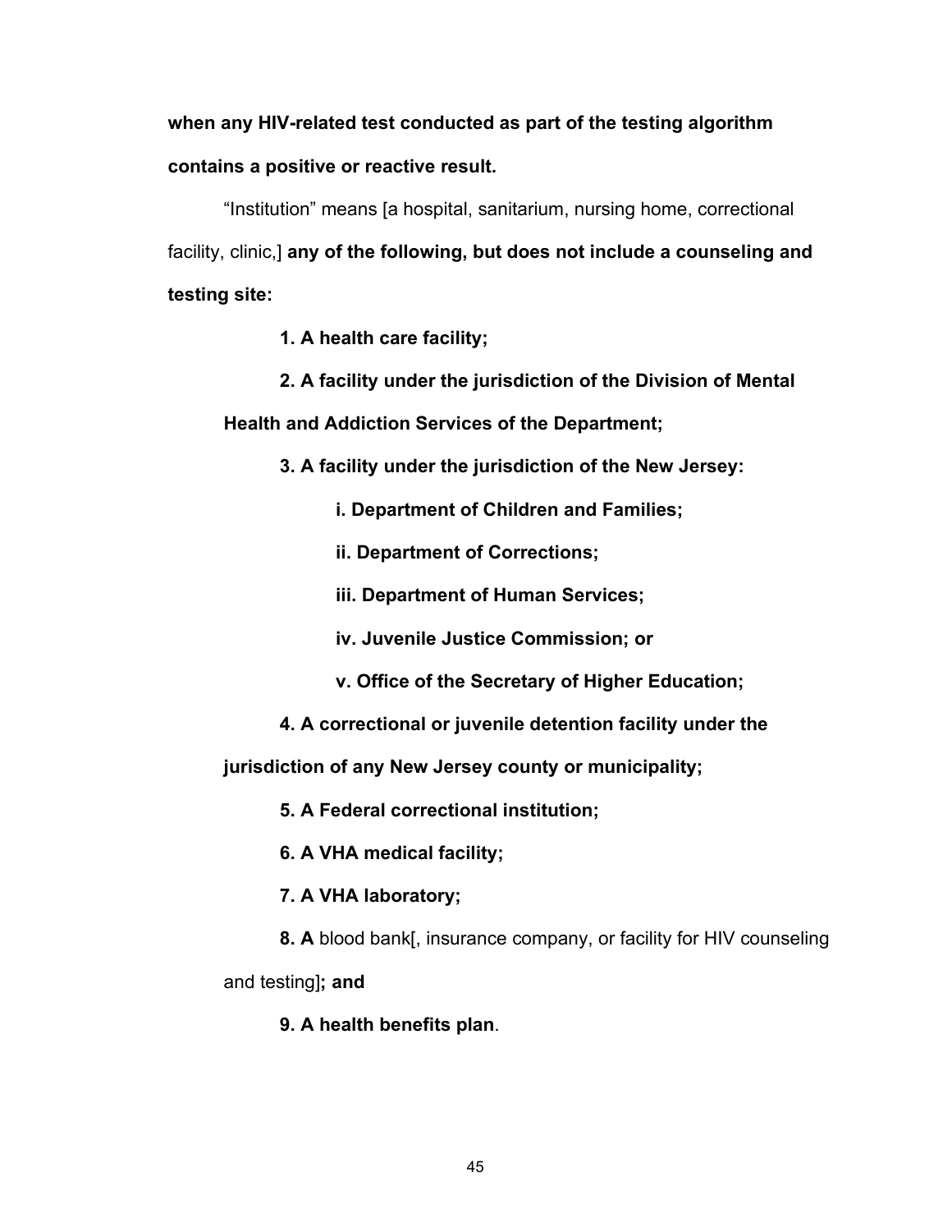**when any HIV-related test conducted as part of the testing algorithm contains a positive or reactive result.**

"Institution" means [a hospital, sanitarium, nursing home, correctional facility, clinic,] **any of the following, but does not include a counseling and testing site:**

**1. A health care facility;**

**2. A facility under the jurisdiction of the Division of Mental Health and Addiction Services of the Department;**

**3. A facility under the jurisdiction of the New Jersey:**

**i. Department of Children and Families;**

**ii. Department of Corrections;**

**iii. Department of Human Services;**

**iv. Juvenile Justice Commission; or**

**v. Office of the Secretary of Higher Education;**

**4. A correctional or juvenile detention facility under the jurisdiction of any New Jersey county or municipality;**

**5. A Federal correctional institution;**

**6. A VHA medical facility;**

**7. A VHA laboratory;**

**8. A** blood bank[, insurance company, or facility for HIV counseling and testing]**; and**

**9. A health benefits plan**.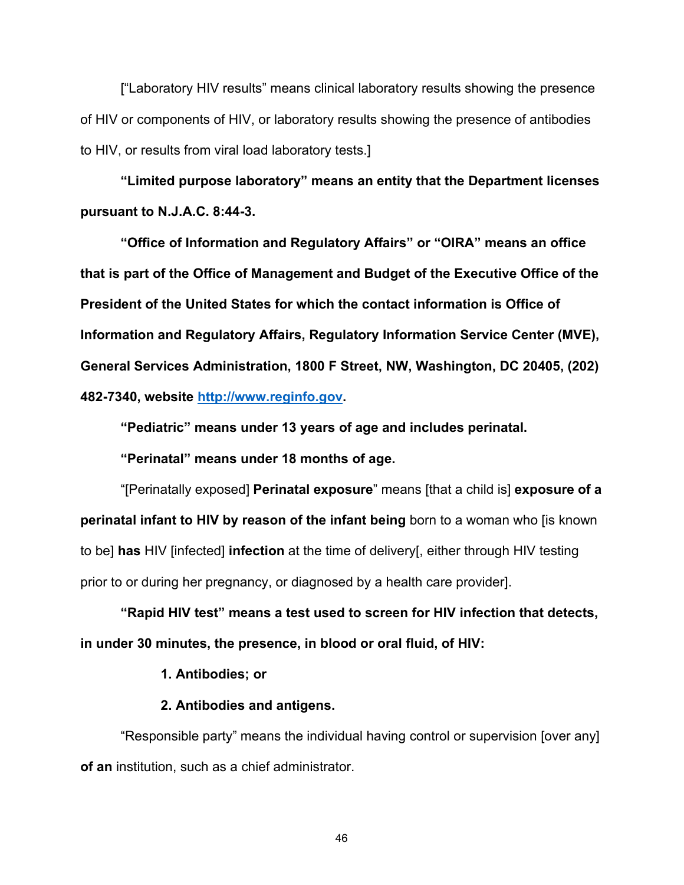["Laboratory HIV results" means clinical laboratory results showing the presence of HIV or components of HIV, or laboratory results showing the presence of antibodies to HIV, or results from viral load laboratory tests.]

**"Limited purpose laboratory" means an entity that the Department licenses pursuant to N.J.A.C. 8:44-3.**

**"Office of Information and Regulatory Affairs" or "OIRA" means an office that is part of the Office of Management and Budget of the Executive Office of the President of the United States for which the contact information is Office of Information and Regulatory Affairs, Regulatory Information Service Center (MVE), General Services Administration, 1800 F Street, NW, Washington, DC 20405, (202) 482-7340, website [http://www.reginfo.gov](http://www.reginfo.gov).**

**"Pediatric" means under 13 years of age and includes perinatal.**

**"Perinatal" means under 18 months of age.**

"[Perinatally exposed] **Perinatal exposure**" means [that a child is] **exposure of a perinatal infant to HIV by reason of the infant being** born to a woman who [is known to be] **has** HIV [infected] **infection** at the time of delivery[, either through HIV testing prior to or during her pregnancy, or diagnosed by a health care provider].

**"Rapid HIV test" means a test used to screen for HIV infection that detects, in under 30 minutes, the presence, in blood or oral fluid, of HIV:**

**1. Antibodies; or**

**2. Antibodies and antigens.**

"Responsible party" means the individual having control or supervision [over any] **of an** institution, such as a chief administrator.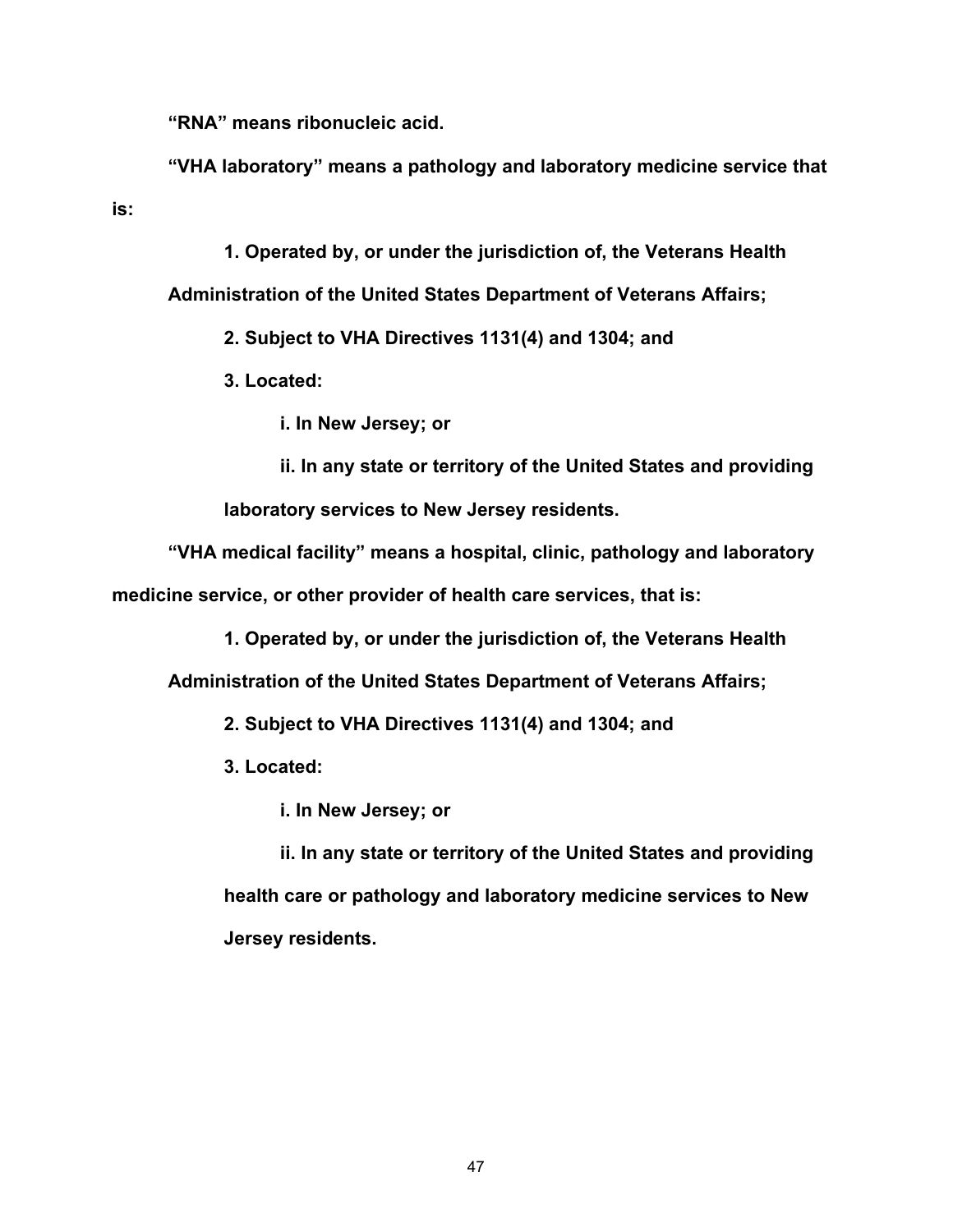**“RNA” means ribonucleic acid.**

**“VHA laboratory” means a pathology and laboratory medicine service that is:**

**1. Operated by, or under the jurisdiction of, the Veterans Health Administration of the United States Department of Veterans Affairs;**

**2. Subject to VHA Directives 1131(4) and 1304; and**

**3. Located:**

**i. In New Jersey; or**

**ii. In any state or territory of the United States and providing laboratory services to New Jersey residents.**

**“VHA medical facility” means a hospital, clinic, pathology and laboratory medicine service, or other provider of health care services, that is:**

**1. Operated by, or under the jurisdiction of, the Veterans Health Administration of the United States Department of Veterans Affairs;**

**2. Subject to VHA Directives 1131(4) and 1304; and**

**3. Located:**

**i. In New Jersey; or**

**ii. In any state or territory of the United States and providing health care or pathology and laboratory medicine services to New Jersey residents.**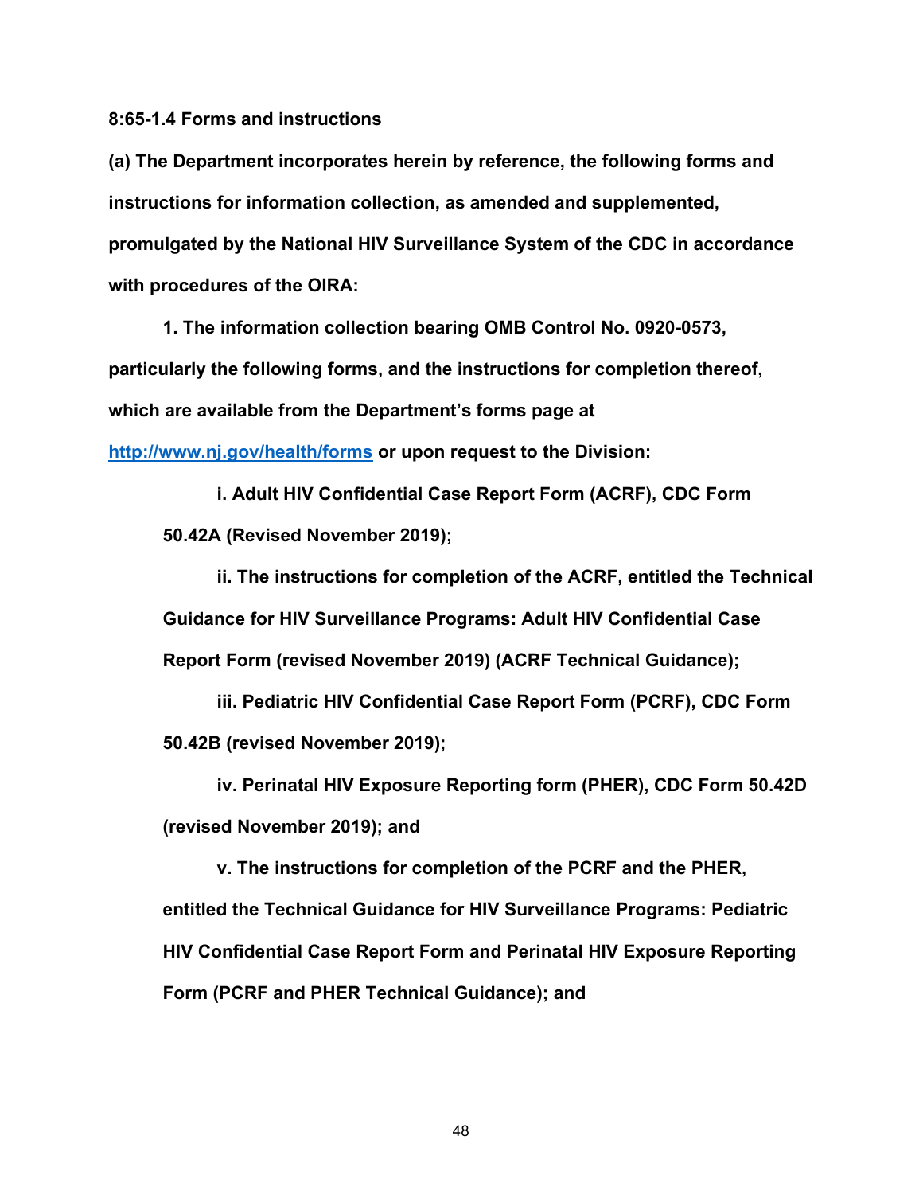**8:65-1.4 Forms and instructions**

**(a) The Department incorporates herein by reference, the following forms and instructions for information collection, as amended and supplemented, promulgated by the National HIV Surveillance System of the CDC in accordance with procedures of the OIRA:**

**1. The information collection bearing OMB Control No. 0920-0573, particularly the following forms, and the instructions for completion thereof, which are available from the Department's forms page at [http://www.nj.gov/health/forms](http://www.nj.gov/health/forms) or upon request to the Division:**

**i. Adult HIV Confidential Case Report Form (ACRF), CDC Form 50.42A (Revised November 2019);**

**ii. The instructions for completion of the ACRF, entitled the Technical Guidance for HIV Surveillance Programs: Adult HIV Confidential Case Report Form (revised November 2019) (ACRF Technical Guidance);**

**iii. Pediatric HIV Confidential Case Report Form (PCRF), CDC Form 50.42B (revised November 2019);**

**iv. Perinatal HIV Exposure Reporting form (PHER), CDC Form 50.42D (revised November 2019); and**

**v. The instructions for completion of the PCRF and the PHER, entitled the Technical Guidance for HIV Surveillance Programs: Pediatric HIV Confidential Case Report Form and Perinatal HIV Exposure Reporting Form (PCRF and PHER Technical Guidance); and**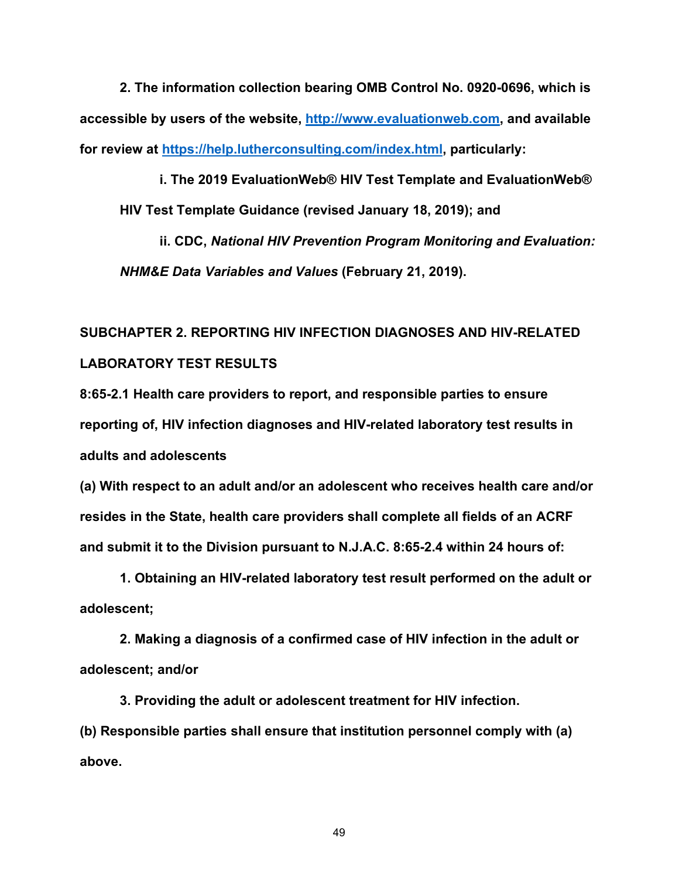**2. The information collection bearing OMB Control No. 0920-0696, which is accessible by users of the website, [http://www.evaluationweb.com](http://www.evaluationweb.com), and available for review at [https://help.lutherconsulting.com/index.html](https://help.lutherconsulting.com/index.html), particularly:**

**i. The 2019 EvaluationWeb® HIV Test Template and EvaluationWeb® HIV Test Template Guidance (revised January 18, 2019); and**

**ii. CDC, *National HIV Prevention Program Monitoring and Evaluation: NHM&E Data Variables and Values* (February 21, 2019).**

## SUBCHAPTER 2. REPORTING HIV INFECTION DIAGNOSES AND HIV-RELATED LABORATORY TEST RESULTS

### 8:65-2.1 Health care providers to report, and responsible parties to ensure reporting of, HIV infection diagnoses and HIV-related laboratory test results in adults and adolescents

**(a) With respect to an adult and/or an adolescent who receives health care and/or resides in the State, health care providers shall complete all fields of an ACRF and submit it to the Division pursuant to N.J.A.C. 8:65-2.4 within 24 hours of:**

**1. Obtaining an HIV-related laboratory test result performed on the adult or adolescent;**

**2. Making a diagnosis of a confirmed case of HIV infection in the adult or adolescent; and/or**

**3. Providing the adult or adolescent treatment for HIV infection.**

**(b) Responsible parties shall ensure that institution personnel comply with (a) above.**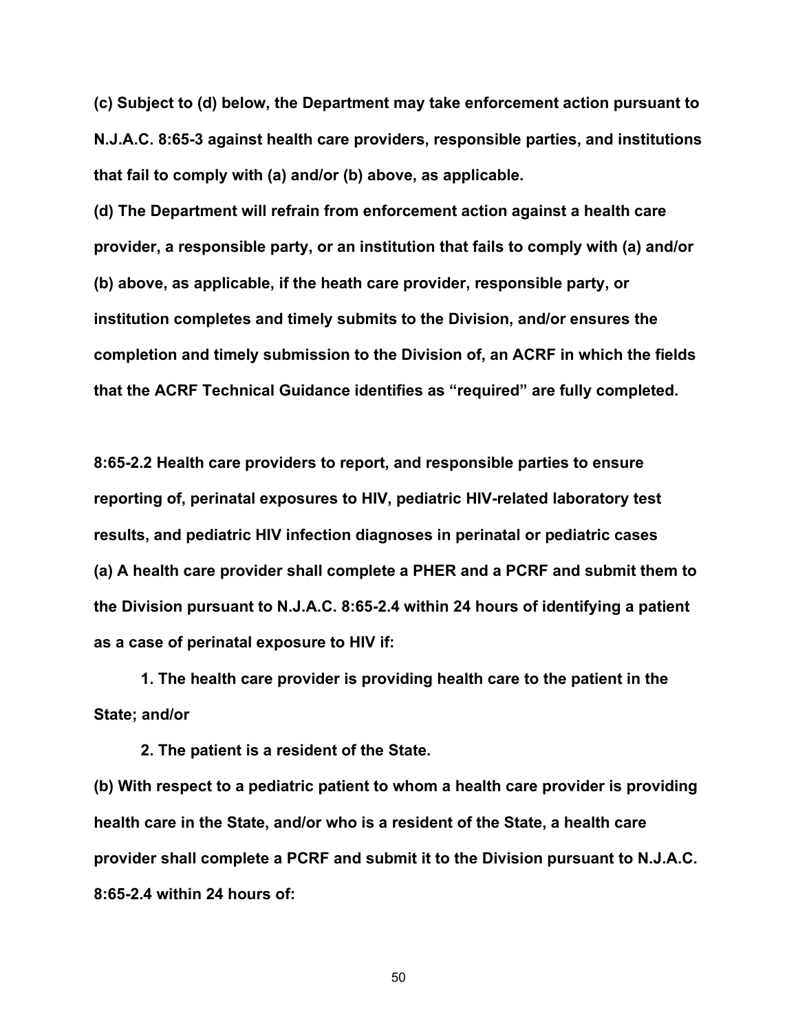**(c) Subject to (d) below, the Department may take enforcement action pursuant to N.J.A.C. 8:65-3 against health care providers, responsible parties, and institutions that fail to comply with (a) and/or (b) above, as applicable.**

**(d) The Department will refrain from enforcement action against a health care provider, a responsible party, or an institution that fails to comply with (a) and/or (b) above, as applicable, if the heath care provider, responsible party, or institution completes and timely submits to the Division, and/or ensures the completion and timely submission to the Division of, an ACRF in which the fields that the ACRF Technical Guidance identifies as "required" are fully completed.**

**8:65-2.2 Health care providers to report, and responsible parties to ensure reporting of, perinatal exposures to HIV, pediatric HIV-related laboratory test results, and pediatric HIV infection diagnoses in perinatal or pediatric cases**

**(a) A health care provider shall complete a PHER and a PCRF and submit them to the Division pursuant to N.J.A.C. 8:65-2.4 within 24 hours of identifying a patient as a case of perinatal exposure to HIV if:**

**1. The health care provider is providing health care to the patient in the State; and/or**

**2. The patient is a resident of the State.**

**(b) With respect to a pediatric patient to whom a health care provider is providing health care in the State, and/or who is a resident of the State, a health care provider shall complete a PCRF and submit it to the Division pursuant to N.J.A.C. 8:65-2.4 within 24 hours of:**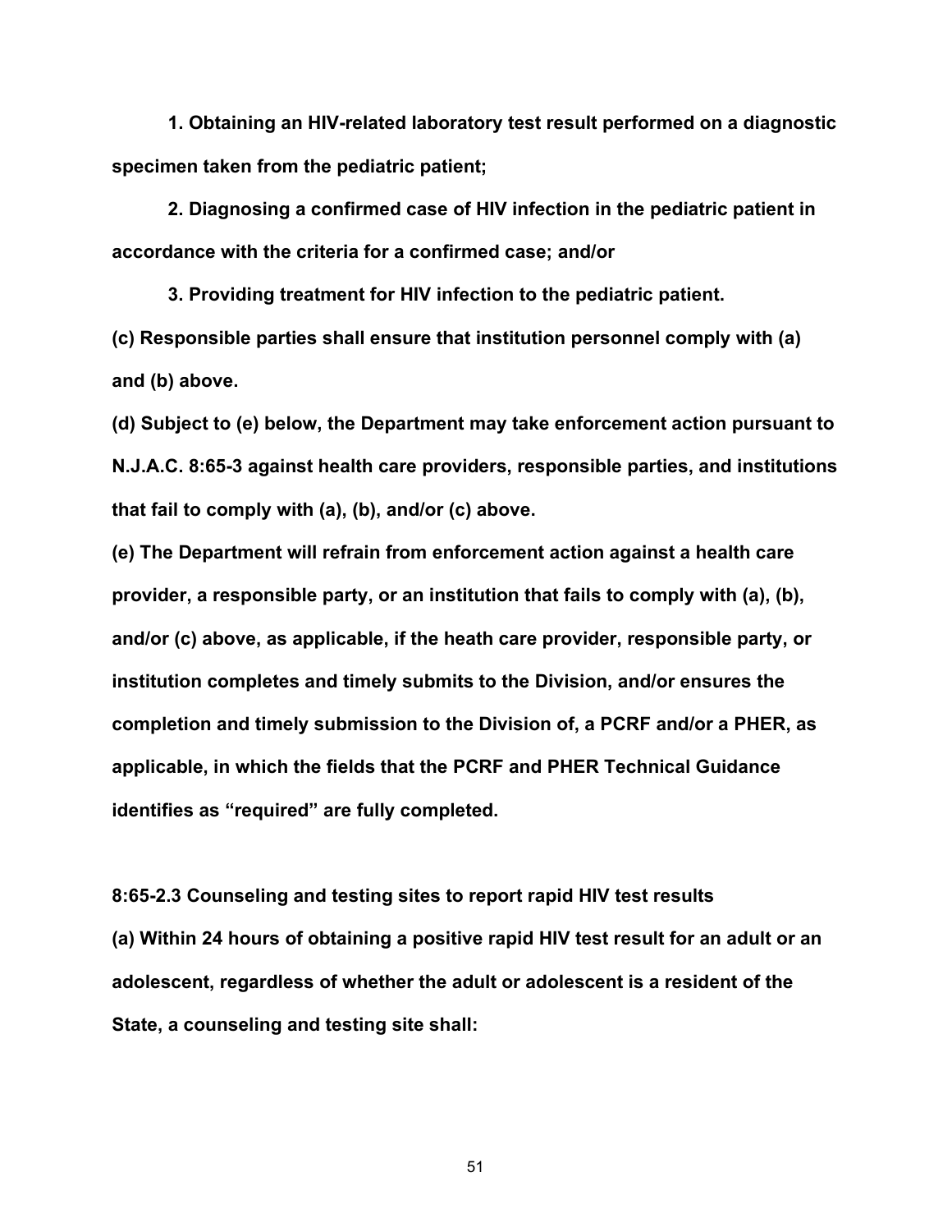**1. Obtaining an HIV-related laboratory test result performed on a diagnostic specimen taken from the pediatric patient;**

**2. Diagnosing a confirmed case of HIV infection in the pediatric patient in accordance with the criteria for a confirmed case; and/or**

**3. Providing treatment for HIV infection to the pediatric patient.**

**(c) Responsible parties shall ensure that institution personnel comply with (a) and (b) above.**

**(d) Subject to (e) below, the Department may take enforcement action pursuant to N.J.A.C. 8:65-3 against health care providers, responsible parties, and institutions that fail to comply with (a), (b), and/or (c) above.**

**(e) The Department will refrain from enforcement action against a health care provider, a responsible party, or an institution that fails to comply with (a), (b), and/or (c) above, as applicable, if the heath care provider, responsible party, or institution completes and timely submits to the Division, and/or ensures the completion and timely submission to the Division of, a PCRF and/or a PHER, as applicable, in which the fields that the PCRF and PHER Technical Guidance identifies as "required" are fully completed.**

**8:65-2.3 Counseling and testing sites to report rapid HIV test results**

**(a) Within 24 hours of obtaining a positive rapid HIV test result for an adult or an adolescent, regardless of whether the adult or adolescent is a resident of the State, a counseling and testing site shall:**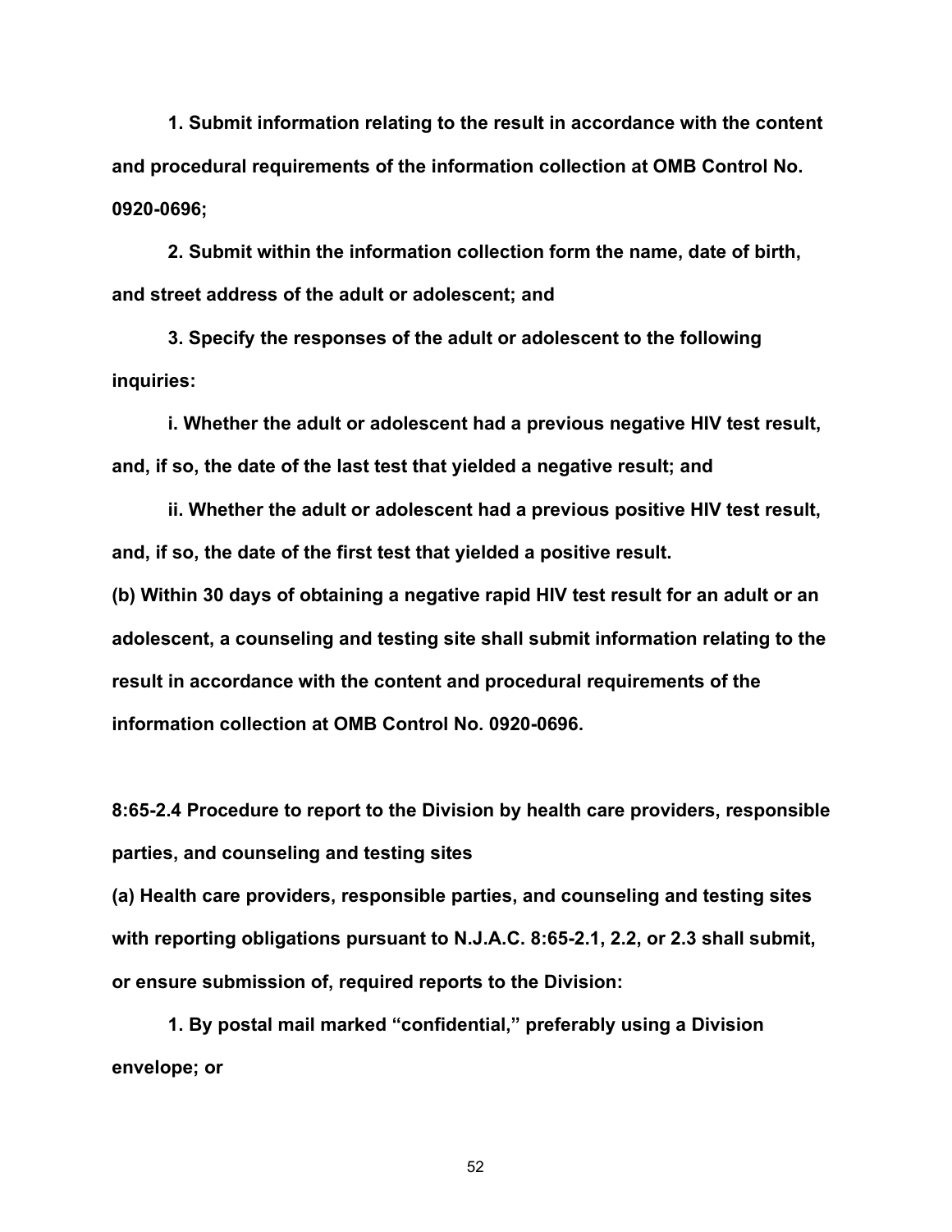**1. Submit information relating to the result in accordance with the content and procedural requirements of the information collection at OMB Control No. 0920-0696;**

**2. Submit within the information collection form the name, date of birth, and street address of the adult or adolescent; and**

**3. Specify the responses of the adult or adolescent to the following inquiries:**

**i. Whether the adult or adolescent had a previous negative HIV test result, and, if so, the date of the last test that yielded a negative result; and**

**ii. Whether the adult or adolescent had a previous positive HIV test result, and, if so, the date of the first test that yielded a positive result.**

**(b) Within 30 days of obtaining a negative rapid HIV test result for an adult or an adolescent, a counseling and testing site shall submit information relating to the result in accordance with the content and procedural requirements of the information collection at OMB Control No. 0920-0696.**

**8:65-2.4 Procedure to report to the Division by health care providers, responsible parties, and counseling and testing sites**

**(a) Health care providers, responsible parties, and counseling and testing sites with reporting obligations pursuant to N.J.A.C. 8:65-2.1, 2.2, or 2.3 shall submit, or ensure submission of, required reports to the Division:**

**1. By postal mail marked "confidential," preferably using a Division envelope; or**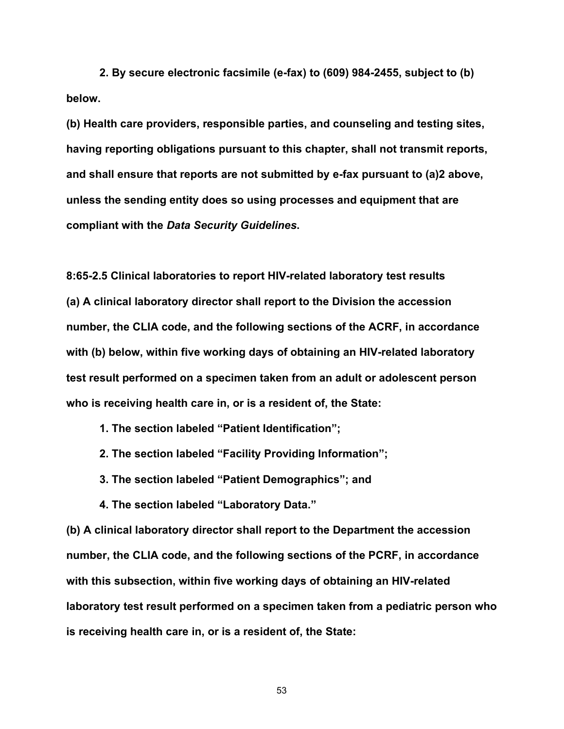**2. By secure electronic facsimile (e-fax) to (609) 984-2455, subject to (b) below.**

**(b) Health care providers, responsible parties, and counseling and testing sites, having reporting obligations pursuant to this chapter, shall not transmit reports, and shall ensure that reports are not submitted by e-fax pursuant to (a)2 above, unless the sending entity does so using processes and equipment that are compliant with the *Data Security Guidelines*.**

**8:65-2.5 Clinical laboratories to report HIV-related laboratory test results**

**(a) A clinical laboratory director shall report to the Division the accession number, the CLIA code, and the following sections of the ACRF, in accordance with (b) below, within five working days of obtaining an HIV-related laboratory test result performed on a specimen taken from an adult or adolescent person who is receiving health care in, or is a resident of, the State:**

**1. The section labeled "Patient Identification";**

**2. The section labeled "Facility Providing Information";**

**3. The section labeled "Patient Demographics"; and**

**4. The section labeled "Laboratory Data."**

**(b) A clinical laboratory director shall report to the Department the accession number, the CLIA code, and the following sections of the PCRF, in accordance with this subsection, within five working days of obtaining an HIV-related laboratory test result performed on a specimen taken from a pediatric person who is receiving health care in, or is a resident of, the State:**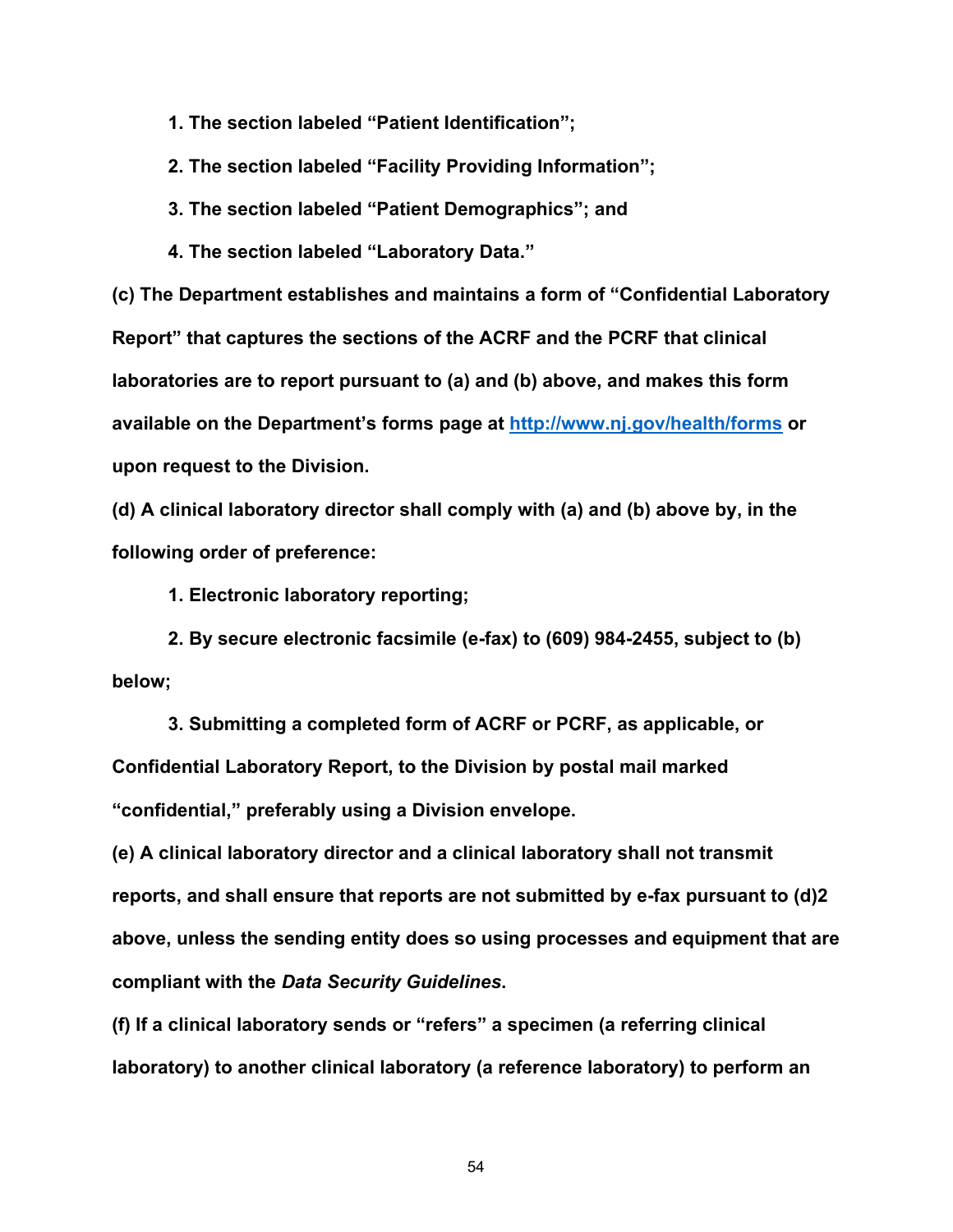**1. The section labeled "Patient Identification";**

**2. The section labeled "Facility Providing Information";**

**3. The section labeled "Patient Demographics"; and**

**4. The section labeled "Laboratory Data."**

**(c) The Department establishes and maintains a form of "Confidential Laboratory Report" that captures the sections of the ACRF and the PCRF that clinical laboratories are to report pursuant to (a) and (b) above, and makes this form available on the Department's forms page at [http://www.nj.gov/health/forms](http://www.nj.gov/health/forms) or upon request to the Division.**

**(d) A clinical laboratory director shall comply with (a) and (b) above by, in the following order of preference:**

**1. Electronic laboratory reporting;**

**2. By secure electronic facsimile (e-fax) to (609) 984-2455, subject to (b) below;**

**3. Submitting a completed form of ACRF or PCRF, as applicable, or Confidential Laboratory Report, to the Division by postal mail marked "confidential," preferably using a Division envelope.**

**(e) A clinical laboratory director and a clinical laboratory shall not transmit reports, and shall ensure that reports are not submitted by e-fax pursuant to (d)2 above, unless the sending entity does so using processes and equipment that are compliant with the *Data Security Guidelines*.**

**(f) If a clinical laboratory sends or "refers" a specimen (a referring clinical laboratory) to another clinical laboratory (a reference laboratory) to perform an**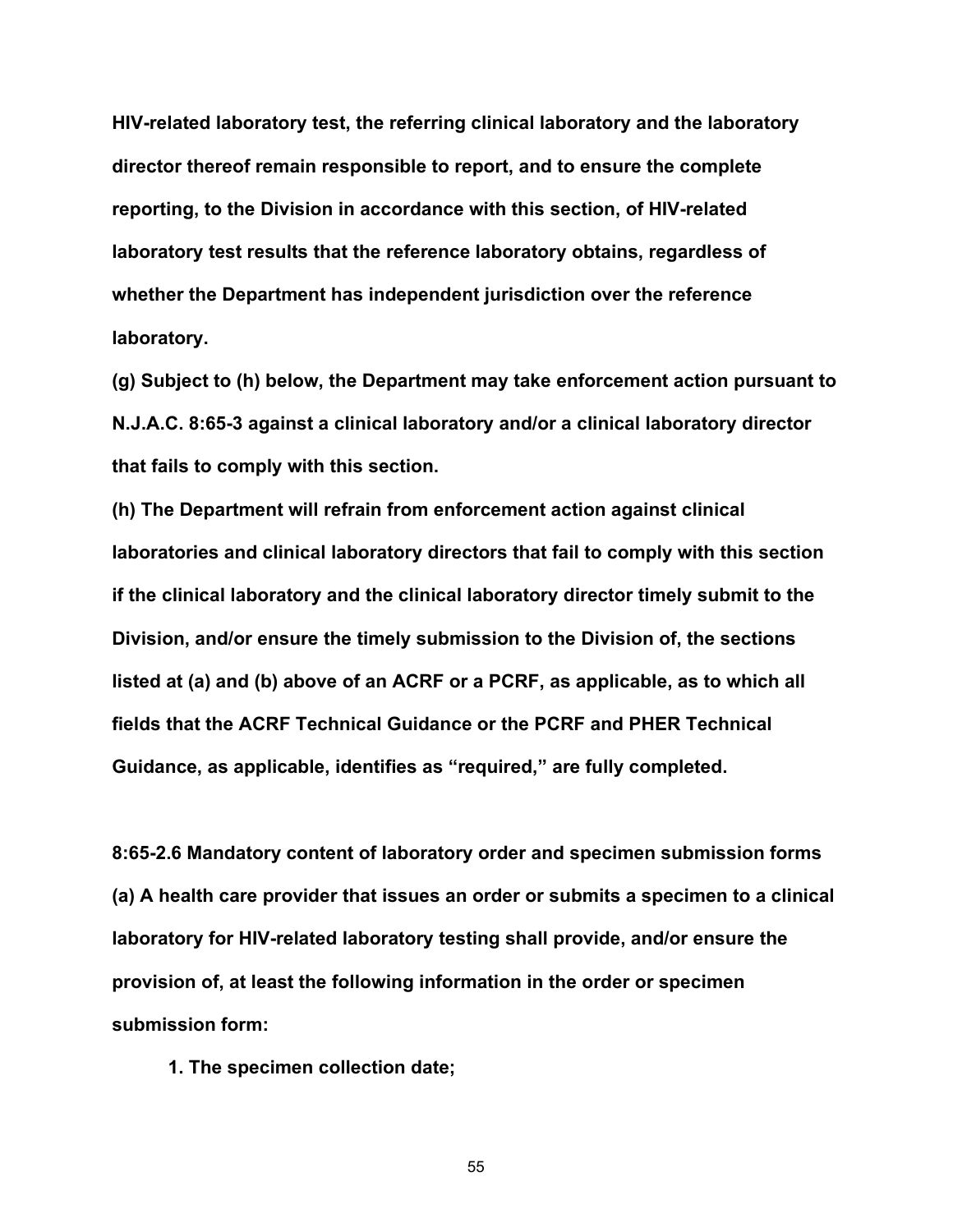**HIV-related laboratory test, the referring clinical laboratory and the laboratory director thereof remain responsible to report, and to ensure the complete reporting, to the Division in accordance with this section, of HIV-related laboratory test results that the reference laboratory obtains, regardless of whether the Department has independent jurisdiction over the reference laboratory.**

**(g) Subject to (h) below, the Department may take enforcement action pursuant to N.J.A.C. 8:65-3 against a clinical laboratory and/or a clinical laboratory director that fails to comply with this section.**

**(h) The Department will refrain from enforcement action against clinical laboratories and clinical laboratory directors that fail to comply with this section if the clinical laboratory and the clinical laboratory director timely submit to the Division, and/or ensure the timely submission to the Division of, the sections listed at (a) and (b) above of an ACRF or a PCRF, as applicable, as to which all fields that the ACRF Technical Guidance or the PCRF and PHER Technical Guidance, as applicable, identifies as "required," are fully completed.**

**8:65-2.6 Mandatory content of laboratory order and specimen submission forms**

**(a) A health care provider that issues an order or submits a specimen to a clinical laboratory for HIV-related laboratory testing shall provide, and/or ensure the provision of, at least the following information in the order or specimen submission form:**

**1. The specimen collection date;**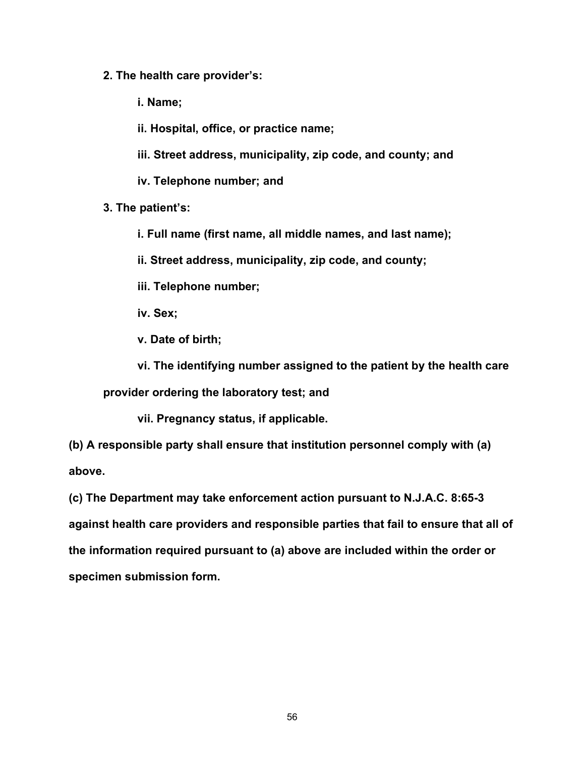**2. The health care provider's:**

**i. Name;**

**ii. Hospital, office, or practice name;**

**iii. Street address, municipality, zip code, and county; and**

**iv. Telephone number; and**

**3. The patient's:**

**i. Full name (first name, all middle names, and last name);**

**ii. Street address, municipality, zip code, and county;**

**iii. Telephone number;**

**iv. Sex;**

**v. Date of birth;**

**vi. The identifying number assigned to the patient by the health care provider ordering the laboratory test; and**

**vii. Pregnancy status, if applicable.**

**(b) A responsible party shall ensure that institution personnel comply with (a) above.**

**(c) The Department may take enforcement action pursuant to N.J.A.C. 8:65-3 against health care providers and responsible parties that fail to ensure that all of the information required pursuant to (a) above are included within the order or specimen submission form.**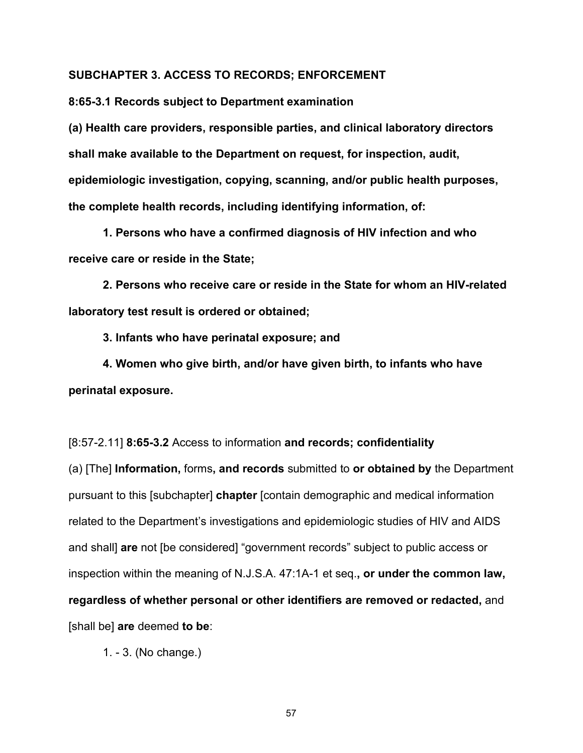**SUBCHAPTER 3. ACCESS TO RECORDS; ENFORCEMENT**

**8:65-3.1 Records subject to Department examination**

**(a) Health care providers, responsible parties, and clinical laboratory directors shall make available to the Department on request, for inspection, audit, epidemiologic investigation, copying, scanning, and/or public health purposes, the complete health records, including identifying information, of:**

**1. Persons who have a confirmed diagnosis of HIV infection and who receive care or reside in the State;**

**2. Persons who receive care or reside in the State for whom an HIV-related laboratory test result is ordered or obtained;**

**3. Infants who have perinatal exposure; and**

**4. Women who give birth, and/or have given birth, to infants who have perinatal exposure.**

[8:57-2.11] **8:65-3.2** Access to information **and records; confidentiality**

(a) [The] **Information,** forms**, and records** submitted to **or obtained by** the Department pursuant to this [subchapter] **chapter** [contain demographic and medical information related to the Department's investigations and epidemiologic studies of HIV and AIDS and shall] **are** not [be considered] "government records" subject to public access or inspection within the meaning of N.J.S.A. 47:1A-1 et seq.**, or under the common law, regardless of whether personal or other identifiers are removed or redacted,** and [shall be] **are** deemed **to be**:

1. - 3. (No change.)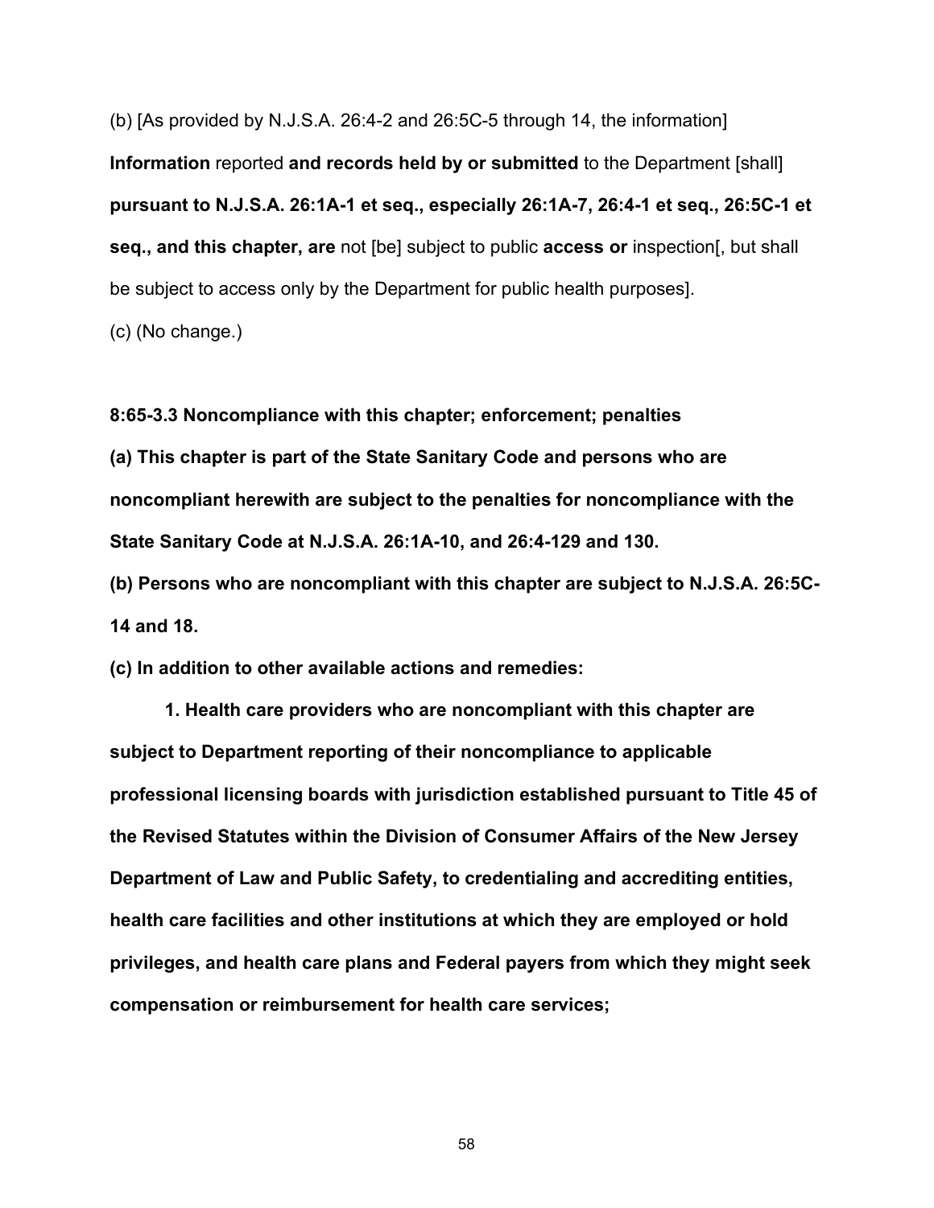(b) [As provided by N.J.S.A. 26:4-2 and 26:5C-5 through 14, the information] **Information** reported **and records held by or submitted** to the Department [shall] **pursuant to N.J.S.A. 26:1A-1 et seq., especially 26:1A-7, 26:4-1 et seq., 26:5C-1 et seq., and this chapter, are** not [be] subject to public **access or** inspection[, but shall be subject to access only by the Department for public health purposes].

(c) (No change.)

**8:65-3.3 Noncompliance with this chapter; enforcement; penalties**

**(a) This chapter is part of the State Sanitary Code and persons who are noncompliant herewith are subject to the penalties for noncompliance with the State Sanitary Code at N.J.S.A. 26:1A-10, and 26:4-129 and 130.**

**(b) Persons who are noncompliant with this chapter are subject to N.J.S.A. 26:5C-14 and 18.**

**(c) In addition to other available actions and remedies:**

**1. Health care providers who are noncompliant with this chapter are subject to Department reporting of their noncompliance to applicable professional licensing boards with jurisdiction established pursuant to Title 45 of the Revised Statutes within the Division of Consumer Affairs of the New Jersey Department of Law and Public Safety, to credentialing and accrediting entities, health care facilities and other institutions at which they are employed or hold privileges, and health care plans and Federal payers from which they might seek compensation or reimbursement for health care services;**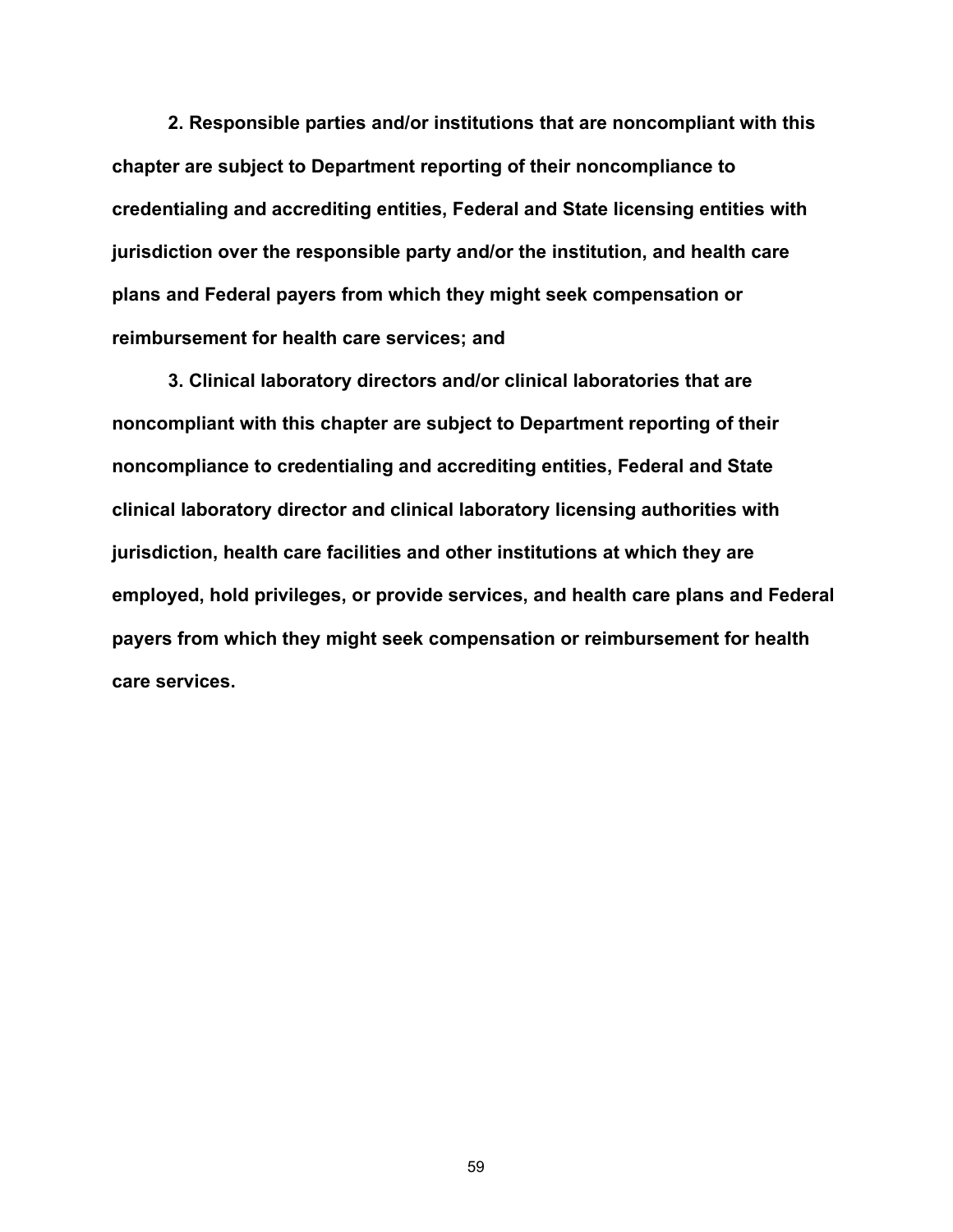**2. Responsible parties and/or institutions that are noncompliant with this chapter are subject to Department reporting of their noncompliance to credentialing and accrediting entities, Federal and State licensing entities with jurisdiction over the responsible party and/or the institution, and health care plans and Federal payers from which they might seek compensation or reimbursement for health care services; and**

**3. Clinical laboratory directors and/or clinical laboratories that are noncompliant with this chapter are subject to Department reporting of their noncompliance to credentialing and accrediting entities, Federal and State clinical laboratory director and clinical laboratory licensing authorities with jurisdiction, health care facilities and other institutions at which they are employed, hold privileges, or provide services, and health care plans and Federal payers from which they might seek compensation or reimbursement for health care services.**